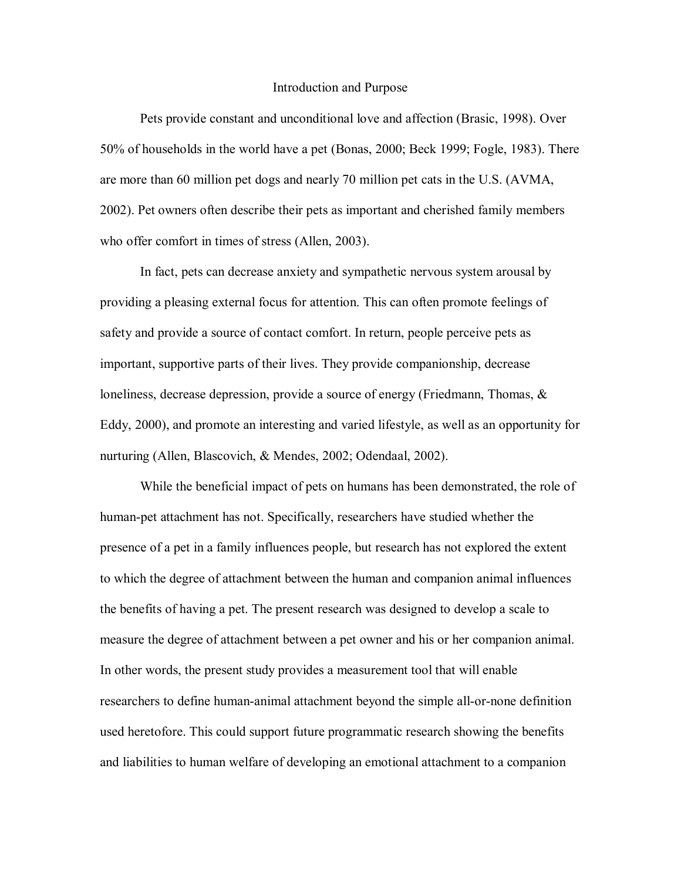# Introduction and Purpose

Pets provide constant and unconditional love and affection (Brasic, 1998). Over 50% of households in the world have a pet (Bonas, 2000; Beck 1999; Fogle, 1983). There are more than 60 million pet dogs and nearly 70 million pet cats in the U.S. (AVMA, 2002). Pet owners often describe their pets as important and cherished family members who offer comfort in times of stress (Allen, 2003).

In fact, pets can decrease anxiety and sympathetic nervous system arousal by providing a pleasing external focus for attention. This can often promote feelings of safety and provide a source of contact comfort. In return, people perceive pets as important, supportive parts of their lives. They provide companionship, decrease loneliness, decrease depression, provide a source of energy (Friedmann, Thomas, & Eddy, 2000), and promote an interesting and varied lifestyle, as well as an opportunity for nurturing (Allen, Blascovich, & Mendes, 2002; Odendaal, 2002).

While the beneficial impact of pets on humans has been demonstrated, the role of human-pet attachment has not. Specifically, researchers have studied whether the presence of a pet in a family influences people, but research has not explored the extent to which the degree of attachment between the human and companion animal influences the benefits of having a pet. The present research was designed to develop a scale to measure the degree of attachment between a pet owner and his or her companion animal. In other words, the present study provides a measurement tool that will enable researchers to define human-animal attachment beyond the simple all-or-none definition used heretofore. This could support future programmatic research showing the benefits and liabilities to human welfare of developing an emotional attachment to a companion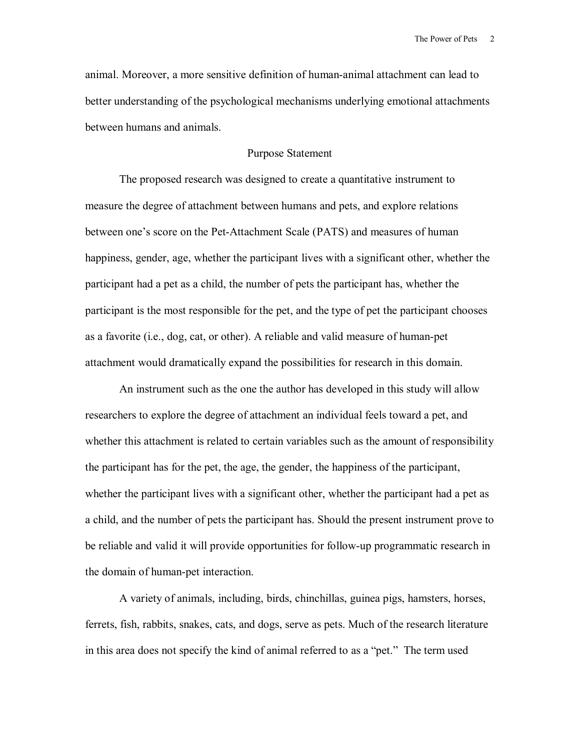animal. Moreover, a more sensitive definition of human-animal attachment can lead to better understanding of the psychological mechanisms underlying emotional attachments between humans and animals.

## Purpose Statement

The proposed research was designed to create a quantitative instrument to measure the degree of attachment between humans and pets, and explore relations between one's score on the Pet-Attachment Scale (PATS) and measures of human happiness, gender, age, whether the participant lives with a significant other, whether the participant had a pet as a child, the number of pets the participant has, whether the participant is the most responsible for the pet, and the type of pet the participant chooses as a favorite (i.e., dog, cat, or other). A reliable and valid measure of human-pet attachment would dramatically expand the possibilities for research in this domain.

An instrument such as the one the author has developed in this study will allow researchers to explore the degree of attachment an individual feels toward a pet, and whether this attachment is related to certain variables such as the amount of responsibility the participant has for the pet, the age, the gender, the happiness of the participant, whether the participant lives with a significant other, whether the participant had a pet as a child, and the number of pets the participant has. Should the present instrument prove to be reliable and valid it will provide opportunities for follow-up programmatic research in the domain of human-pet interaction.

A variety of animals, including, birds, chinchillas, guinea pigs, hamsters, horses, ferrets, fish, rabbits, snakes, cats, and dogs, serve as pets. Much of the research literature in this area does not specify the kind of animal referred to as a "pet." The term used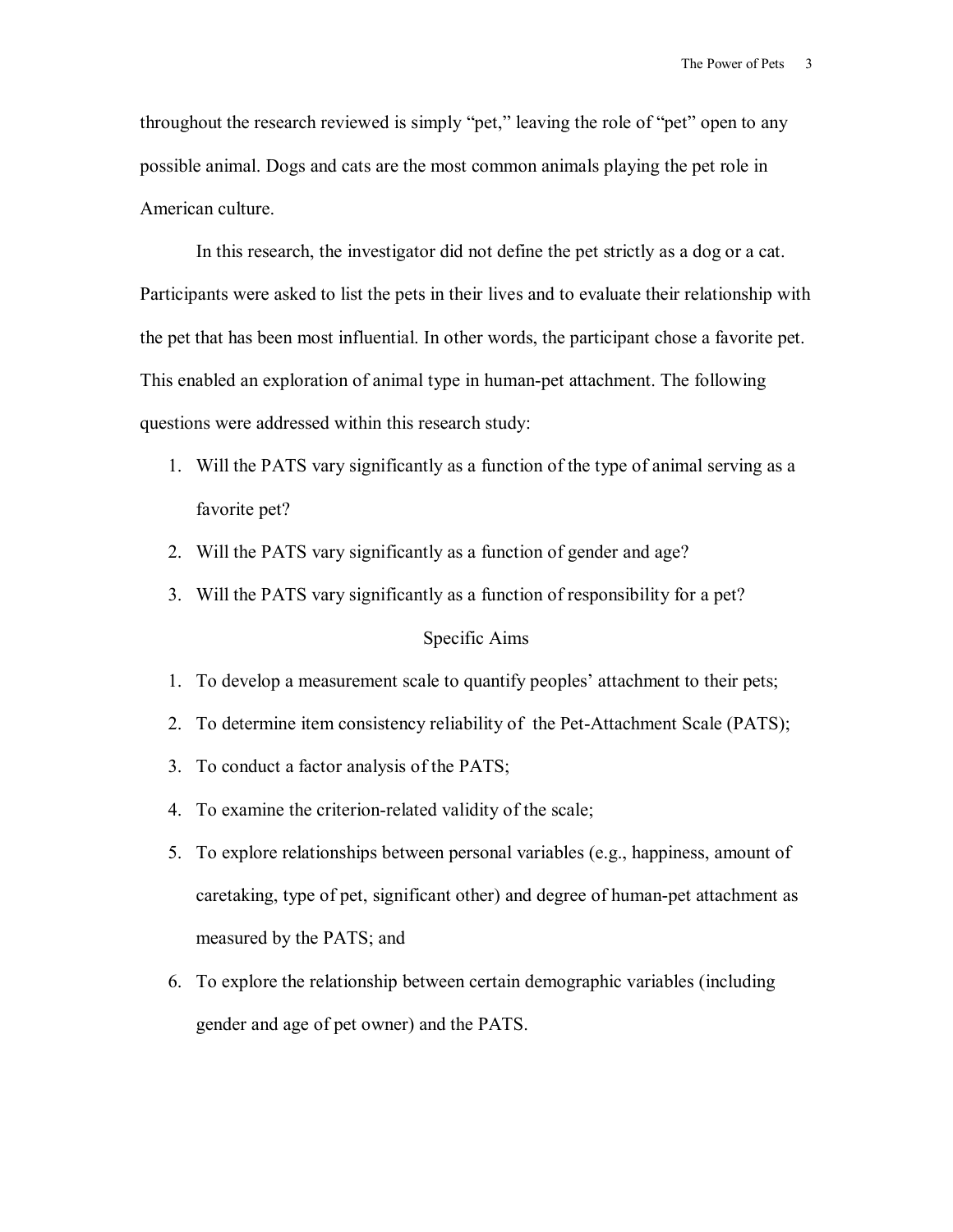throughout the research reviewed is simply "pet," leaving the role of "pet" open to any possible animal. Dogs and cats are the most common animals playing the pet role in American culture.

In this research, the investigator did not define the pet strictly as a dog or a cat. Participants were asked to list the pets in their lives and to evaluate their relationship with the pet that has been most influential. In other words, the participant chose a favorite pet. This enabled an exploration of animal type in human-pet attachment. The following questions were addressed within this research study:

1. Will the PATS vary significantly as a function of the type of animal serving as a favorite pet?
2. Will the PATS vary significantly as a function of gender and age?
3. Will the PATS vary significantly as a function of responsibility for a pet?

## Specific Aims

1. To develop a measurement scale to quantify peoples' attachment to their pets;
2. To determine item consistency reliability of the Pet-Attachment Scale (PATS);
3. To conduct a factor analysis of the PATS;
4. To examine the criterion-related validity of the scale;
5. To explore relationships between personal variables (e.g., happiness, amount of caretaking, type of pet, significant other) and degree of human-pet attachment as measured by the PATS; and
6. To explore the relationship between certain demographic variables (including gender and age of pet owner) and the PATS.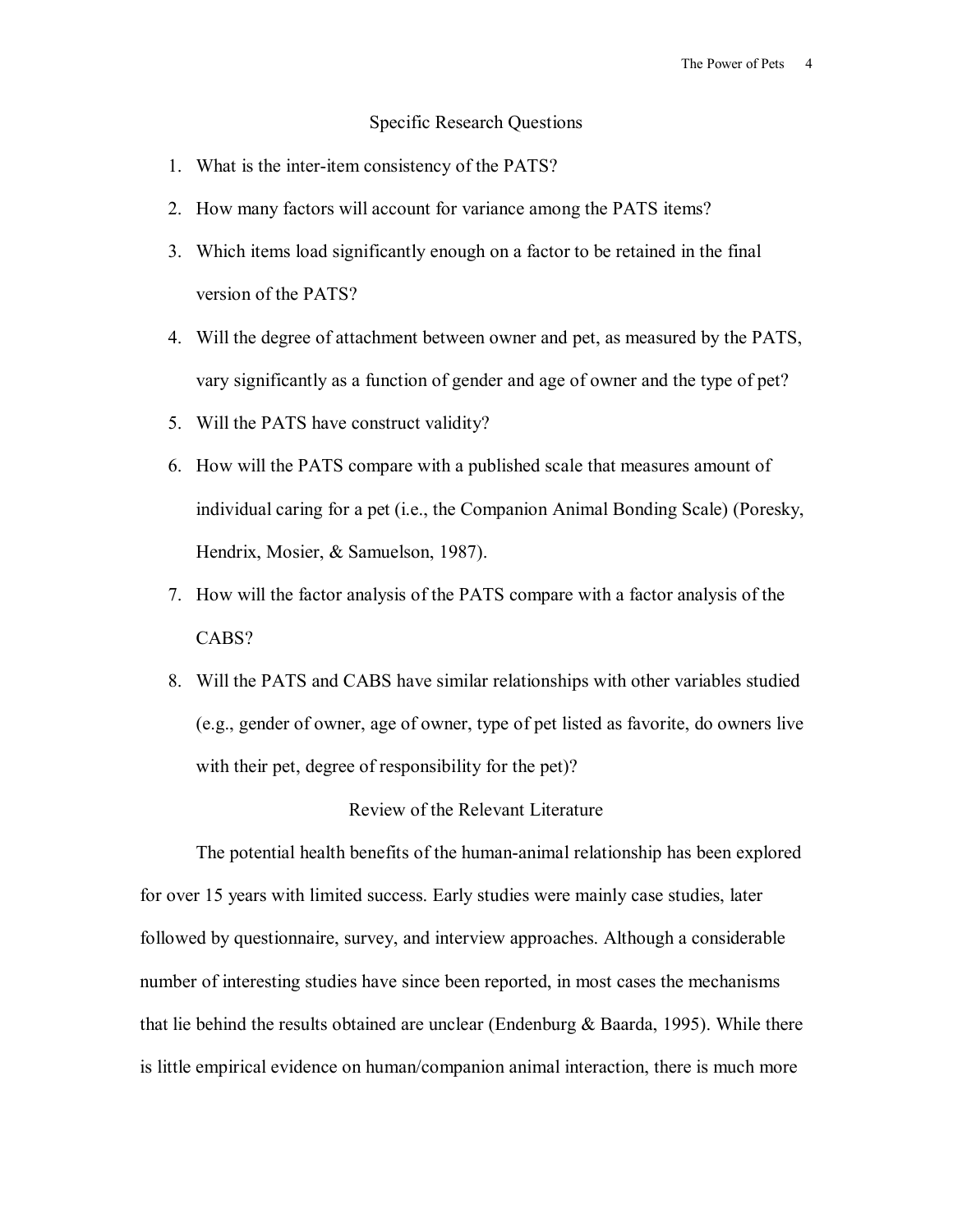## Specific Research Questions

1. What is the inter-item consistency of the PATS?
2. How many factors will account for variance among the PATS items?
3. Which items load significantly enough on a factor to be retained in the final version of the PATS?
4. Will the degree of attachment between owner and pet, as measured by the PATS, vary significantly as a function of gender and age of owner and the type of pet?
5. Will the PATS have construct validity?
6. How will the PATS compare with a published scale that measures amount of individual caring for a pet (i.e., the Companion Animal Bonding Scale) (Poresky, Hendrix, Mosier, & Samuelson, 1987).
7. How will the factor analysis of the PATS compare with a factor analysis of the CABS?
8. Will the PATS and CABS have similar relationships with other variables studied (e.g., gender of owner, age of owner, type of pet listed as favorite, do owners live with their pet, degree of responsibility for the pet)?

## Review of the Relevant Literature

The potential health benefits of the human-animal relationship has been explored for over 15 years with limited success. Early studies were mainly case studies, later followed by questionnaire, survey, and interview approaches. Although a considerable number of interesting studies have since been reported, in most cases the mechanisms that lie behind the results obtained are unclear (Endenburg & Baarda, 1995). While there is little empirical evidence on human/companion animal interaction, there is much more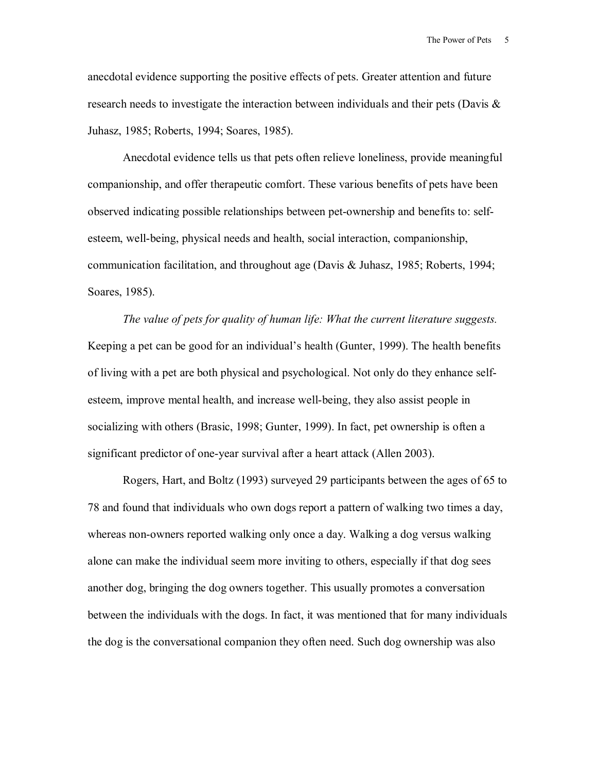anecdotal evidence supporting the positive effects of pets. Greater attention and future research needs to investigate the interaction between individuals and their pets (Davis & Juhasz, 1985; Roberts, 1994; Soares, 1985).

Anecdotal evidence tells us that pets often relieve loneliness, provide meaningful companionship, and offer therapeutic comfort. These various benefits of pets have been observed indicating possible relationships between pet-ownership and benefits to: self-esteem, well-being, physical needs and health, social interaction, companionship, communication facilitation, and throughout age (Davis & Juhasz, 1985; Roberts, 1994; Soares, 1985).

*The value of pets for quality of human life: What the current literature suggests.* Keeping a pet can be good for an individual's health (Gunter, 1999). The health benefits of living with a pet are both physical and psychological. Not only do they enhance self-esteem, improve mental health, and increase well-being, they also assist people in socializing with others (Brasic, 1998; Gunter, 1999). In fact, pet ownership is often a significant predictor of one-year survival after a heart attack (Allen 2003).

Rogers, Hart, and Boltz (1993) surveyed 29 participants between the ages of 65 to 78 and found that individuals who own dogs report a pattern of walking two times a day, whereas non-owners reported walking only once a day. Walking a dog versus walking alone can make the individual seem more inviting to others, especially if that dog sees another dog, bringing the dog owners together. This usually promotes a conversation between the individuals with the dogs. In fact, it was mentioned that for many individuals the dog is the conversational companion they often need. Such dog ownership was also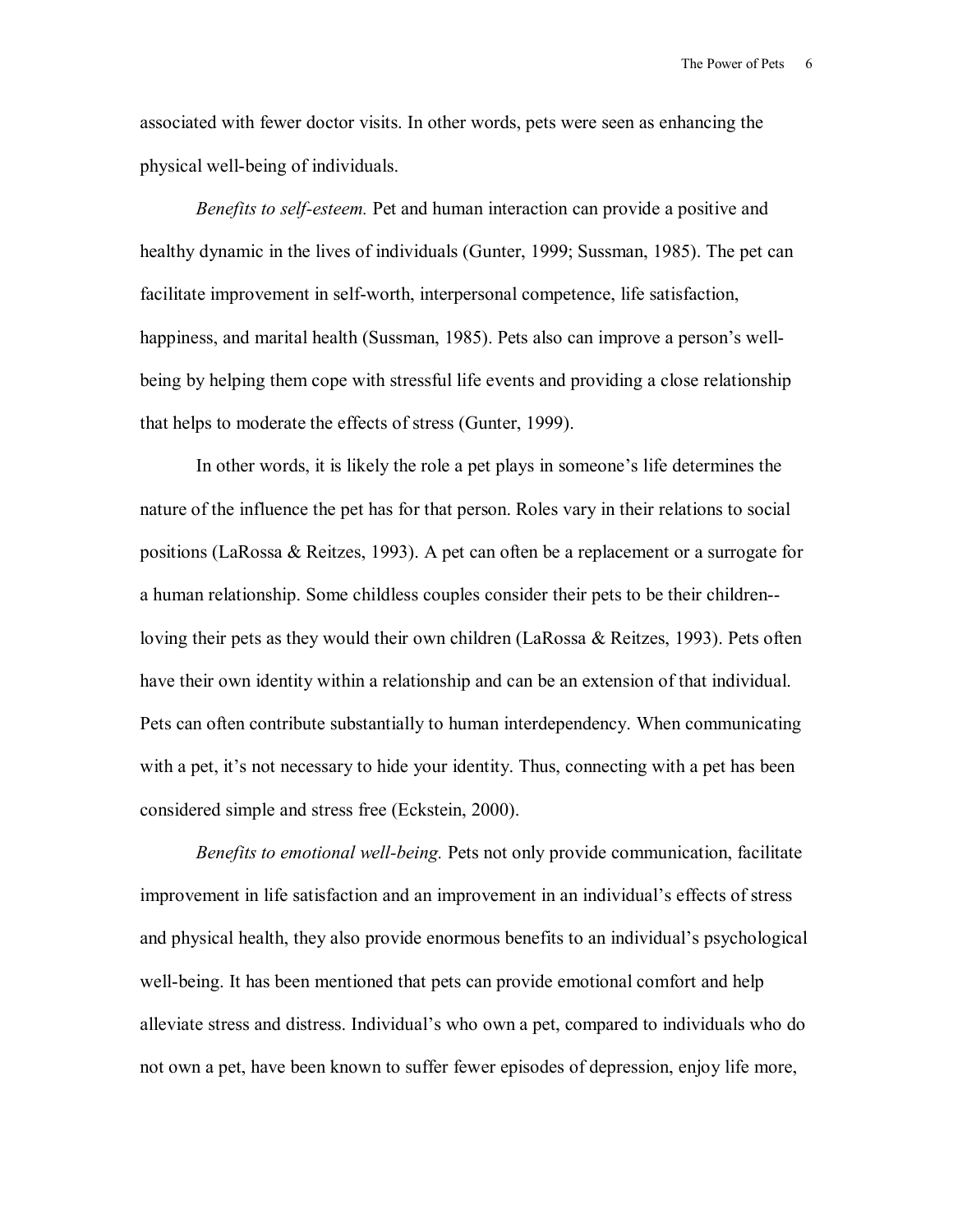associated with fewer doctor visits. In other words, pets were seen as enhancing the physical well-being of individuals.

*Benefits to self-esteem.* Pet and human interaction can provide a positive and healthy dynamic in the lives of individuals (Gunter, 1999; Sussman, 1985). The pet can facilitate improvement in self-worth, interpersonal competence, life satisfaction, happiness, and marital health (Sussman, 1985). Pets also can improve a person's well-being by helping them cope with stressful life events and providing a close relationship that helps to moderate the effects of stress (Gunter, 1999).

In other words, it is likely the role a pet plays in someone's life determines the nature of the influence the pet has for that person. Roles vary in their relations to social positions (LaRossa & Reitzes, 1993). A pet can often be a replacement or a surrogate for a human relationship. Some childless couples consider their pets to be their children--loving their pets as they would their own children (LaRossa & Reitzes, 1993). Pets often have their own identity within a relationship and can be an extension of that individual. Pets can often contribute substantially to human interdependency. When communicating with a pet, it's not necessary to hide your identity. Thus, connecting with a pet has been considered simple and stress free (Eckstein, 2000).

*Benefits to emotional well-being.* Pets not only provide communication, facilitate improvement in life satisfaction and an improvement in an individual's effects of stress and physical health, they also provide enormous benefits to an individual's psychological well-being. It has been mentioned that pets can provide emotional comfort and help alleviate stress and distress. Individual's who own a pet, compared to individuals who do not own a pet, have been known to suffer fewer episodes of depression, enjoy life more,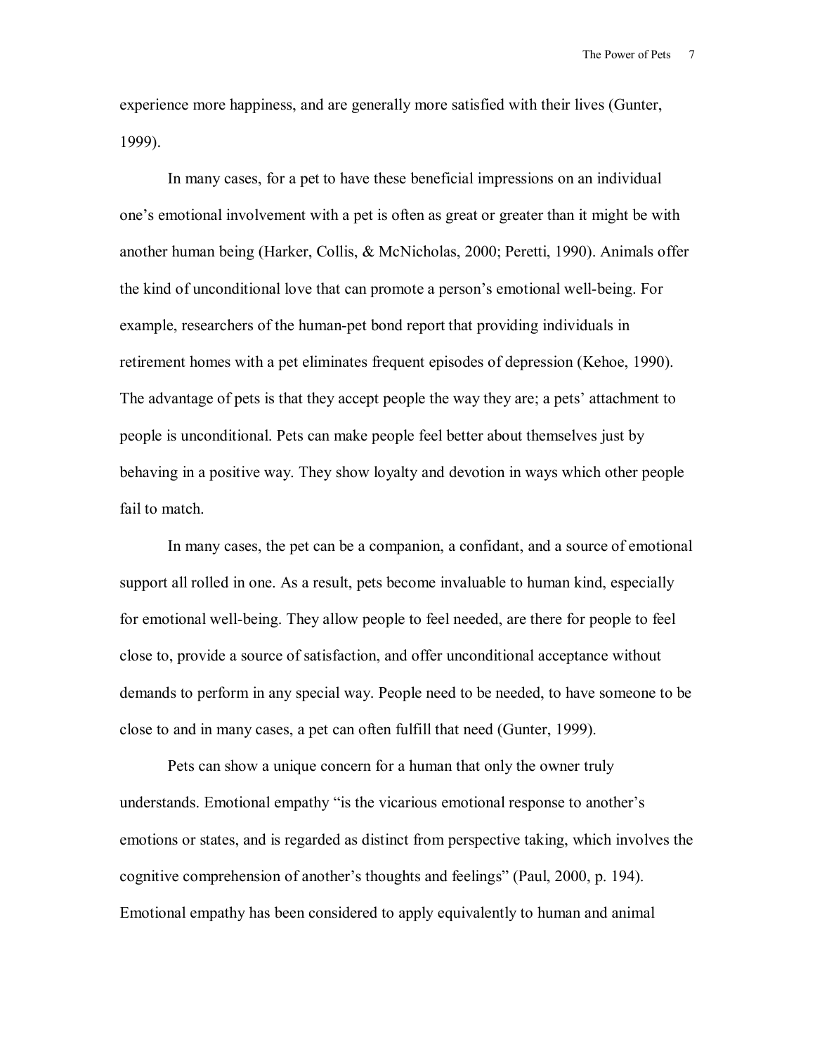experience more happiness, and are generally more satisfied with their lives (Gunter, 1999).

In many cases, for a pet to have these beneficial impressions on an individual one's emotional involvement with a pet is often as great or greater than it might be with another human being (Harker, Collis, & McNicholas, 2000; Peretti, 1990). Animals offer the kind of unconditional love that can promote a person's emotional well-being. For example, researchers of the human-pet bond report that providing individuals in retirement homes with a pet eliminates frequent episodes of depression (Kehoe, 1990). The advantage of pets is that they accept people the way they are; a pets' attachment to people is unconditional. Pets can make people feel better about themselves just by behaving in a positive way. They show loyalty and devotion in ways which other people fail to match.

In many cases, the pet can be a companion, a confidant, and a source of emotional support all rolled in one. As a result, pets become invaluable to human kind, especially for emotional well-being. They allow people to feel needed, are there for people to feel close to, provide a source of satisfaction, and offer unconditional acceptance without demands to perform in any special way. People need to be needed, to have someone to be close to and in many cases, a pet can often fulfill that need (Gunter, 1999).

Pets can show a unique concern for a human that only the owner truly understands. Emotional empathy "is the vicarious emotional response to another's emotions or states, and is regarded as distinct from perspective taking, which involves the cognitive comprehension of another's thoughts and feelings" (Paul, 2000, p. 194). Emotional empathy has been considered to apply equivalently to human and animal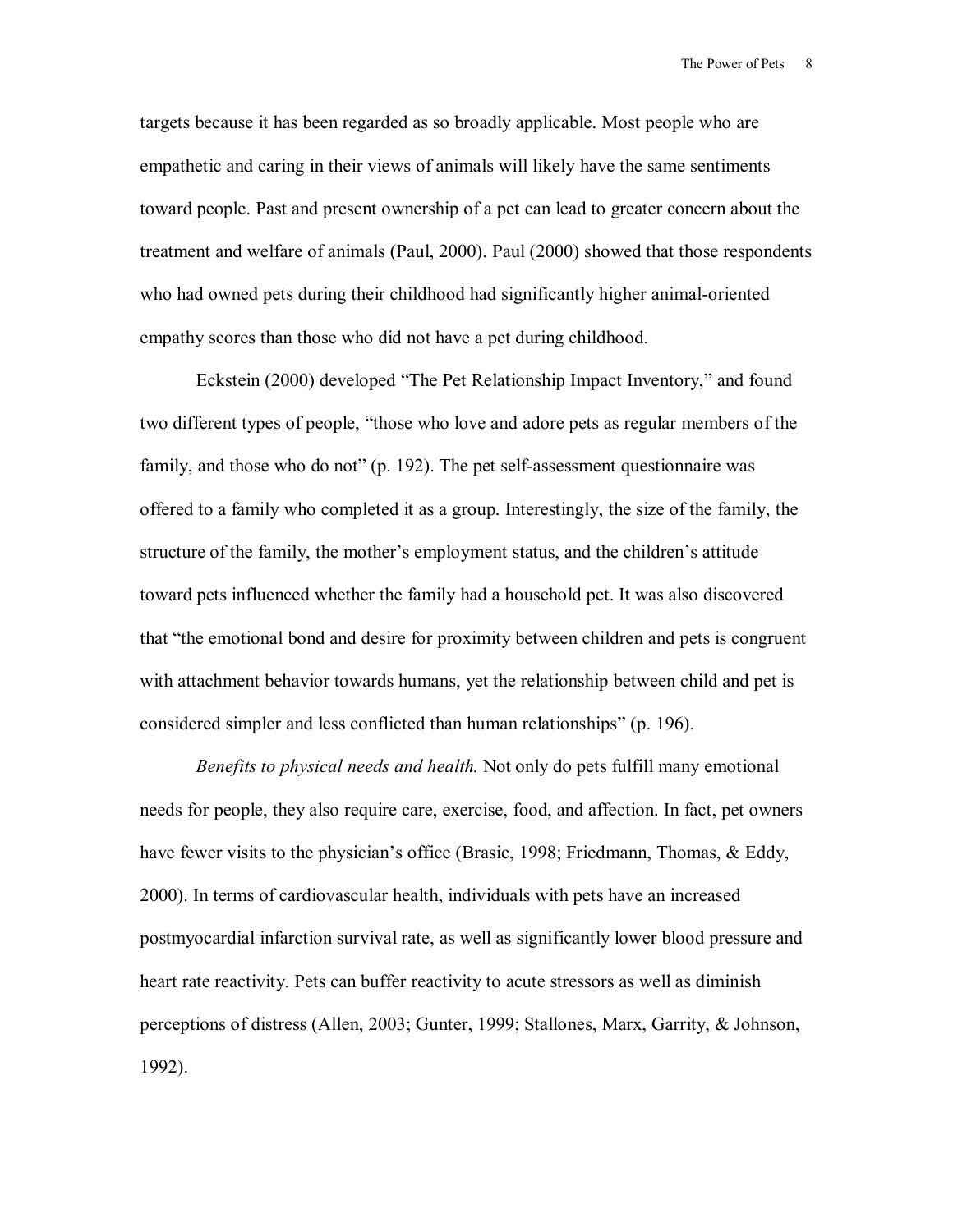targets because it has been regarded as so broadly applicable. Most people who are empathetic and caring in their views of animals will likely have the same sentiments toward people. Past and present ownership of a pet can lead to greater concern about the treatment and welfare of animals (Paul, 2000). Paul (2000) showed that those respondents who had owned pets during their childhood had significantly higher animal-oriented empathy scores than those who did not have a pet during childhood.

Eckstein (2000) developed "The Pet Relationship Impact Inventory," and found two different types of people, "those who love and adore pets as regular members of the family, and those who do not" (p. 192). The pet self-assessment questionnaire was offered to a family who completed it as a group. Interestingly, the size of the family, the structure of the family, the mother's employment status, and the children's attitude toward pets influenced whether the family had a household pet. It was also discovered that "the emotional bond and desire for proximity between children and pets is congruent with attachment behavior towards humans, yet the relationship between child and pet is considered simpler and less conflicted than human relationships" (p. 196).

*Benefits to physical needs and health.* Not only do pets fulfill many emotional needs for people, they also require care, exercise, food, and affection. In fact, pet owners have fewer visits to the physician's office (Brasic, 1998; Friedmann, Thomas, & Eddy, 2000). In terms of cardiovascular health, individuals with pets have an increased postmyocardial infarction survival rate, as well as significantly lower blood pressure and heart rate reactivity. Pets can buffer reactivity to acute stressors as well as diminish perceptions of distress (Allen, 2003; Gunter, 1999; Stallones, Marx, Garrity, & Johnson, 1992).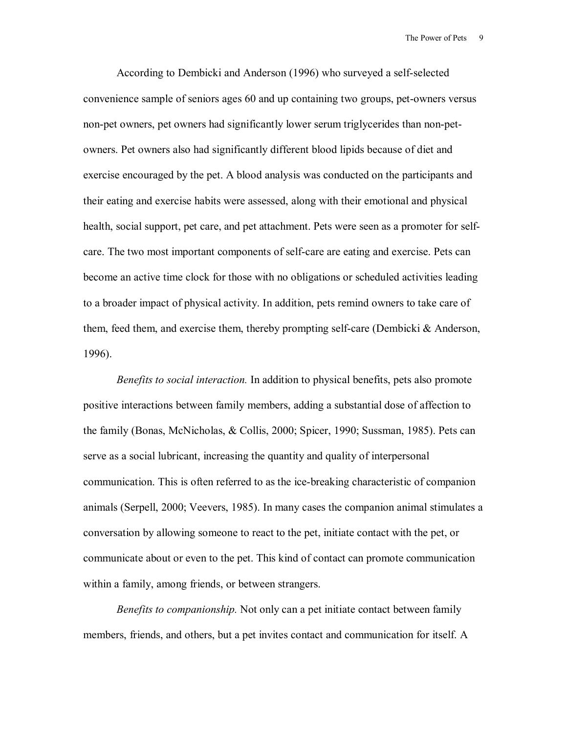According to Dembicki and Anderson (1996) who surveyed a self-selected convenience sample of seniors ages 60 and up containing two groups, pet-owners versus non-pet owners, pet owners had significantly lower serum triglycerides than non-pet-owners. Pet owners also had significantly different blood lipids because of diet and exercise encouraged by the pet. A blood analysis was conducted on the participants and their eating and exercise habits were assessed, along with their emotional and physical health, social support, pet care, and pet attachment. Pets were seen as a promoter for self-care. The two most important components of self-care are eating and exercise. Pets can become an active time clock for those with no obligations or scheduled activities leading to a broader impact of physical activity. In addition, pets remind owners to take care of them, feed them, and exercise them, thereby prompting self-care (Dembicki & Anderson, 1996).

*Benefits to social interaction.* In addition to physical benefits, pets also promote positive interactions between family members, adding a substantial dose of affection to the family (Bonas, McNicholas, & Collis, 2000; Spicer, 1990; Sussman, 1985). Pets can serve as a social lubricant, increasing the quantity and quality of interpersonal communication. This is often referred to as the ice-breaking characteristic of companion animals (Serpell, 2000; Veevers, 1985). In many cases the companion animal stimulates a conversation by allowing someone to react to the pet, initiate contact with the pet, or communicate about or even to the pet. This kind of contact can promote communication within a family, among friends, or between strangers.

*Benefits to companionship.* Not only can a pet initiate contact between family members, friends, and others, but a pet invites contact and communication for itself. A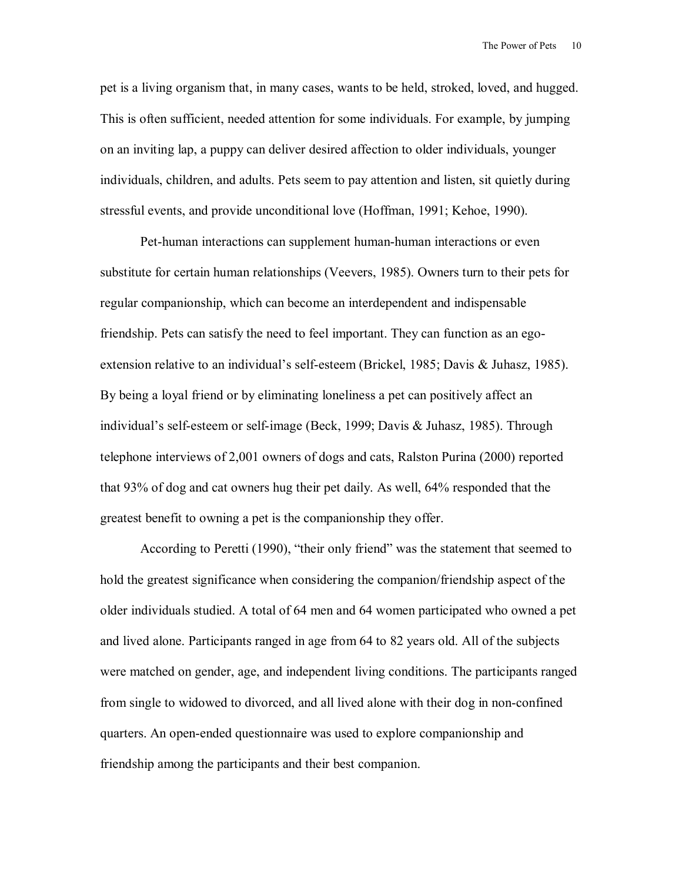pet is a living organism that, in many cases, wants to be held, stroked, loved, and hugged. This is often sufficient, needed attention for some individuals. For example, by jumping on an inviting lap, a puppy can deliver desired affection to older individuals, younger individuals, children, and adults. Pets seem to pay attention and listen, sit quietly during stressful events, and provide unconditional love (Hoffman, 1991; Kehoe, 1990).

Pet-human interactions can supplement human-human interactions or even substitute for certain human relationships (Veevers, 1985). Owners turn to their pets for regular companionship, which can become an interdependent and indispensable friendship. Pets can satisfy the need to feel important. They can function as an ego-extension relative to an individual's self-esteem (Brickel, 1985; Davis & Juhasz, 1985). By being a loyal friend or by eliminating loneliness a pet can positively affect an individual's self-esteem or self-image (Beck, 1999; Davis & Juhasz, 1985). Through telephone interviews of 2,001 owners of dogs and cats, Ralston Purina (2000) reported that 93% of dog and cat owners hug their pet daily. As well, 64% responded that the greatest benefit to owning a pet is the companionship they offer.

According to Peretti (1990), "their only friend" was the statement that seemed to hold the greatest significance when considering the companion/friendship aspect of the older individuals studied. A total of 64 men and 64 women participated who owned a pet and lived alone. Participants ranged in age from 64 to 82 years old. All of the subjects were matched on gender, age, and independent living conditions. The participants ranged from single to widowed to divorced, and all lived alone with their dog in non-confined quarters. An open-ended questionnaire was used to explore companionship and friendship among the participants and their best companion.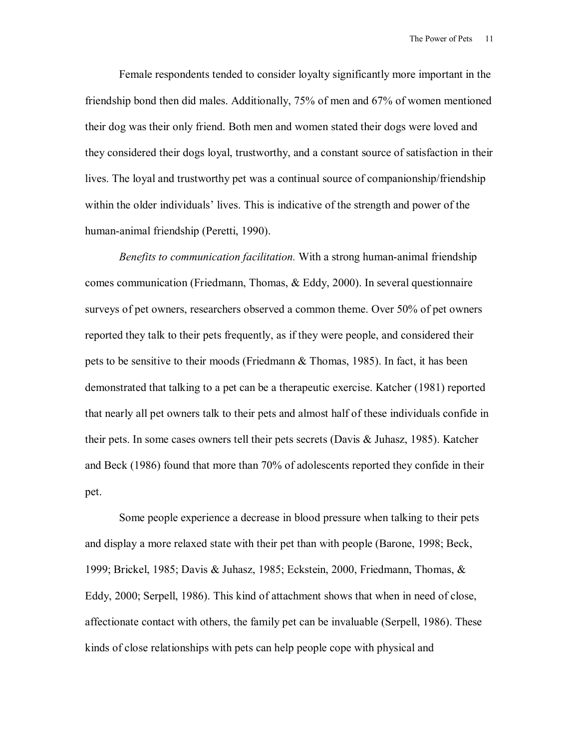Female respondents tended to consider loyalty significantly more important in the friendship bond then did males. Additionally, 75% of men and 67% of women mentioned their dog was their only friend. Both men and women stated their dogs were loved and they considered their dogs loyal, trustworthy, and a constant source of satisfaction in their lives. The loyal and trustworthy pet was a continual source of companionship/friendship within the older individuals' lives. This is indicative of the strength and power of the human-animal friendship (Peretti, 1990).

*Benefits to communication facilitation.* With a strong human-animal friendship comes communication (Friedmann, Thomas, & Eddy, 2000). In several questionnaire surveys of pet owners, researchers observed a common theme. Over 50% of pet owners reported they talk to their pets frequently, as if they were people, and considered their pets to be sensitive to their moods (Friedmann & Thomas, 1985). In fact, it has been demonstrated that talking to a pet can be a therapeutic exercise. Katcher (1981) reported that nearly all pet owners talk to their pets and almost half of these individuals confide in their pets. In some cases owners tell their pets secrets (Davis & Juhasz, 1985). Katcher and Beck (1986) found that more than 70% of adolescents reported they confide in their pet.

Some people experience a decrease in blood pressure when talking to their pets and display a more relaxed state with their pet than with people (Barone, 1998; Beck, 1999; Brickel, 1985; Davis & Juhasz, 1985; Eckstein, 2000, Friedmann, Thomas, & Eddy, 2000; Serpell, 1986). This kind of attachment shows that when in need of close, affectionate contact with others, the family pet can be invaluable (Serpell, 1986). These kinds of close relationships with pets can help people cope with physical and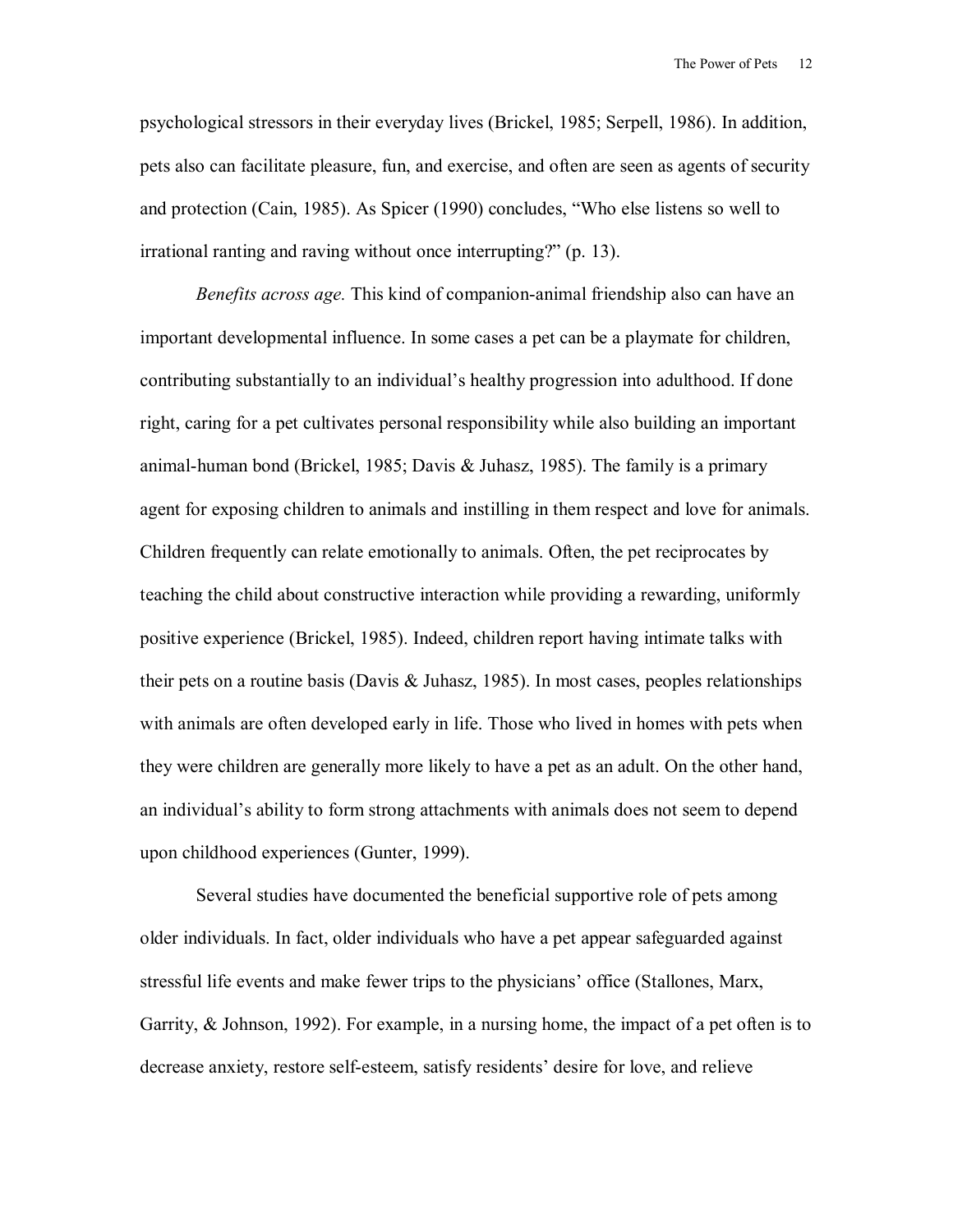psychological stressors in their everyday lives (Brickel, 1985; Serpell, 1986). In addition, pets also can facilitate pleasure, fun, and exercise, and often are seen as agents of security and protection (Cain, 1985). As Spicer (1990) concludes, “Who else listens so well to irrational ranting and raving without once interrupting?” (p. 13).

*Benefits across age.* This kind of companion-animal friendship also can have an important developmental influence. In some cases a pet can be a playmate for children, contributing substantially to an individual’s healthy progression into adulthood. If done right, caring for a pet cultivates personal responsibility while also building an important animal-human bond (Brickel, 1985; Davis & Juhasz, 1985). The family is a primary agent for exposing children to animals and instilling in them respect and love for animals. Children frequently can relate emotionally to animals. Often, the pet reciprocates by teaching the child about constructive interaction while providing a rewarding, uniformly positive experience (Brickel, 1985). Indeed, children report having intimate talks with their pets on a routine basis (Davis & Juhasz, 1985). In most cases, peoples relationships with animals are often developed early in life. Those who lived in homes with pets when they were children are generally more likely to have a pet as an adult. On the other hand, an individual’s ability to form strong attachments with animals does not seem to depend upon childhood experiences (Gunter, 1999).

Several studies have documented the beneficial supportive role of pets among older individuals. In fact, older individuals who have a pet appear safeguarded against stressful life events and make fewer trips to the physicians’ office (Stallones, Marx, Garrity, & Johnson, 1992). For example, in a nursing home, the impact of a pet often is to decrease anxiety, restore self-esteem, satisfy residents’ desire for love, and relieve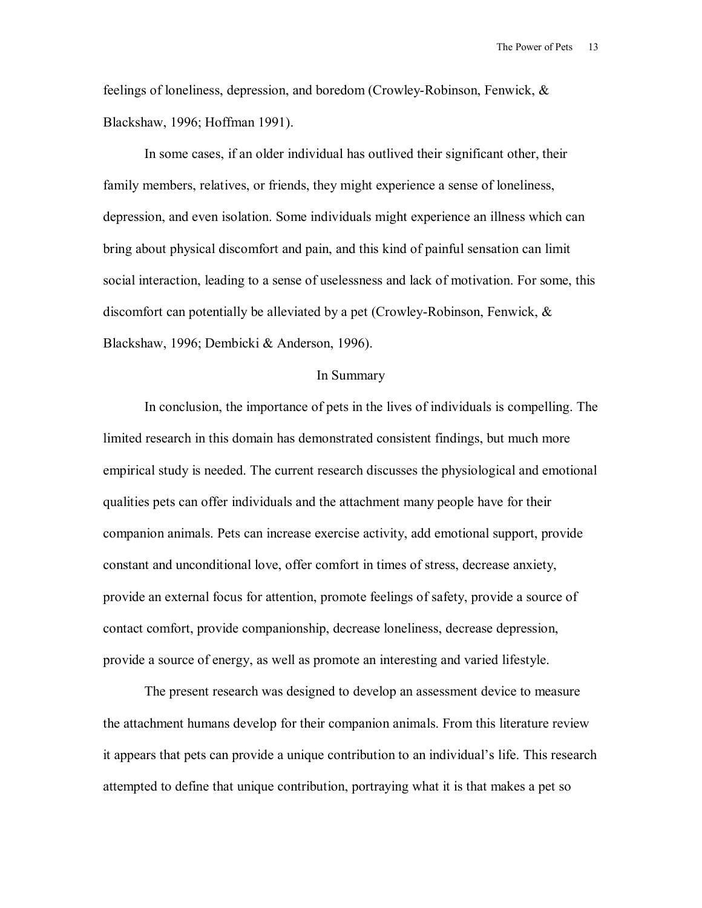feelings of loneliness, depression, and boredom (Crowley-Robinson, Fenwick, & Blackshaw, 1996; Hoffman 1991).

In some cases, if an older individual has outlived their significant other, their family members, relatives, or friends, they might experience a sense of loneliness, depression, and even isolation. Some individuals might experience an illness which can bring about physical discomfort and pain, and this kind of painful sensation can limit social interaction, leading to a sense of uselessness and lack of motivation. For some, this discomfort can potentially be alleviated by a pet (Crowley-Robinson, Fenwick, & Blackshaw, 1996; Dembicki & Anderson, 1996).

## In Summary

In conclusion, the importance of pets in the lives of individuals is compelling. The limited research in this domain has demonstrated consistent findings, but much more empirical study is needed. The current research discusses the physiological and emotional qualities pets can offer individuals and the attachment many people have for their companion animals. Pets can increase exercise activity, add emotional support, provide constant and unconditional love, offer comfort in times of stress, decrease anxiety, provide an external focus for attention, promote feelings of safety, provide a source of contact comfort, provide companionship, decrease loneliness, decrease depression, provide a source of energy, as well as promote an interesting and varied lifestyle.

The present research was designed to develop an assessment device to measure the attachment humans develop for their companion animals. From this literature review it appears that pets can provide a unique contribution to an individual's life. This research attempted to define that unique contribution, portraying what it is that makes a pet so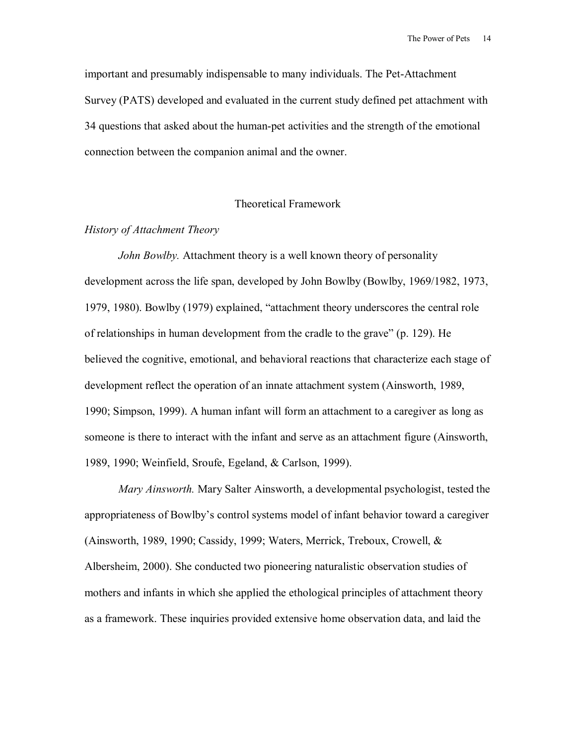important and presumably indispensable to many individuals. The Pet-Attachment Survey (PATS) developed and evaluated in the current study defined pet attachment with 34 questions that asked about the human-pet activities and the strength of the emotional connection between the companion animal and the owner.

## Theoretical Framework

### *History of Attachment Theory*

*John Bowlby.* Attachment theory is a well known theory of personality development across the life span, developed by John Bowlby (Bowlby, 1969/1982, 1973, 1979, 1980). Bowlby (1979) explained, "attachment theory underscores the central role of relationships in human development from the cradle to the grave" (p. 129). He believed the cognitive, emotional, and behavioral reactions that characterize each stage of development reflect the operation of an innate attachment system (Ainsworth, 1989, 1990; Simpson, 1999). A human infant will form an attachment to a caregiver as long as someone is there to interact with the infant and serve as an attachment figure (Ainsworth, 1989, 1990; Weinfield, Sroufe, Egeland, & Carlson, 1999).

*Mary Ainsworth.* Mary Salter Ainsworth, a developmental psychologist, tested the appropriateness of Bowlby's control systems model of infant behavior toward a caregiver (Ainsworth, 1989, 1990; Cassidy, 1999; Waters, Merrick, Treboux, Crowell, & Albersheim, 2000). She conducted two pioneering naturalistic observation studies of mothers and infants in which she applied the ethological principles of attachment theory as a framework. These inquiries provided extensive home observation data, and laid the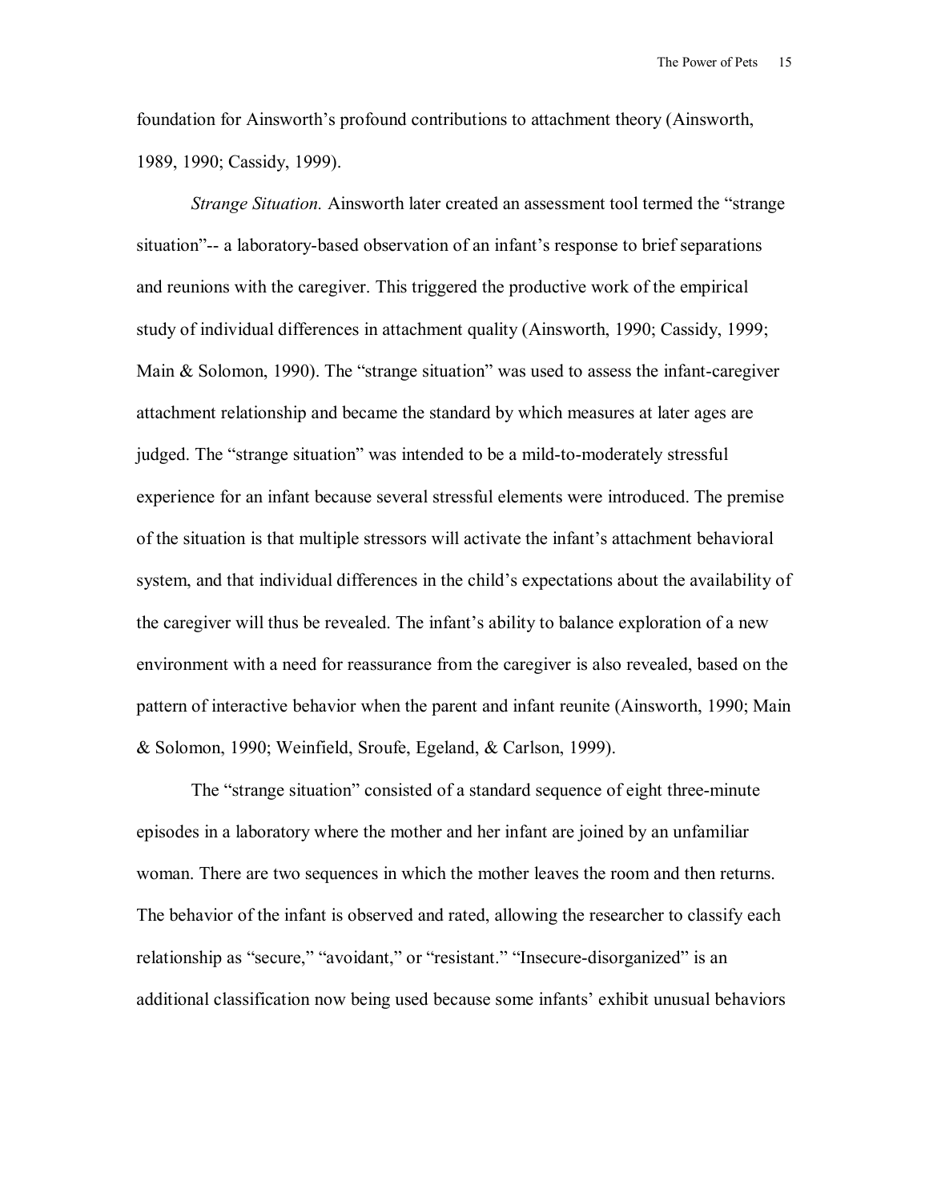foundation for Ainsworth's profound contributions to attachment theory (Ainsworth, 1989, 1990; Cassidy, 1999).

*Strange Situation.* Ainsworth later created an assessment tool termed the "strange situation"-- a laboratory-based observation of an infant's response to brief separations and reunions with the caregiver. This triggered the productive work of the empirical study of individual differences in attachment quality (Ainsworth, 1990; Cassidy, 1999; Main & Solomon, 1990). The "strange situation" was used to assess the infant-caregiver attachment relationship and became the standard by which measures at later ages are judged. The "strange situation" was intended to be a mild-to-moderately stressful experience for an infant because several stressful elements were introduced. The premise of the situation is that multiple stressors will activate the infant's attachment behavioral system, and that individual differences in the child's expectations about the availability of the caregiver will thus be revealed. The infant's ability to balance exploration of a new environment with a need for reassurance from the caregiver is also revealed, based on the pattern of interactive behavior when the parent and infant reunite (Ainsworth, 1990; Main & Solomon, 1990; Weinfield, Sroufe, Egeland, & Carlson, 1999).

The "strange situation" consisted of a standard sequence of eight three-minute episodes in a laboratory where the mother and her infant are joined by an unfamiliar woman. There are two sequences in which the mother leaves the room and then returns. The behavior of the infant is observed and rated, allowing the researcher to classify each relationship as "secure," "avoidant," or "resistant." "Insecure-disorganized" is an additional classification now being used because some infants' exhibit unusual behaviors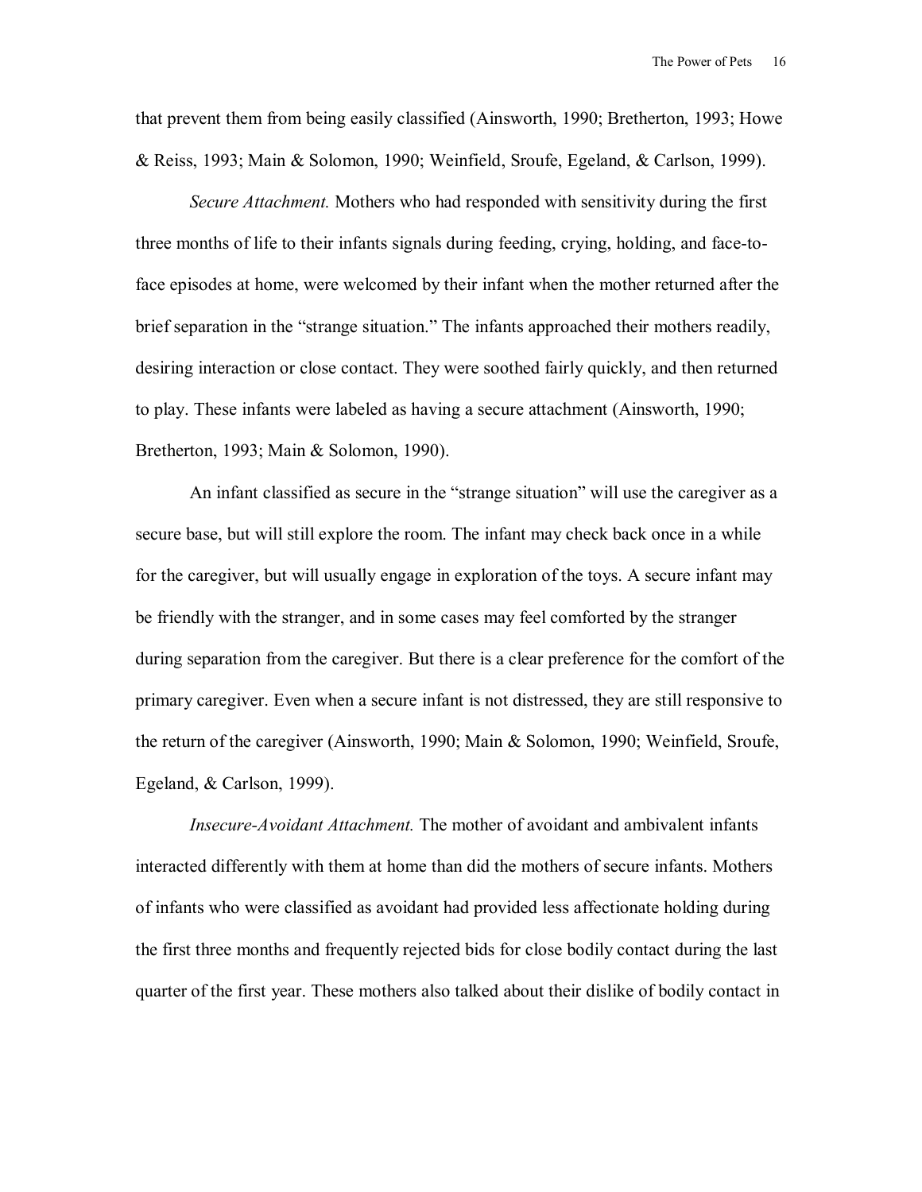that prevent them from being easily classified (Ainsworth, 1990; Bretherton, 1993; Howe & Reiss, 1993; Main & Solomon, 1990; Weinfield, Sroufe, Egeland, & Carlson, 1999).

*Secure Attachment.* Mothers who had responded with sensitivity during the first three months of life to their infants signals during feeding, crying, holding, and face-to-face episodes at home, were welcomed by their infant when the mother returned after the brief separation in the "strange situation." The infants approached their mothers readily, desiring interaction or close contact. They were soothed fairly quickly, and then returned to play. These infants were labeled as having a secure attachment (Ainsworth, 1990; Bretherton, 1993; Main & Solomon, 1990).

An infant classified as secure in the "strange situation" will use the caregiver as a secure base, but will still explore the room. The infant may check back once in a while for the caregiver, but will usually engage in exploration of the toys. A secure infant may be friendly with the stranger, and in some cases may feel comforted by the stranger during separation from the caregiver. But there is a clear preference for the comfort of the primary caregiver. Even when a secure infant is not distressed, they are still responsive to the return of the caregiver (Ainsworth, 1990; Main & Solomon, 1990; Weinfield, Sroufe, Egeland, & Carlson, 1999).

*Insecure-Avoidant Attachment.* The mother of avoidant and ambivalent infants interacted differently with them at home than did the mothers of secure infants. Mothers of infants who were classified as avoidant had provided less affectionate holding during the first three months and frequently rejected bids for close bodily contact during the last quarter of the first year. These mothers also talked about their dislike of bodily contact in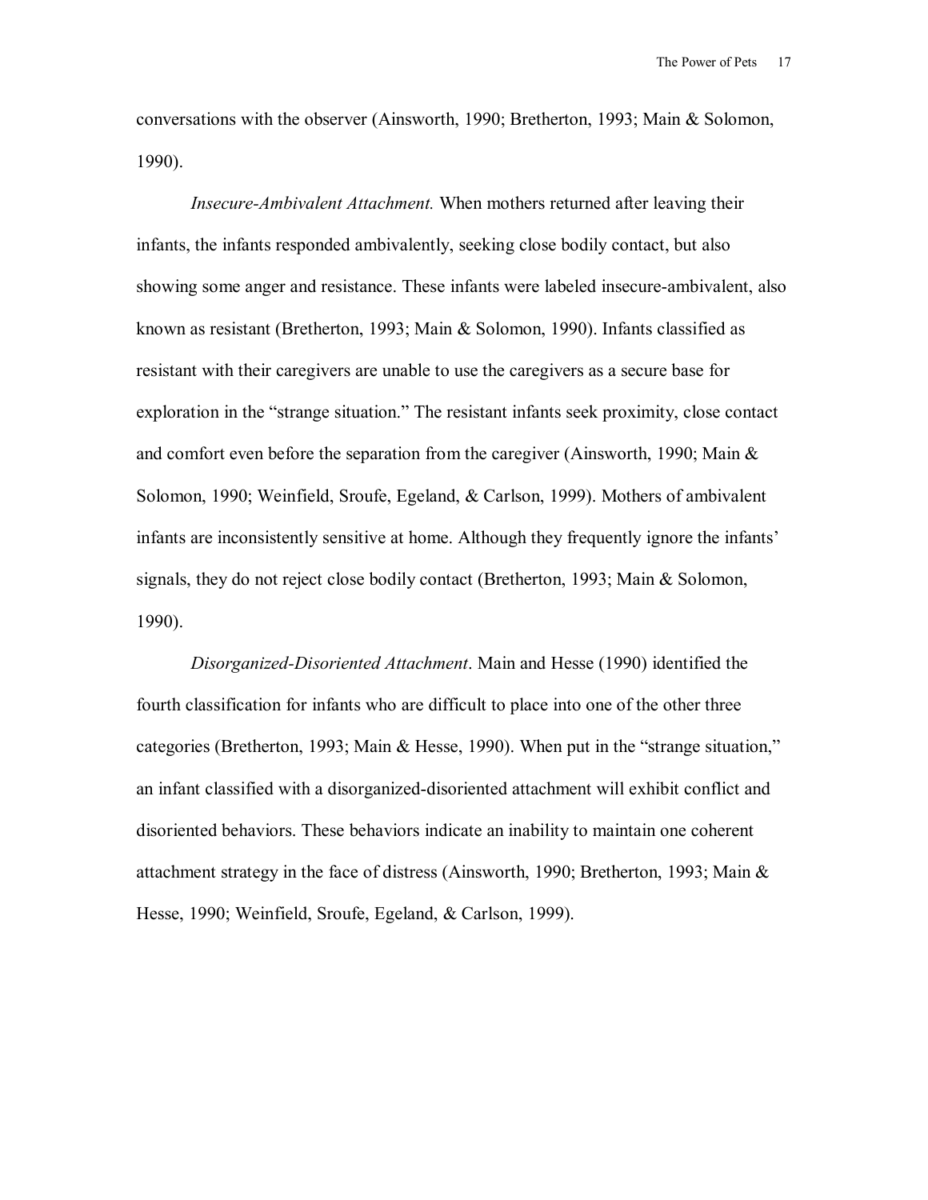conversations with the observer (Ainsworth, 1990; Bretherton, 1993; Main & Solomon, 1990).

*Insecure-Ambivalent Attachment.* When mothers returned after leaving their infants, the infants responded ambivalently, seeking close bodily contact, but also showing some anger and resistance. These infants were labeled insecure-ambivalent, also known as resistant (Bretherton, 1993; Main & Solomon, 1990). Infants classified as resistant with their caregivers are unable to use the caregivers as a secure base for exploration in the "strange situation." The resistant infants seek proximity, close contact and comfort even before the separation from the caregiver (Ainsworth, 1990; Main & Solomon, 1990; Weinfield, Sroufe, Egeland, & Carlson, 1999). Mothers of ambivalent infants are inconsistently sensitive at home. Although they frequently ignore the infants' signals, they do not reject close bodily contact (Bretherton, 1993; Main & Solomon, 1990).

*Disorganized-Disoriented Attachment*. Main and Hesse (1990) identified the fourth classification for infants who are difficult to place into one of the other three categories (Bretherton, 1993; Main & Hesse, 1990). When put in the "strange situation," an infant classified with a disorganized-disoriented attachment will exhibit conflict and disoriented behaviors. These behaviors indicate an inability to maintain one coherent attachment strategy in the face of distress (Ainsworth, 1990; Bretherton, 1993; Main & Hesse, 1990; Weinfield, Sroufe, Egeland, & Carlson, 1999).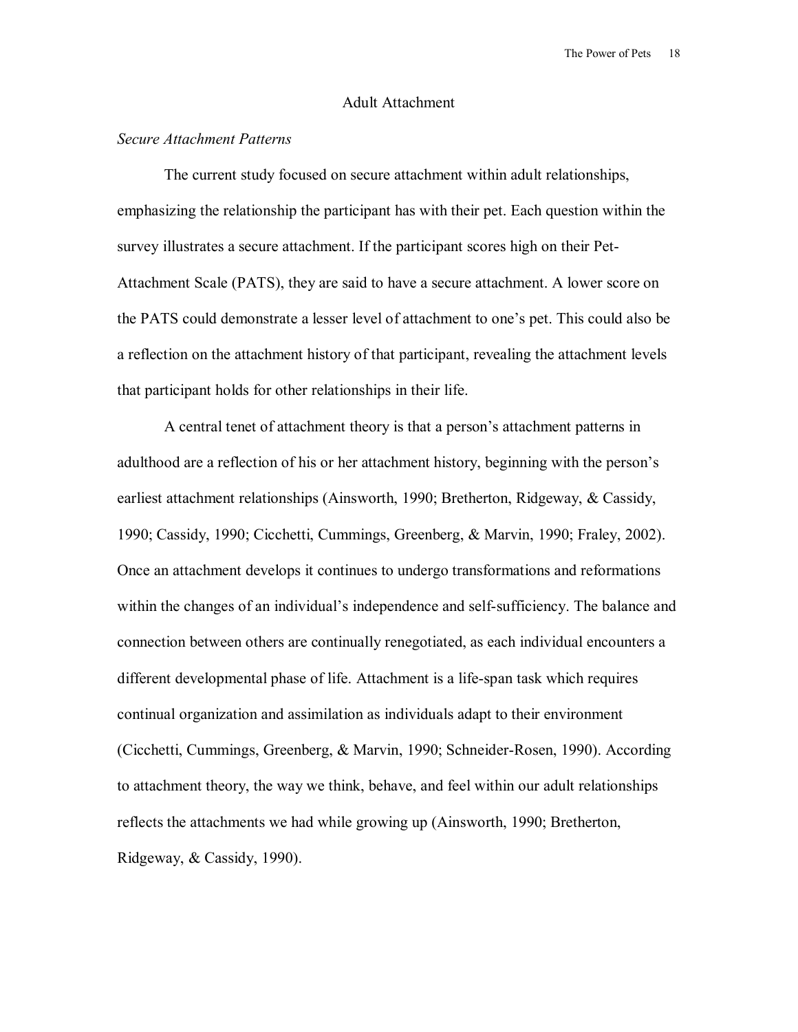## Adult Attachment

### *Secure Attachment Patterns*

The current study focused on secure attachment within adult relationships, emphasizing the relationship the participant has with their pet. Each question within the survey illustrates a secure attachment. If the participant scores high on their Pet-Attachment Scale (PATS), they are said to have a secure attachment. A lower score on the PATS could demonstrate a lesser level of attachment to one's pet. This could also be a reflection on the attachment history of that participant, revealing the attachment levels that participant holds for other relationships in their life.

A central tenet of attachment theory is that a person's attachment patterns in adulthood are a reflection of his or her attachment history, beginning with the person's earliest attachment relationships (Ainsworth, 1990; Bretherton, Ridgeway, & Cassidy, 1990; Cassidy, 1990; Cicchetti, Cummings, Greenberg, & Marvin, 1990; Fraley, 2002). Once an attachment develops it continues to undergo transformations and reformations within the changes of an individual's independence and self-sufficiency. The balance and connection between others are continually renegotiated, as each individual encounters a different developmental phase of life. Attachment is a life-span task which requires continual organization and assimilation as individuals adapt to their environment (Cicchetti, Cummings, Greenberg, & Marvin, 1990; Schneider-Rosen, 1990). According to attachment theory, the way we think, behave, and feel within our adult relationships reflects the attachments we had while growing up (Ainsworth, 1990; Bretherton, Ridgeway, & Cassidy, 1990).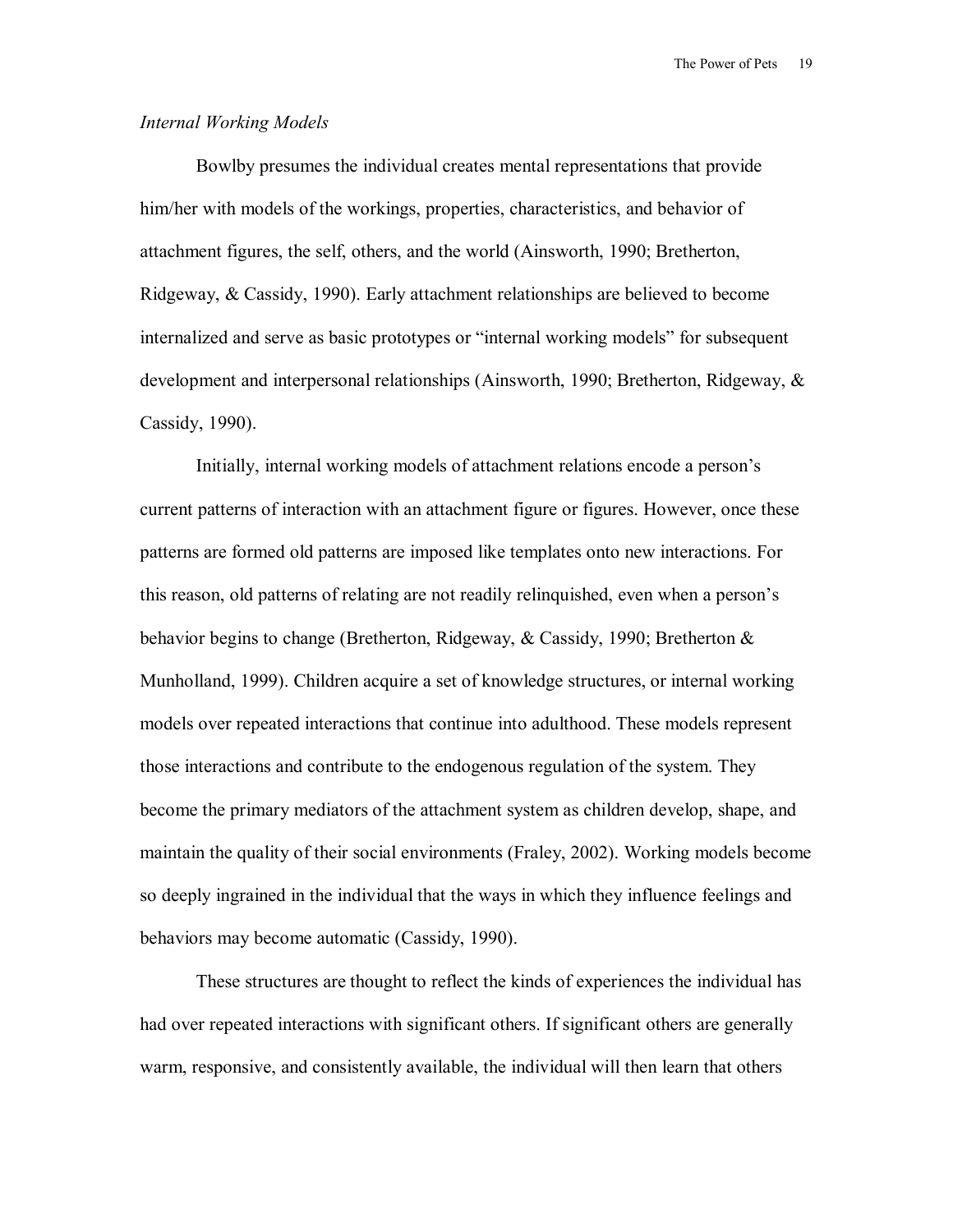*Internal Working Models*

Bowlby presumes the individual creates mental representations that provide him/her with models of the workings, properties, characteristics, and behavior of attachment figures, the self, others, and the world (Ainsworth, 1990; Bretherton, Ridgeway, & Cassidy, 1990). Early attachment relationships are believed to become internalized and serve as basic prototypes or "internal working models" for subsequent development and interpersonal relationships (Ainsworth, 1990; Bretherton, Ridgeway, & Cassidy, 1990).

Initially, internal working models of attachment relations encode a person's current patterns of interaction with an attachment figure or figures. However, once these patterns are formed old patterns are imposed like templates onto new interactions. For this reason, old patterns of relating are not readily relinquished, even when a person's behavior begins to change (Bretherton, Ridgeway, & Cassidy, 1990; Bretherton & Munholland, 1999). Children acquire a set of knowledge structures, or internal working models over repeated interactions that continue into adulthood. These models represent those interactions and contribute to the endogenous regulation of the system. They become the primary mediators of the attachment system as children develop, shape, and maintain the quality of their social environments (Fraley, 2002). Working models become so deeply ingrained in the individual that the ways in which they influence feelings and behaviors may become automatic (Cassidy, 1990).

These structures are thought to reflect the kinds of experiences the individual has had over repeated interactions with significant others. If significant others are generally warm, responsive, and consistently available, the individual will then learn that others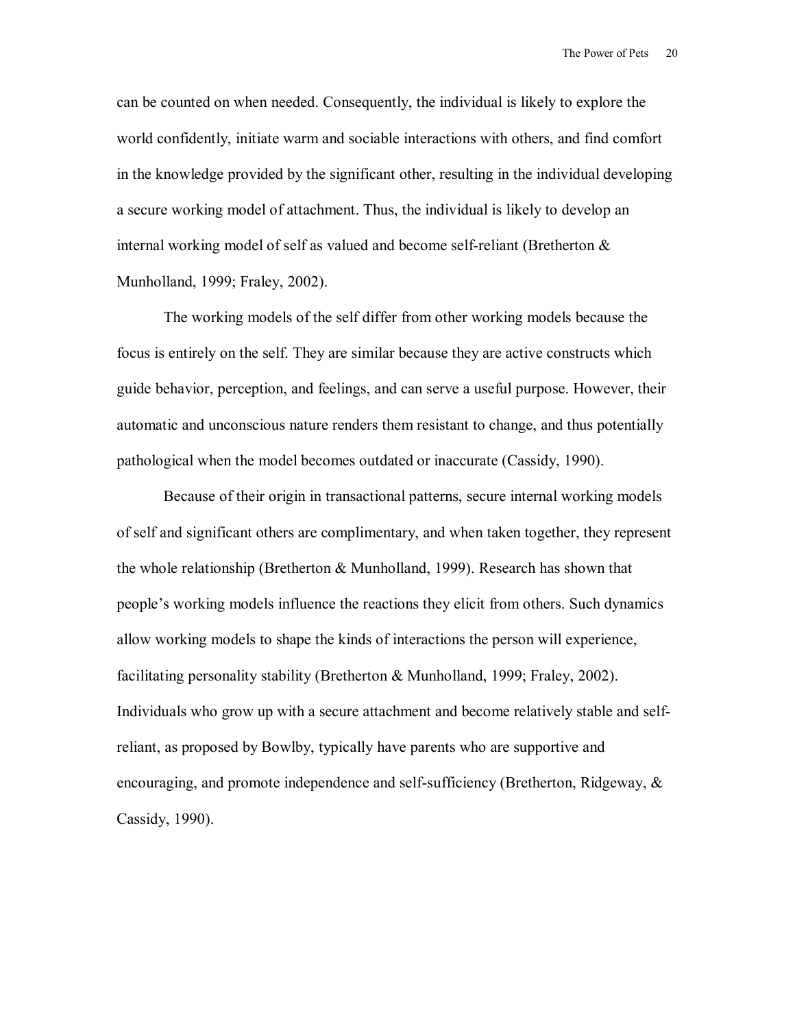can be counted on when needed. Consequently, the individual is likely to explore the world confidently, initiate warm and sociable interactions with others, and find comfort in the knowledge provided by the significant other, resulting in the individual developing a secure working model of attachment. Thus, the individual is likely to develop an internal working model of self as valued and become self-reliant (Bretherton & Munholland, 1999; Fraley, 2002).

The working models of the self differ from other working models because the focus is entirely on the self. They are similar because they are active constructs which guide behavior, perception, and feelings, and can serve a useful purpose. However, their automatic and unconscious nature renders them resistant to change, and thus potentially pathological when the model becomes outdated or inaccurate (Cassidy, 1990).

Because of their origin in transactional patterns, secure internal working models of self and significant others are complimentary, and when taken together, they represent the whole relationship (Bretherton & Munholland, 1999). Research has shown that people's working models influence the reactions they elicit from others. Such dynamics allow working models to shape the kinds of interactions the person will experience, facilitating personality stability (Bretherton & Munholland, 1999; Fraley, 2002). Individuals who grow up with a secure attachment and become relatively stable and self-reliant, as proposed by Bowlby, typically have parents who are supportive and encouraging, and promote independence and self-sufficiency (Bretherton, Ridgeway, & Cassidy, 1990).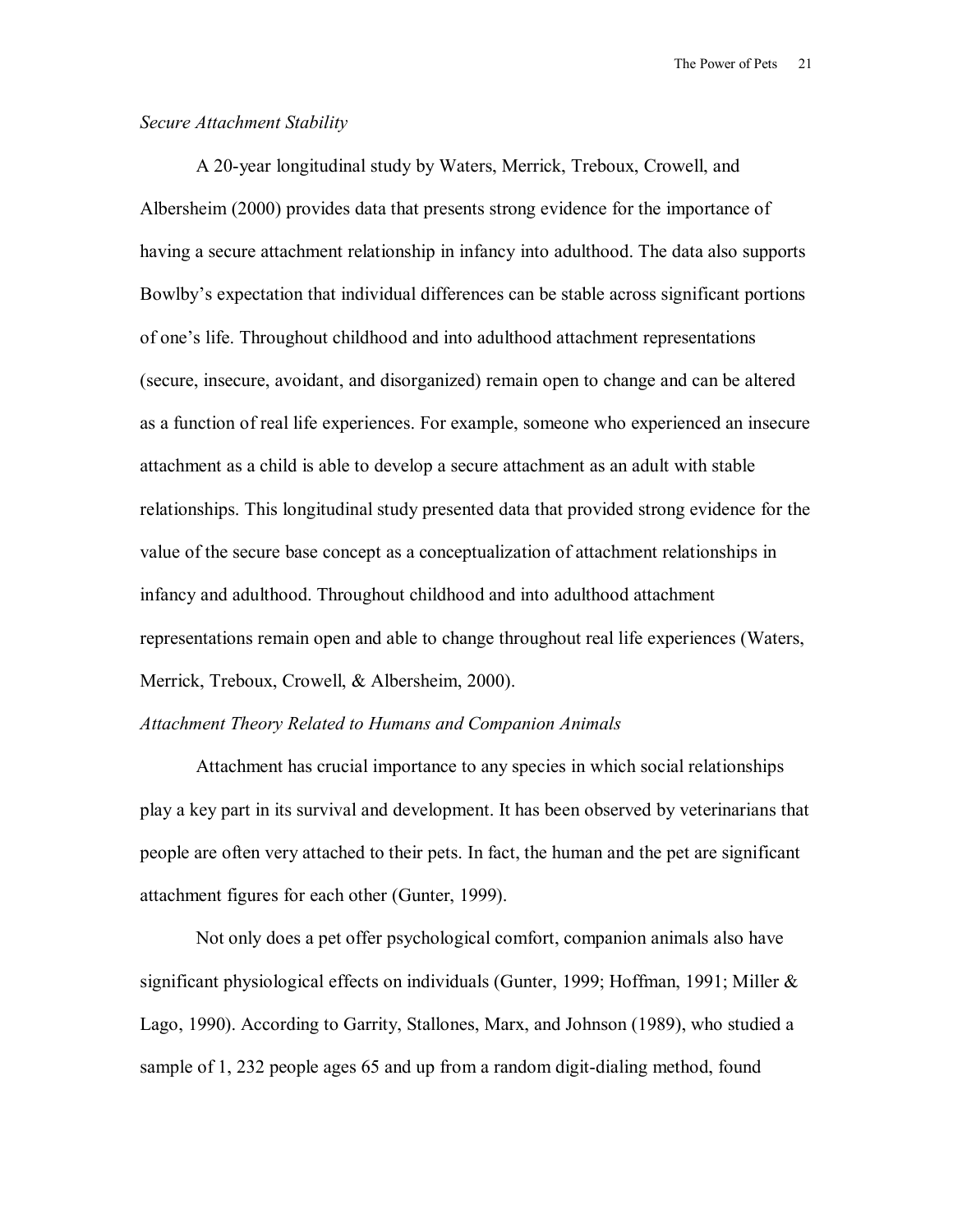*Secure Attachment Stability*

A 20-year longitudinal study by Waters, Merrick, Treboux, Crowell, and Albersheim (2000) provides data that presents strong evidence for the importance of having a secure attachment relationship in infancy into adulthood. The data also supports Bowlby's expectation that individual differences can be stable across significant portions of one's life. Throughout childhood and into adulthood attachment representations (secure, insecure, avoidant, and disorganized) remain open to change and can be altered as a function of real life experiences. For example, someone who experienced an insecure attachment as a child is able to develop a secure attachment as an adult with stable relationships. This longitudinal study presented data that provided strong evidence for the value of the secure base concept as a conceptualization of attachment relationships in infancy and adulthood. Throughout childhood and into adulthood attachment representations remain open and able to change throughout real life experiences (Waters, Merrick, Treboux, Crowell, & Albersheim, 2000).

*Attachment Theory Related to Humans and Companion Animals*

Attachment has crucial importance to any species in which social relationships play a key part in its survival and development. It has been observed by veterinarians that people are often very attached to their pets. In fact, the human and the pet are significant attachment figures for each other (Gunter, 1999).

Not only does a pet offer psychological comfort, companion animals also have significant physiological effects on individuals (Gunter, 1999; Hoffman, 1991; Miller & Lago, 1990). According to Garrity, Stallones, Marx, and Johnson (1989), who studied a sample of 1, 232 people ages 65 and up from a random digit-dialing method, found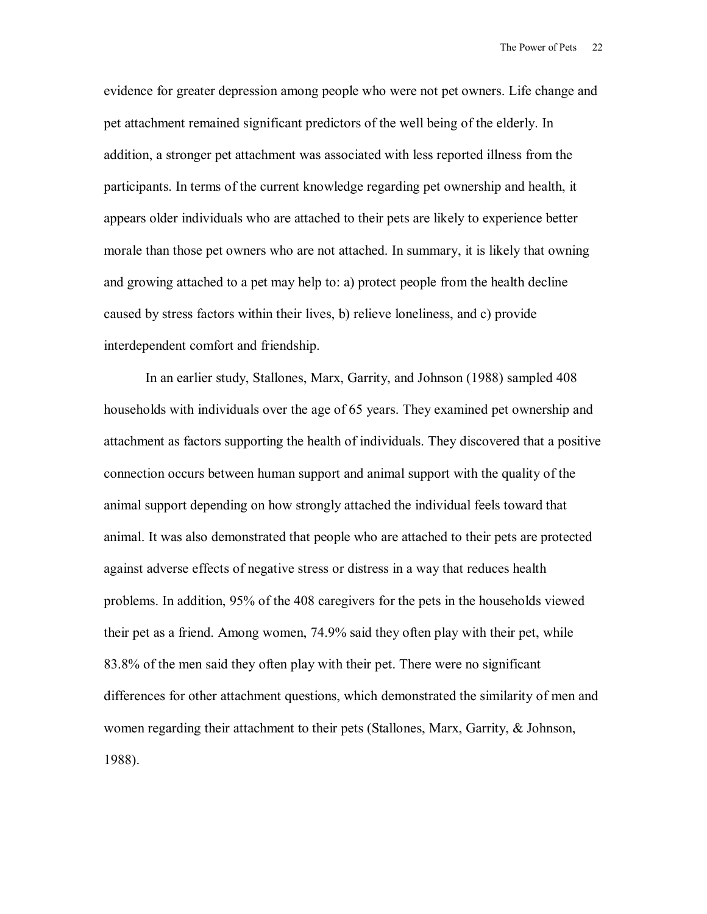evidence for greater depression among people who were not pet owners. Life change and pet attachment remained significant predictors of the well being of the elderly. In addition, a stronger pet attachment was associated with less reported illness from the participants. In terms of the current knowledge regarding pet ownership and health, it appears older individuals who are attached to their pets are likely to experience better morale than those pet owners who are not attached. In summary, it is likely that owning and growing attached to a pet may help to: a) protect people from the health decline caused by stress factors within their lives, b) relieve loneliness, and c) provide interdependent comfort and friendship.

In an earlier study, Stallones, Marx, Garrity, and Johnson (1988) sampled 408 households with individuals over the age of 65 years. They examined pet ownership and attachment as factors supporting the health of individuals. They discovered that a positive connection occurs between human support and animal support with the quality of the animal support depending on how strongly attached the individual feels toward that animal. It was also demonstrated that people who are attached to their pets are protected against adverse effects of negative stress or distress in a way that reduces health problems. In addition, 95% of the 408 caregivers for the pets in the households viewed their pet as a friend. Among women, 74.9% said they often play with their pet, while 83.8% of the men said they often play with their pet. There were no significant differences for other attachment questions, which demonstrated the similarity of men and women regarding their attachment to their pets (Stallones, Marx, Garrity, & Johnson, 1988).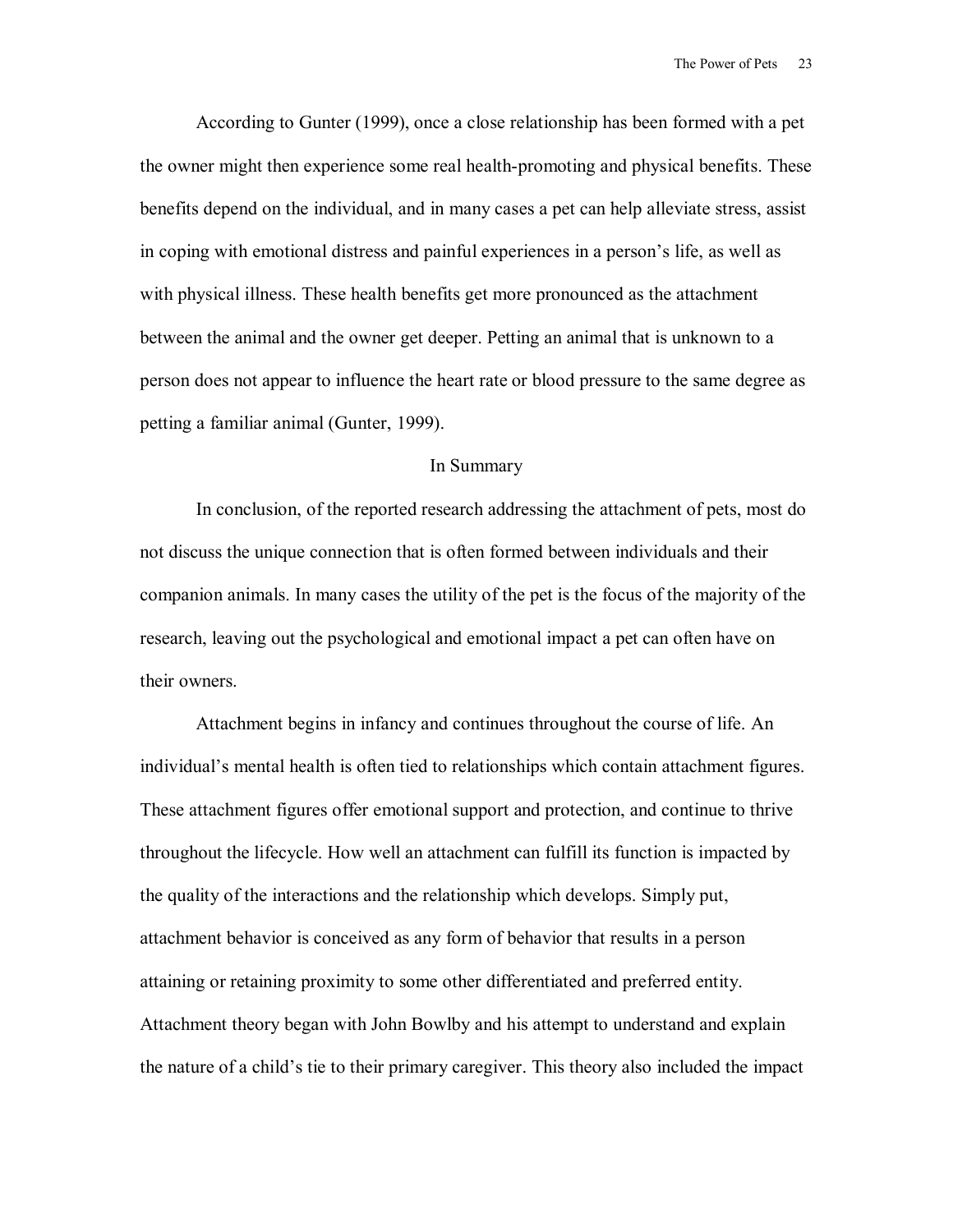According to Gunter (1999), once a close relationship has been formed with a pet the owner might then experience some real health-promoting and physical benefits. These benefits depend on the individual, and in many cases a pet can help alleviate stress, assist in coping with emotional distress and painful experiences in a person's life, as well as with physical illness. These health benefits get more pronounced as the attachment between the animal and the owner get deeper. Petting an animal that is unknown to a person does not appear to influence the heart rate or blood pressure to the same degree as petting a familiar animal (Gunter, 1999).

## In Summary

In conclusion, of the reported research addressing the attachment of pets, most do not discuss the unique connection that is often formed between individuals and their companion animals. In many cases the utility of the pet is the focus of the majority of the research, leaving out the psychological and emotional impact a pet can often have on their owners.

Attachment begins in infancy and continues throughout the course of life. An individual's mental health is often tied to relationships which contain attachment figures. These attachment figures offer emotional support and protection, and continue to thrive throughout the lifecycle. How well an attachment can fulfill its function is impacted by the quality of the interactions and the relationship which develops. Simply put, attachment behavior is conceived as any form of behavior that results in a person attaining or retaining proximity to some other differentiated and preferred entity. Attachment theory began with John Bowlby and his attempt to understand and explain the nature of a child's tie to their primary caregiver. This theory also included the impact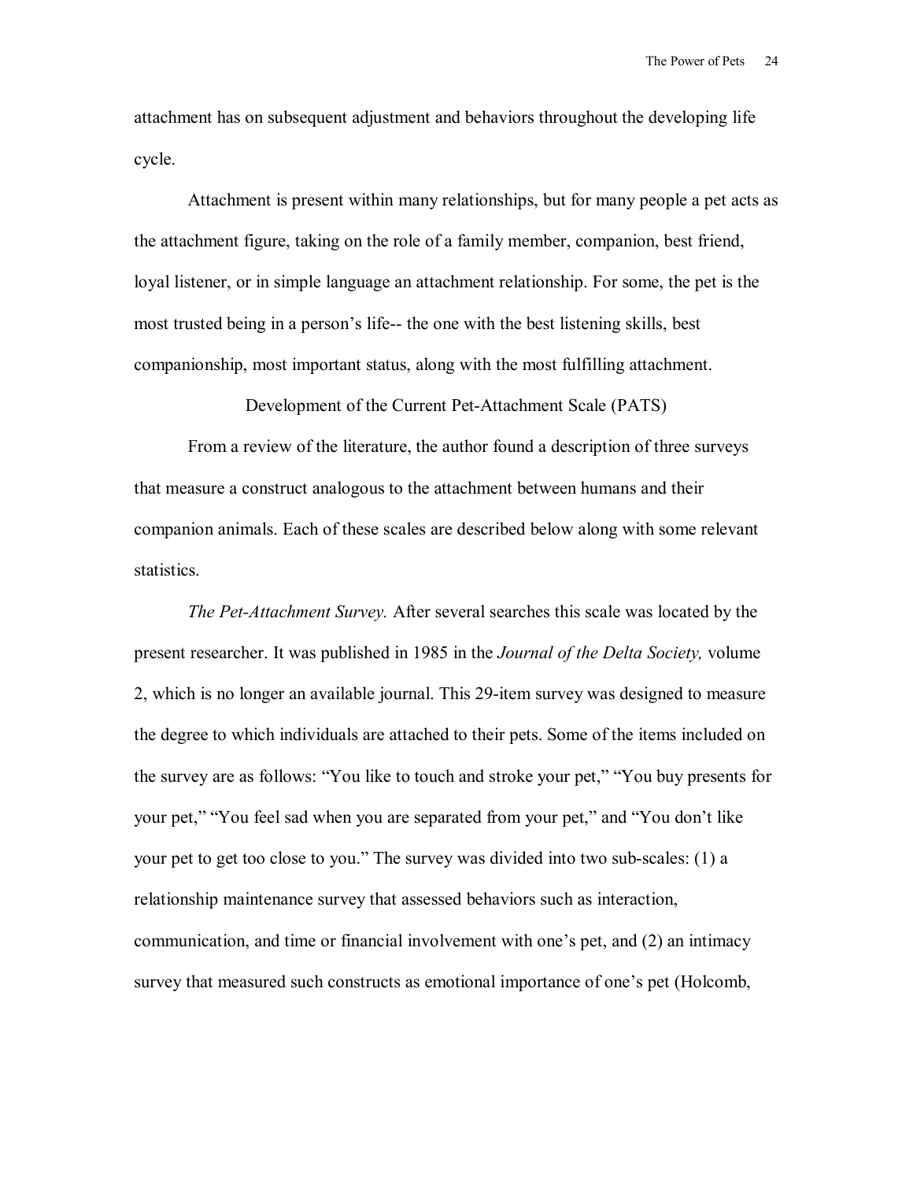attachment has on subsequent adjustment and behaviors throughout the developing life cycle.

Attachment is present within many relationships, but for many people a pet acts as the attachment figure, taking on the role of a family member, companion, best friend, loyal listener, or in simple language an attachment relationship. For some, the pet is the most trusted being in a person's life-- the one with the best listening skills, best companionship, most important status, along with the most fulfilling attachment.

## Development of the Current Pet-Attachment Scale (PATS)

From a review of the literature, the author found a description of three surveys that measure a construct analogous to the attachment between humans and their companion animals. Each of these scales are described below along with some relevant statistics.

*The Pet-Attachment Survey.* After several searches this scale was located by the present researcher. It was published in 1985 in the *Journal of the Delta Society,* volume 2, which is no longer an available journal. This 29-item survey was designed to measure the degree to which individuals are attached to their pets. Some of the items included on the survey are as follows: "You like to touch and stroke your pet," "You buy presents for your pet," "You feel sad when you are separated from your pet," and "You don't like your pet to get too close to you." The survey was divided into two sub-scales: (1) a relationship maintenance survey that assessed behaviors such as interaction, communication, and time or financial involvement with one's pet, and (2) an intimacy survey that measured such constructs as emotional importance of one's pet (Holcomb,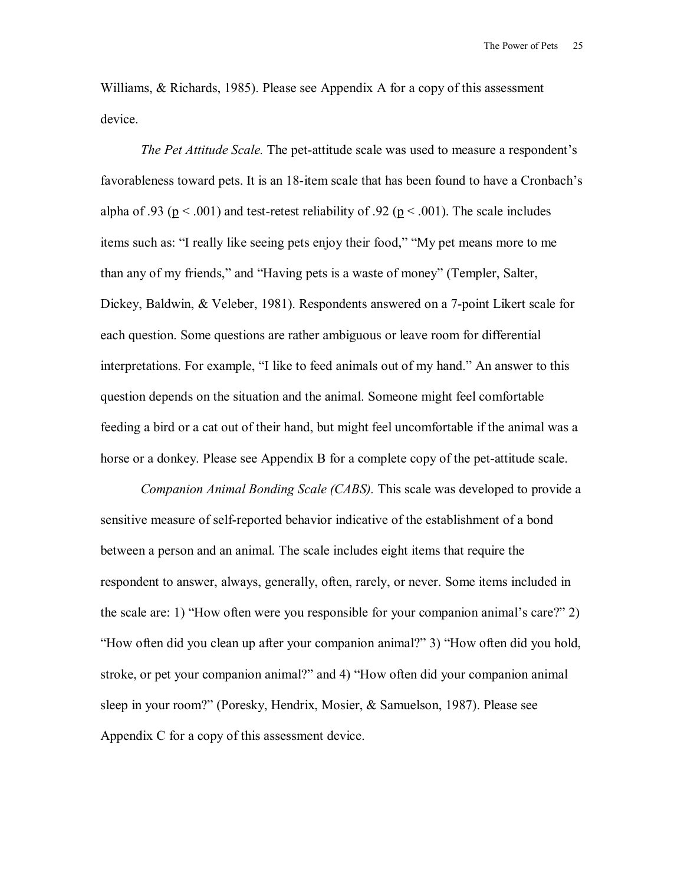Williams, & Richards, 1985). Please see Appendix A for a copy of this assessment device.

*The Pet Attitude Scale.* The pet-attitude scale was used to measure a respondent's favorableness toward pets. It is an 18-item scale that has been found to have a Cronbach's alpha of .93 ($\underline{p} < .001$) and test-retest reliability of .92 ($\underline{p} < .001$). The scale includes items such as: "I really like seeing pets enjoy their food," "My pet means more to me than any of my friends," and "Having pets is a waste of money" (Templer, Salter, Dickey, Baldwin, & Veleber, 1981). Respondents answered on a 7-point Likert scale for each question. Some questions are rather ambiguous or leave room for differential interpretations. For example, "I like to feed animals out of my hand." An answer to this question depends on the situation and the animal. Someone might feel comfortable feeding a bird or a cat out of their hand, but might feel uncomfortable if the animal was a horse or a donkey. Please see Appendix B for a complete copy of the pet-attitude scale.

*Companion Animal Bonding Scale (CABS).* This scale was developed to provide a sensitive measure of self-reported behavior indicative of the establishment of a bond between a person and an animal. The scale includes eight items that require the respondent to answer, always, generally, often, rarely, or never. Some items included in the scale are: 1) "How often were you responsible for your companion animal's care?" 2) "How often did you clean up after your companion animal?" 3) "How often did you hold, stroke, or pet your companion animal?" and 4) "How often did your companion animal sleep in your room?" (Poresky, Hendrix, Mosier, & Samuelson, 1987). Please see Appendix C for a copy of this assessment device.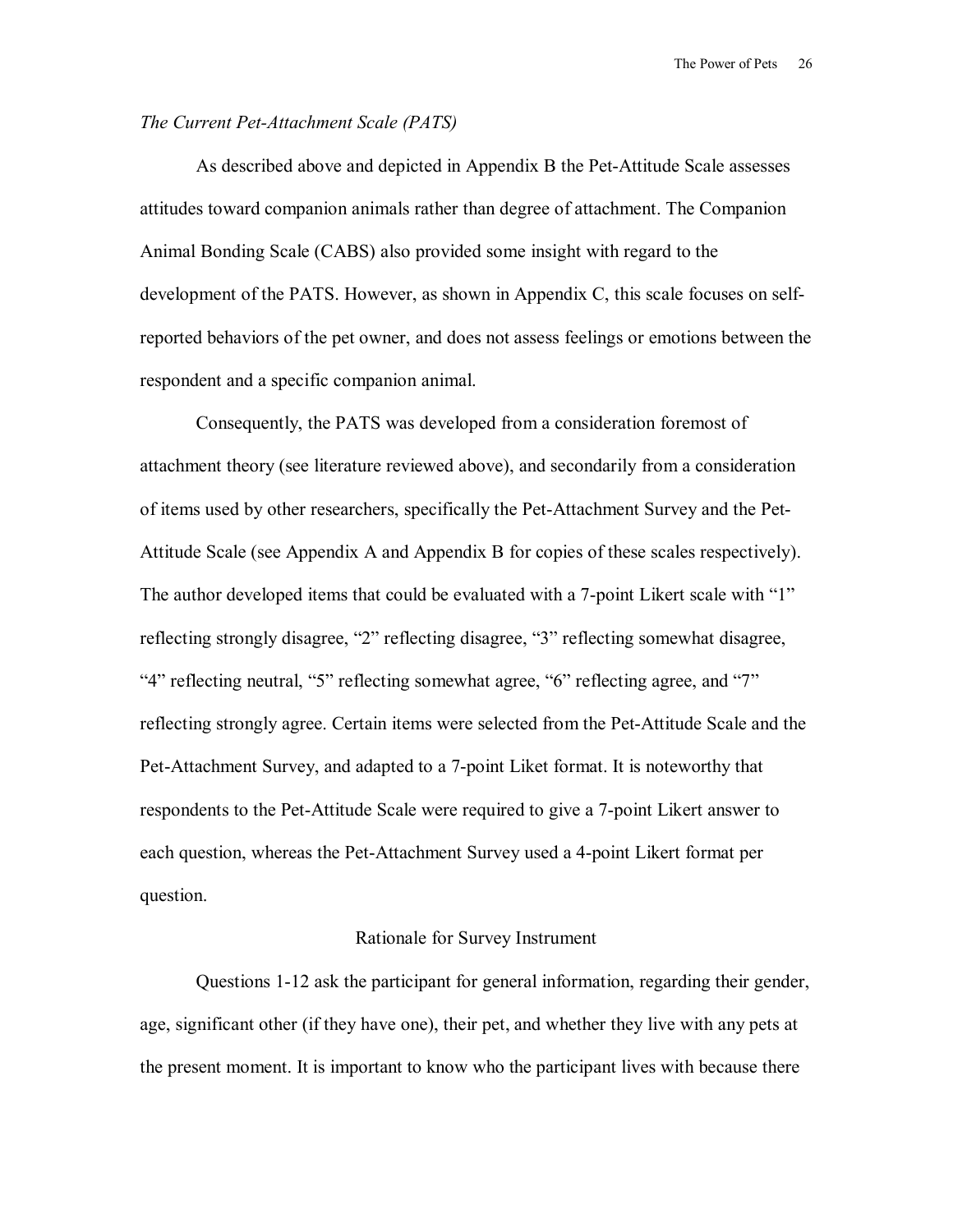*The Current Pet-Attachment Scale (PATS)*

As described above and depicted in Appendix B the Pet-Attitude Scale assesses attitudes toward companion animals rather than degree of attachment. The Companion Animal Bonding Scale (CABS) also provided some insight with regard to the development of the PATS. However, as shown in Appendix C, this scale focuses on self-reported behaviors of the pet owner, and does not assess feelings or emotions between the respondent and a specific companion animal.

Consequently, the PATS was developed from a consideration foremost of attachment theory (see literature reviewed above), and secondarily from a consideration of items used by other researchers, specifically the Pet-Attachment Survey and the Pet-Attitude Scale (see Appendix A and Appendix B for copies of these scales respectively). The author developed items that could be evaluated with a 7-point Likert scale with "1" reflecting strongly disagree, "2" reflecting disagree, "3" reflecting somewhat disagree, "4" reflecting neutral, "5" reflecting somewhat agree, "6" reflecting agree, and "7" reflecting strongly agree. Certain items were selected from the Pet-Attitude Scale and the Pet-Attachment Survey, and adapted to a 7-point Liket format. It is noteworthy that respondents to the Pet-Attitude Scale were required to give a 7-point Likert answer to each question, whereas the Pet-Attachment Survey used a 4-point Likert format per question.

## Rationale for Survey Instrument

Questions 1-12 ask the participant for general information, regarding their gender, age, significant other (if they have one), their pet, and whether they live with any pets at the present moment. It is important to know who the participant lives with because there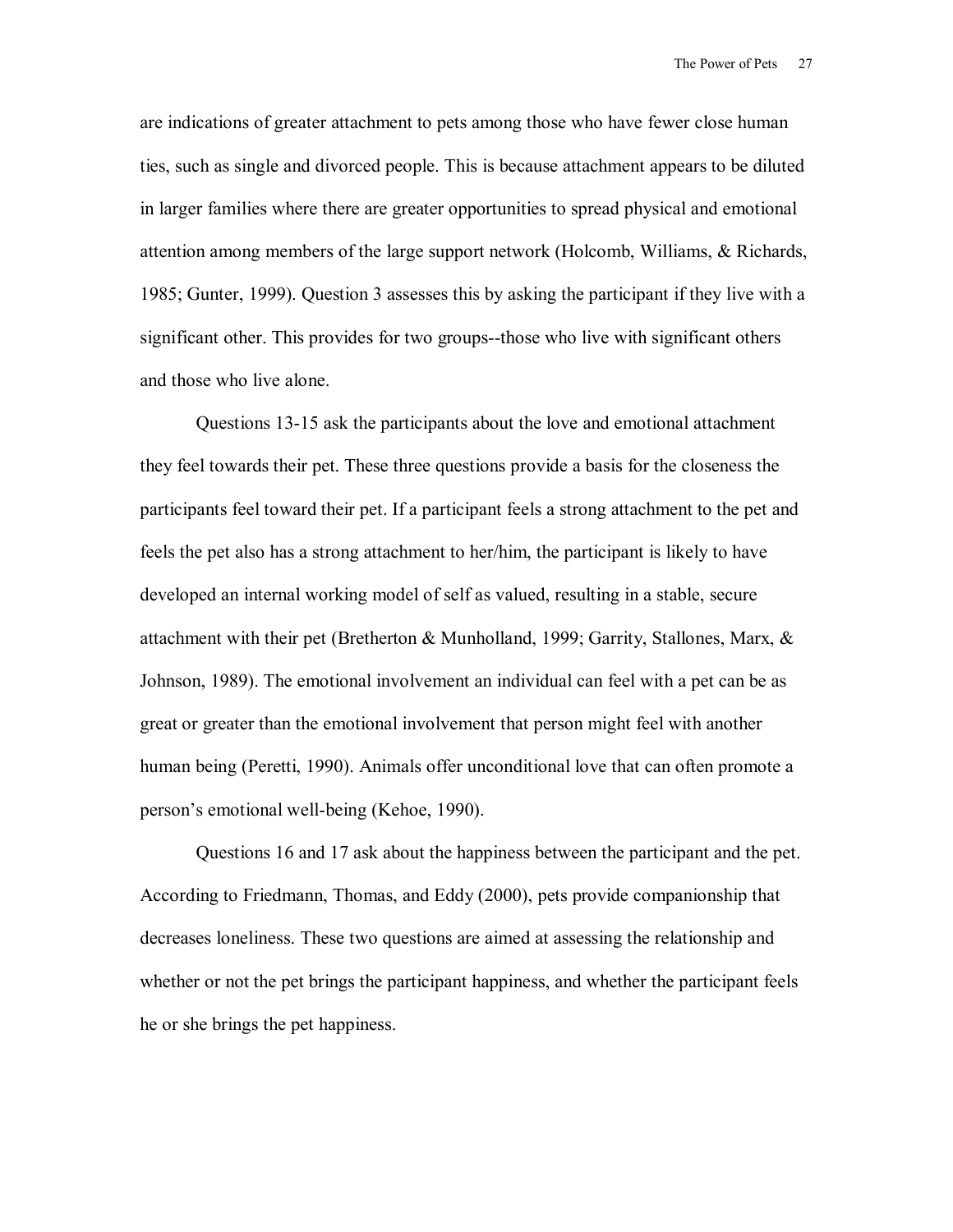are indications of greater attachment to pets among those who have fewer close human ties, such as single and divorced people. This is because attachment appears to be diluted in larger families where there are greater opportunities to spread physical and emotional attention among members of the large support network (Holcomb, Williams, & Richards, 1985; Gunter, 1999). Question 3 assesses this by asking the participant if they live with a significant other. This provides for two groups--those who live with significant others and those who live alone.

Questions 13-15 ask the participants about the love and emotional attachment they feel towards their pet. These three questions provide a basis for the closeness the participants feel toward their pet. If a participant feels a strong attachment to the pet and feels the pet also has a strong attachment to her/him, the participant is likely to have developed an internal working model of self as valued, resulting in a stable, secure attachment with their pet (Bretherton & Munholland, 1999; Garrity, Stallones, Marx, & Johnson, 1989). The emotional involvement an individual can feel with a pet can be as great or greater than the emotional involvement that person might feel with another human being (Peretti, 1990). Animals offer unconditional love that can often promote a person's emotional well-being (Kehoe, 1990).

Questions 16 and 17 ask about the happiness between the participant and the pet. According to Friedmann, Thomas, and Eddy (2000), pets provide companionship that decreases loneliness. These two questions are aimed at assessing the relationship and whether or not the pet brings the participant happiness, and whether the participant feels he or she brings the pet happiness.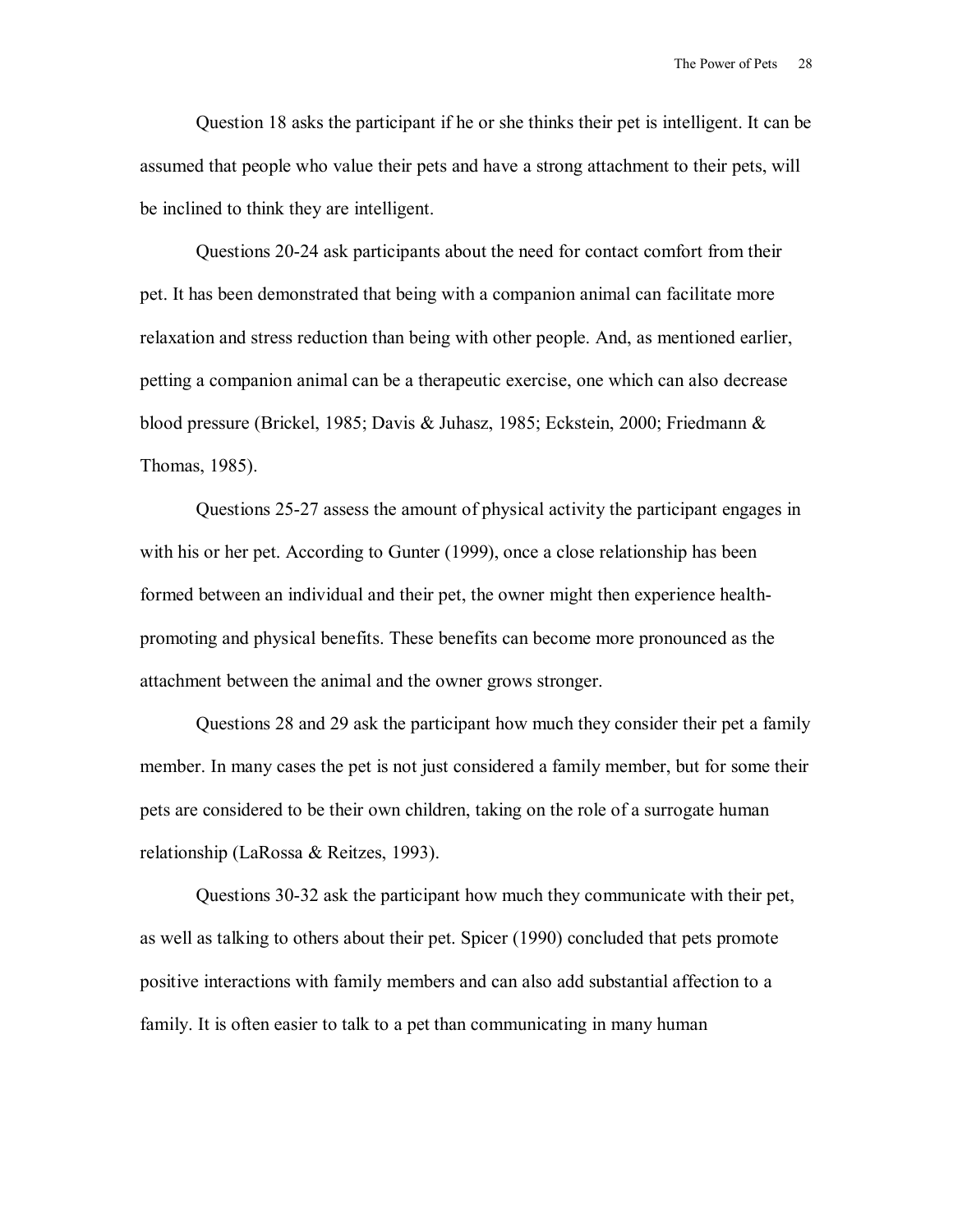Question 18 asks the participant if he or she thinks their pet is intelligent. It can be assumed that people who value their pets and have a strong attachment to their pets, will be inclined to think they are intelligent.

Questions 20-24 ask participants about the need for contact comfort from their pet. It has been demonstrated that being with a companion animal can facilitate more relaxation and stress reduction than being with other people. And, as mentioned earlier, petting a companion animal can be a therapeutic exercise, one which can also decrease blood pressure (Brickel, 1985; Davis & Juhasz, 1985; Eckstein, 2000; Friedmann & Thomas, 1985).

Questions 25-27 assess the amount of physical activity the participant engages in with his or her pet. According to Gunter (1999), once a close relationship has been formed between an individual and their pet, the owner might then experience health-promoting and physical benefits. These benefits can become more pronounced as the attachment between the animal and the owner grows stronger.

Questions 28 and 29 ask the participant how much they consider their pet a family member. In many cases the pet is not just considered a family member, but for some their pets are considered to be their own children, taking on the role of a surrogate human relationship (LaRossa & Reitzes, 1993).

Questions 30-32 ask the participant how much they communicate with their pet, as well as talking to others about their pet. Spicer (1990) concluded that pets promote positive interactions with family members and can also add substantial affection to a family. It is often easier to talk to a pet than communicating in many human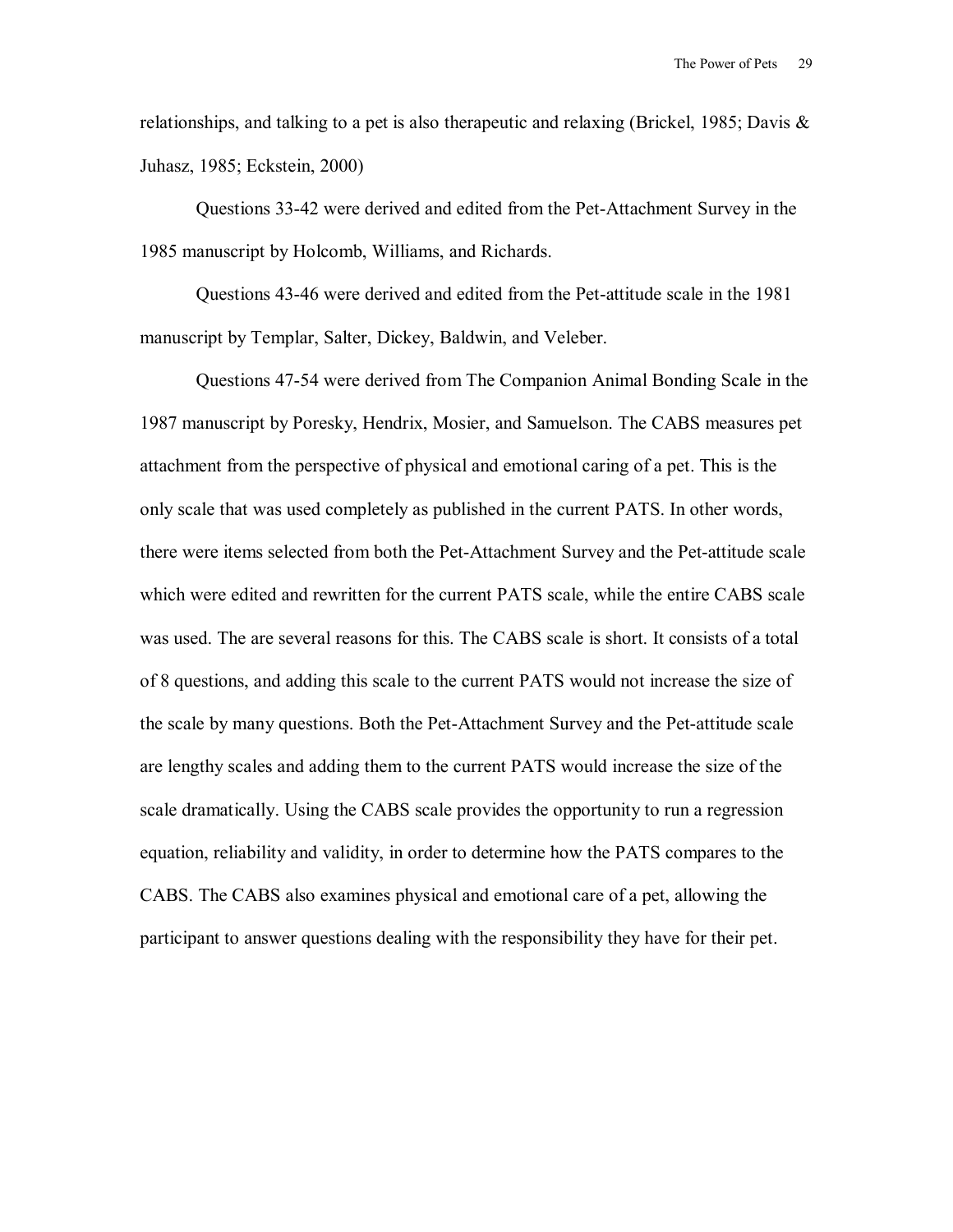relationships, and talking to a pet is also therapeutic and relaxing (Brickel, 1985; Davis & Juhasz, 1985; Eckstein, 2000)

Questions 33-42 were derived and edited from the Pet-Attachment Survey in the 1985 manuscript by Holcomb, Williams, and Richards.

Questions 43-46 were derived and edited from the Pet-attitude scale in the 1981 manuscript by Templar, Salter, Dickey, Baldwin, and Veleber.

Questions 47-54 were derived from The Companion Animal Bonding Scale in the 1987 manuscript by Poresky, Hendrix, Mosier, and Samuelson. The CABS measures pet attachment from the perspective of physical and emotional caring of a pet. This is the only scale that was used completely as published in the current PATS. In other words, there were items selected from both the Pet-Attachment Survey and the Pet-attitude scale which were edited and rewritten for the current PATS scale, while the entire CABS scale was used. The are several reasons for this. The CABS scale is short. It consists of a total of 8 questions, and adding this scale to the current PATS would not increase the size of the scale by many questions. Both the Pet-Attachment Survey and the Pet-attitude scale are lengthy scales and adding them to the current PATS would increase the size of the scale dramatically. Using the CABS scale provides the opportunity to run a regression equation, reliability and validity, in order to determine how the PATS compares to the CABS. The CABS also examines physical and emotional care of a pet, allowing the participant to answer questions dealing with the responsibility they have for their pet.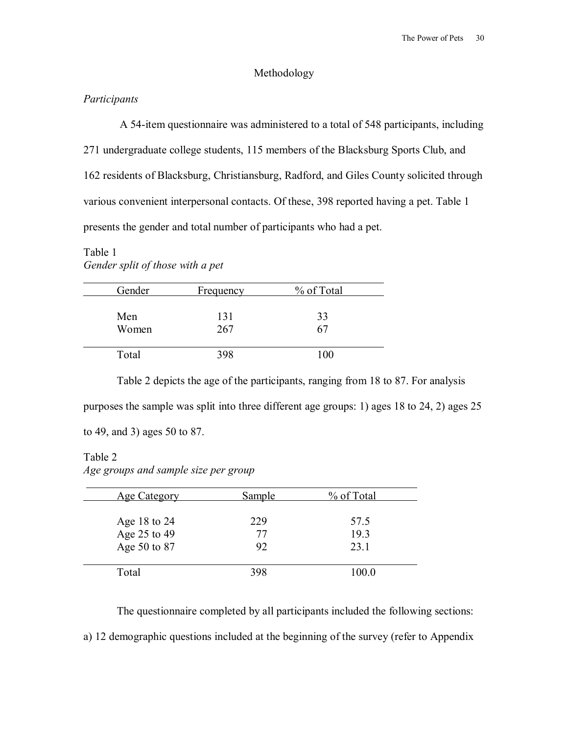## Methodology

*Participants*

A 54-item questionnaire was administered to a total of 548 participants, including 271 undergraduate college students, 115 members of the Blacksburg Sports Club, and 162 residents of Blacksburg, Christiansburg, Radford, and Giles County solicited through various convenient interpersonal contacts. Of these, 398 reported having a pet. Table 1 presents the gender and total number of participants who had a pet.

Table 1
*Gender split of those with a pet*

| Gender | Frequency | % of Total |
|---|---|---|
| Men | 131 | 33 |
| Women | 267 | 67 |
| Total | 398 | 100 |

Table 2 depicts the age of the participants, ranging from 18 to 87. For analysis purposes the sample was split into three different age groups: 1) ages 18 to 24, 2) ages 25 to 49, and 3) ages 50 to 87.

Table 2
*Age groups and sample size per group*

| Age Category | Sample | % of Total |
|---|---|---|
| Age 18 to 24 | 229 | 57.5 |
| Age 25 to 49 | 77 | 19.3 |
| Age 50 to 87 | 92 | 23.1 |
| Total | 398 | 100.0 |

The questionnaire completed by all participants included the following sections: a) 12 demographic questions included at the beginning of the survey (refer to Appendix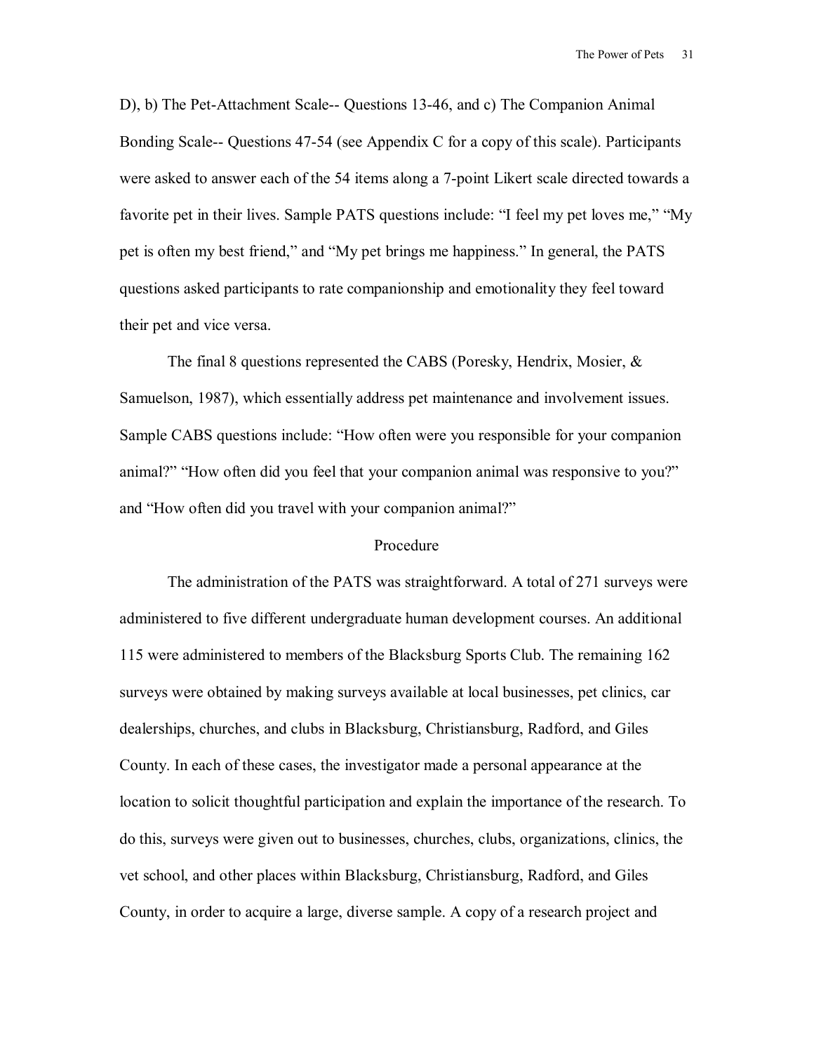D), b) The Pet-Attachment Scale-- Questions 13-46, and c) The Companion Animal Bonding Scale-- Questions 47-54 (see Appendix C for a copy of this scale). Participants were asked to answer each of the 54 items along a 7-point Likert scale directed towards a favorite pet in their lives. Sample PATS questions include: "I feel my pet loves me," "My pet is often my best friend," and "My pet brings me happiness." In general, the PATS questions asked participants to rate companionship and emotionality they feel toward their pet and vice versa.

The final 8 questions represented the CABS (Poresky, Hendrix, Mosier, & Samuelson, 1987), which essentially address pet maintenance and involvement issues. Sample CABS questions include: "How often were you responsible for your companion animal?" "How often did you feel that your companion animal was responsive to you?" and "How often did you travel with your companion animal?"

## Procedure

The administration of the PATS was straightforward. A total of 271 surveys were administered to five different undergraduate human development courses. An additional 115 were administered to members of the Blacksburg Sports Club. The remaining 162 surveys were obtained by making surveys available at local businesses, pet clinics, car dealerships, churches, and clubs in Blacksburg, Christiansburg, Radford, and Giles County. In each of these cases, the investigator made a personal appearance at the location to solicit thoughtful participation and explain the importance of the research. To do this, surveys were given out to businesses, churches, clubs, organizations, clinics, the vet school, and other places within Blacksburg, Christiansburg, Radford, and Giles County, in order to acquire a large, diverse sample. A copy of a research project and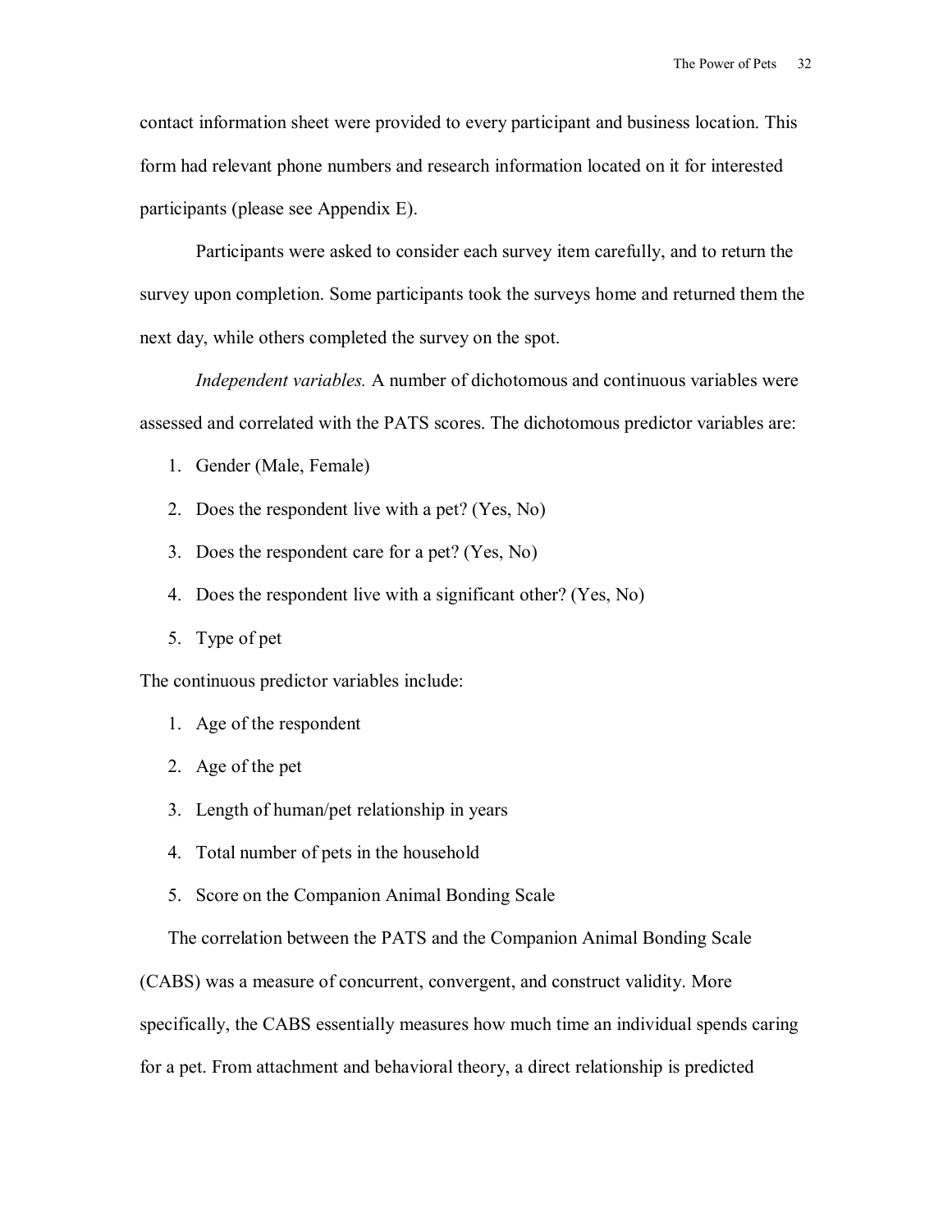contact information sheet were provided to every participant and business location. This form had relevant phone numbers and research information located on it for interested participants (please see Appendix E).

Participants were asked to consider each survey item carefully, and to return the survey upon completion. Some participants took the surveys home and returned them the next day, while others completed the survey on the spot.

*Independent variables.* A number of dichotomous and continuous variables were assessed and correlated with the PATS scores. The dichotomous predictor variables are:

1. Gender (Male, Female)
2. Does the respondent live with a pet? (Yes, No)
3. Does the respondent care for a pet? (Yes, No)
4. Does the respondent live with a significant other? (Yes, No)
5. Type of pet

The continuous predictor variables include:

1. Age of the respondent
2. Age of the pet
3. Length of human/pet relationship in years
4. Total number of pets in the household
5. Score on the Companion Animal Bonding Scale

The correlation between the PATS and the Companion Animal Bonding Scale (CABS) was a measure of concurrent, convergent, and construct validity. More specifically, the CABS essentially measures how much time an individual spends caring for a pet. From attachment and behavioral theory, a direct relationship is predicted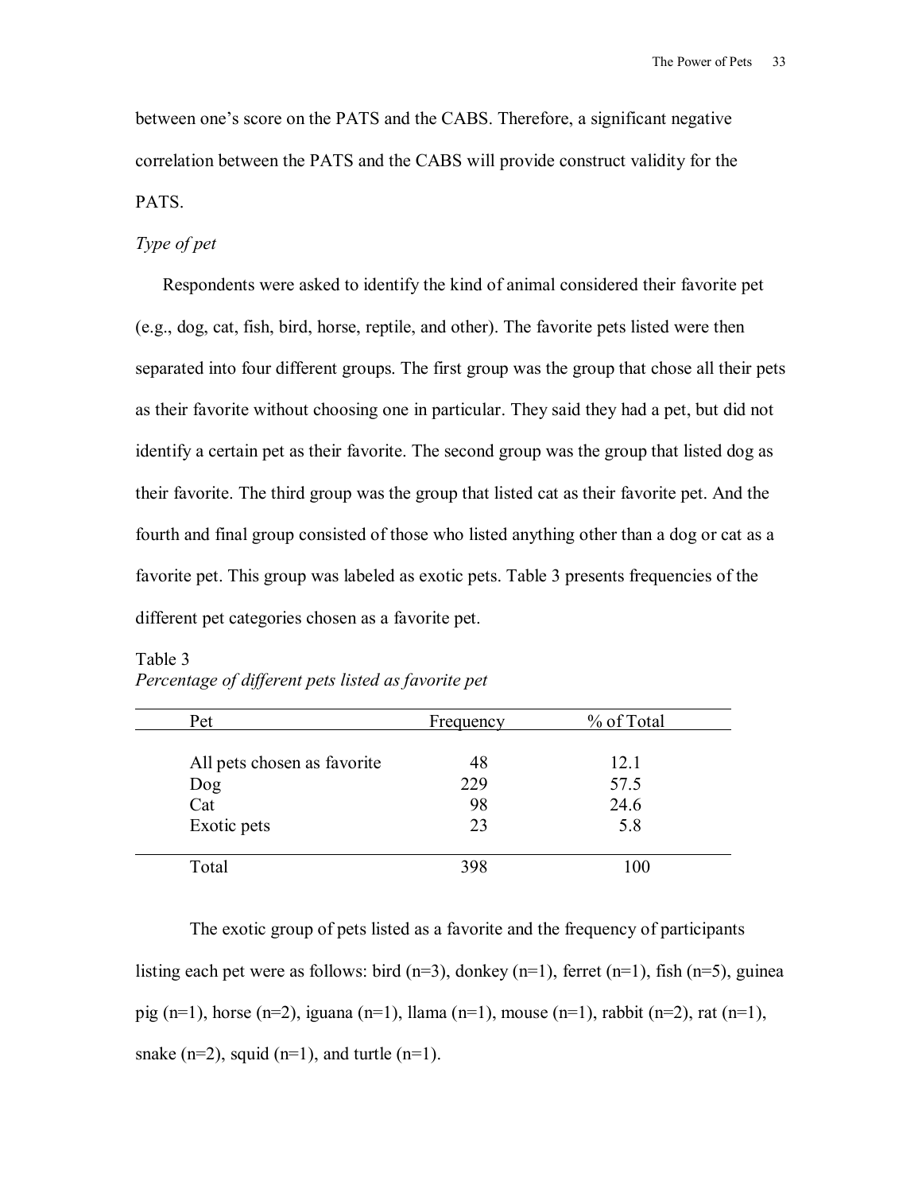between one's score on the PATS and the CABS. Therefore, a significant negative correlation between the PATS and the CABS will provide construct validity for the PATS.

*Type of pet*

Respondents were asked to identify the kind of animal considered their favorite pet (e.g., dog, cat, fish, bird, horse, reptile, and other). The favorite pets listed were then separated into four different groups. The first group was the group that chose all their pets as their favorite without choosing one in particular. They said they had a pet, but did not identify a certain pet as their favorite. The second group was the group that listed dog as their favorite. The third group was the group that listed cat as their favorite pet. And the fourth and final group consisted of those who listed anything other than a dog or cat as a favorite pet. This group was labeled as exotic pets. Table 3 presents frequencies of the different pet categories chosen as a favorite pet.

Table 3
*Percentage of different pets listed as favorite pet*

| Pet | Frequency | % of Total |
|---|---|---|
| All pets chosen as favorite | 48 | 12.1 |
| Dog | 229 | 57.5 |
| Cat | 98 | 24.6 |
| Exotic pets | 23 | 5.8 |
| Total | 398 | 100 |

The exotic group of pets listed as a favorite and the frequency of participants listing each pet were as follows: bird (n=3), donkey (n=1), ferret (n=1), fish (n=5), guinea pig (n=1), horse (n=2), iguana (n=1), llama (n=1), mouse (n=1), rabbit (n=2), rat (n=1), snake (n=2), squid (n=1), and turtle (n=1).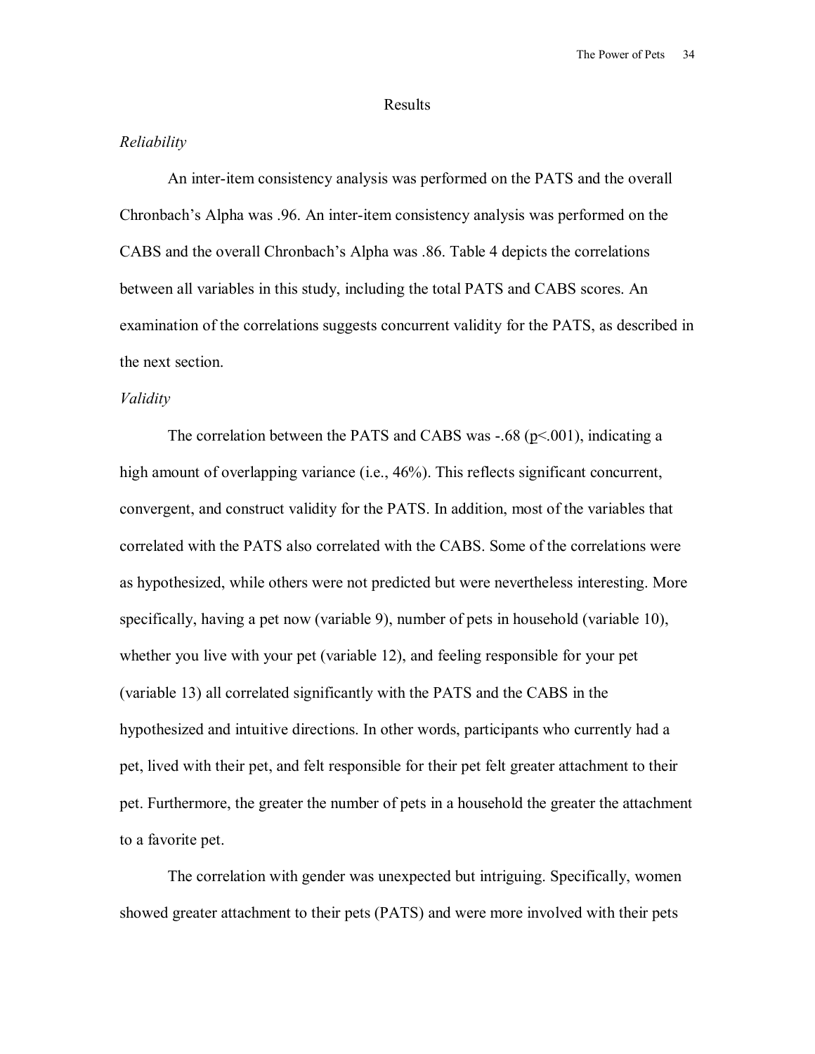## Results

### *Reliability*

An inter-item consistency analysis was performed on the PATS and the overall Chronbach's Alpha was .96. An inter-item consistency analysis was performed on the CABS and the overall Chronbach's Alpha was .86. Table 4 depicts the correlations between all variables in this study, including the total PATS and CABS scores. An examination of the correlations suggests concurrent validity for the PATS, as described in the next section.

### *Validity*

The correlation between the PATS and CABS was -.68 ($p<.001$), indicating a high amount of overlapping variance (i.e., 46%). This reflects significant concurrent, convergent, and construct validity for the PATS. In addition, most of the variables that correlated with the PATS also correlated with the CABS. Some of the correlations were as hypothesized, while others were not predicted but were nevertheless interesting. More specifically, having a pet now (variable 9), number of pets in household (variable 10), whether you live with your pet (variable 12), and feeling responsible for your pet (variable 13) all correlated significantly with the PATS and the CABS in the hypothesized and intuitive directions. In other words, participants who currently had a pet, lived with their pet, and felt responsible for their pet felt greater attachment to their pet. Furthermore, the greater the number of pets in a household the greater the attachment to a favorite pet.

The correlation with gender was unexpected but intriguing. Specifically, women showed greater attachment to their pets (PATS) and were more involved with their pets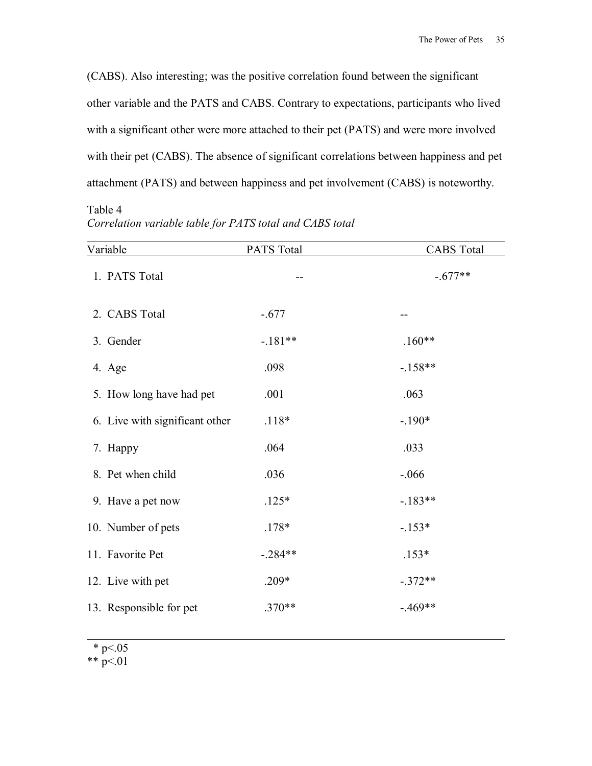(CABS). Also interesting; was the positive correlation found between the significant other variable and the PATS and CABS. Contrary to expectations, participants who lived with a significant other were more attached to their pet (PATS) and were more involved with their pet (CABS). The absence of significant correlations between happiness and pet attachment (PATS) and between happiness and pet involvement (CABS) is noteworthy.

Table 4

*Correlation variable table for PATS total and CABS total*

| Variable | PATS Total | CABS Total |
|---|---|---|
| 1. PATS Total | -- | -.677** |
| 2. CABS Total | -.677 | -- |
| 3. Gender | -.181** | .160** |
| 4. Age | .098 | -.158** |
| 5. How long have had pet | .001 | .063 |
| 6. Live with significant other | .118* | -.190* |
| 7. Happy | .064 | .033 |
| 8. Pet when child | .036 | -.066 |
| 9. Have a pet now | .125* | -.183** |
| 10. Number of pets | .178* | -.153* |
| 11. Favorite Pet | -.284** | .153* |
| 12. Live with pet | .209* | -.372** |
| 13. Responsible for pet | .370** | -.469** |

\* $p<.05$  
\*\* $p<.01$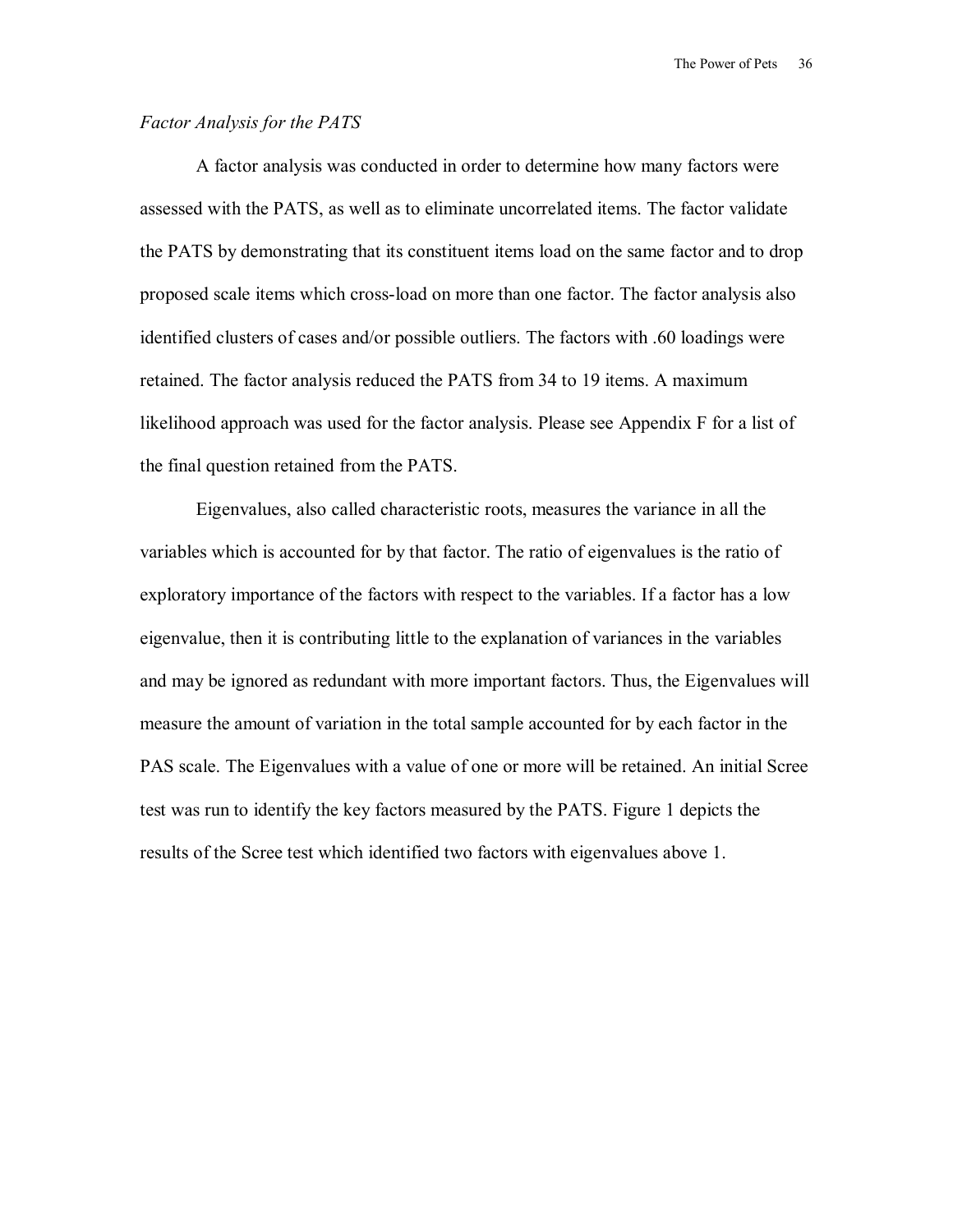*Factor Analysis for the PATS*

A factor analysis was conducted in order to determine how many factors were assessed with the PATS, as well as to eliminate uncorrelated items. The factor validate the PATS by demonstrating that its constituent items load on the same factor and to drop proposed scale items which cross-load on more than one factor. The factor analysis also identified clusters of cases and/or possible outliers. The factors with .60 loadings were retained. The factor analysis reduced the PATS from 34 to 19 items. A maximum likelihood approach was used for the factor analysis. Please see Appendix F for a list of the final question retained from the PATS.

Eigenvalues, also called characteristic roots, measures the variance in all the variables which is accounted for by that factor. The ratio of eigenvalues is the ratio of exploratory importance of the factors with respect to the variables. If a factor has a low eigenvalue, then it is contributing little to the explanation of variances in the variables and may be ignored as redundant with more important factors. Thus, the Eigenvalues will measure the amount of variation in the total sample accounted for by each factor in the PAS scale. The Eigenvalues with a value of one or more will be retained. An initial Scree test was run to identify the key factors measured by the PATS. Figure 1 depicts the results of the Scree test which identified two factors with eigenvalues above 1.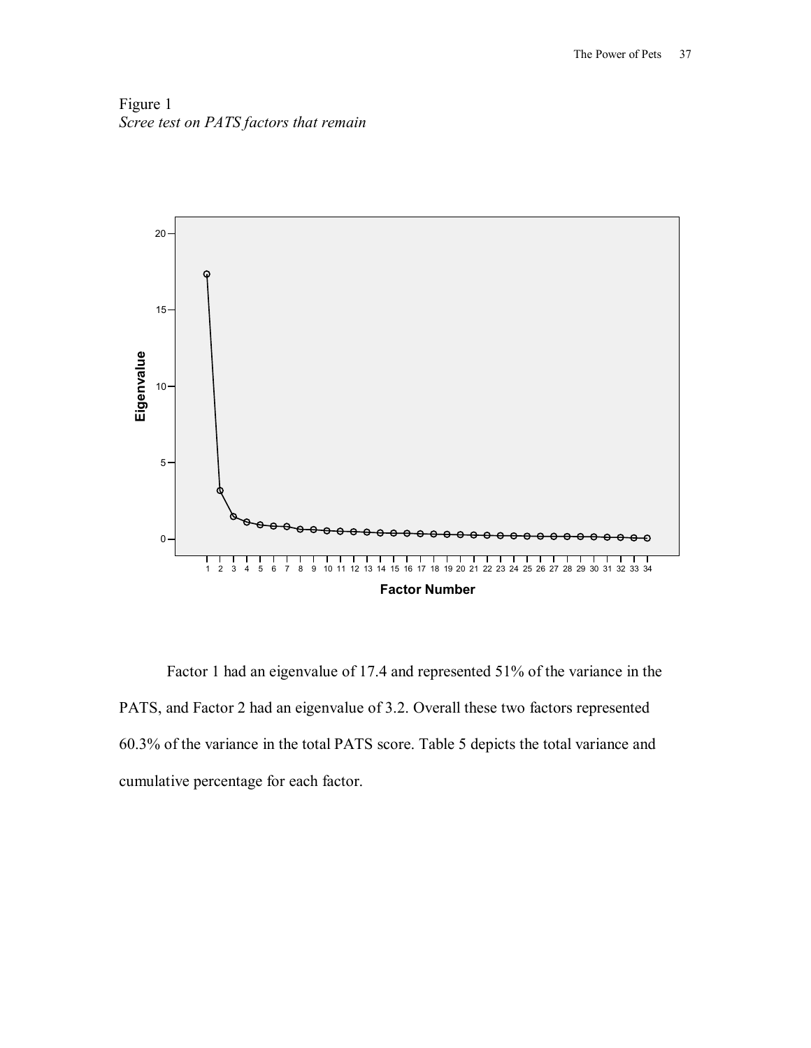Figure 1
*Scree test on PATS factors that remain*

Factor 1 had an eigenvalue of 17.4 and represented 51% of the variance in the PATS, and Factor 2 had an eigenvalue of 3.2. Overall these two factors represented 60.3% of the variance in the total PATS score. Table 5 depicts the total variance and cumulative percentage for each factor.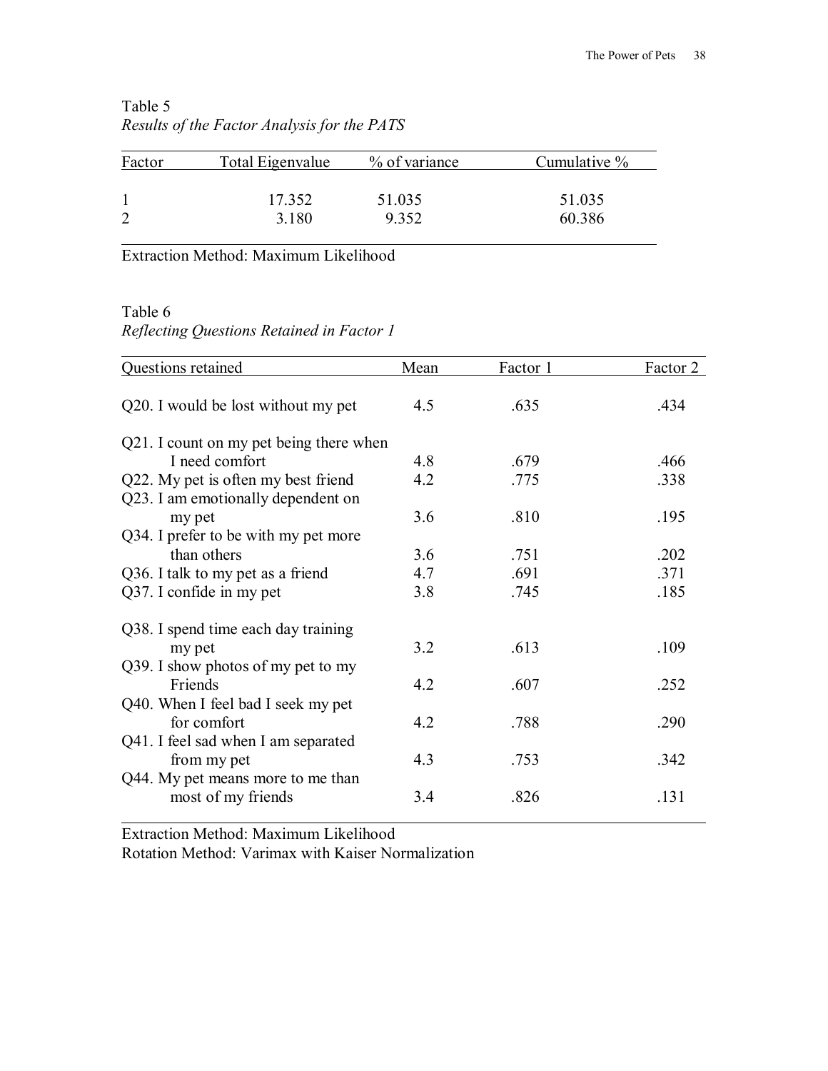Table 5

*Results of the Factor Analysis for the PATS*

| Factor | Total Eigenvalue | % of variance | Cumulative % |
|---|---|---|---|
| 1 | 17.352 | 51.035 | 51.035 |
| 2 | 3.180 | 9.352 | 60.386 |

Extraction Method: Maximum Likelihood

Table 6

*Reflecting Questions Retained in Factor 1*

| Questions retained | Mean | Factor 1 | Factor 2 |
|---|---|---|---|
| Q20. I would be lost without my pet | 4.5 | .635 | .434 |
| Q21. I count on my pet being there when I need comfort | 4.8 | .679 | .466 |
| Q22. My pet is often my best friend | 4.2 | .775 | .338 |
| Q23. I am emotionally dependent on my pet | 3.6 | .810 | .195 |
| Q34. I prefer to be with my pet more than others | 3.6 | .751 | .202 |
| Q36. I talk to my pet as a friend | 4.7 | .691 | .371 |
| Q37. I confide in my pet | 3.8 | .745 | .185 |
| Q38. I spend time each day training my pet | 3.2 | .613 | .109 |
| Q39. I show photos of my pet to my Friends | 4.2 | .607 | .252 |
| Q40. When I feel bad I seek my pet for comfort | 4.2 | .788 | .290 |
| Q41. I feel sad when I am separated from my pet | 4.3 | .753 | .342 |
| Q44. My pet means more to me than most of my friends | 3.4 | .826 | .131 |

Extraction Method: Maximum Likelihood
Rotation Method: Varimax with Kaiser Normalization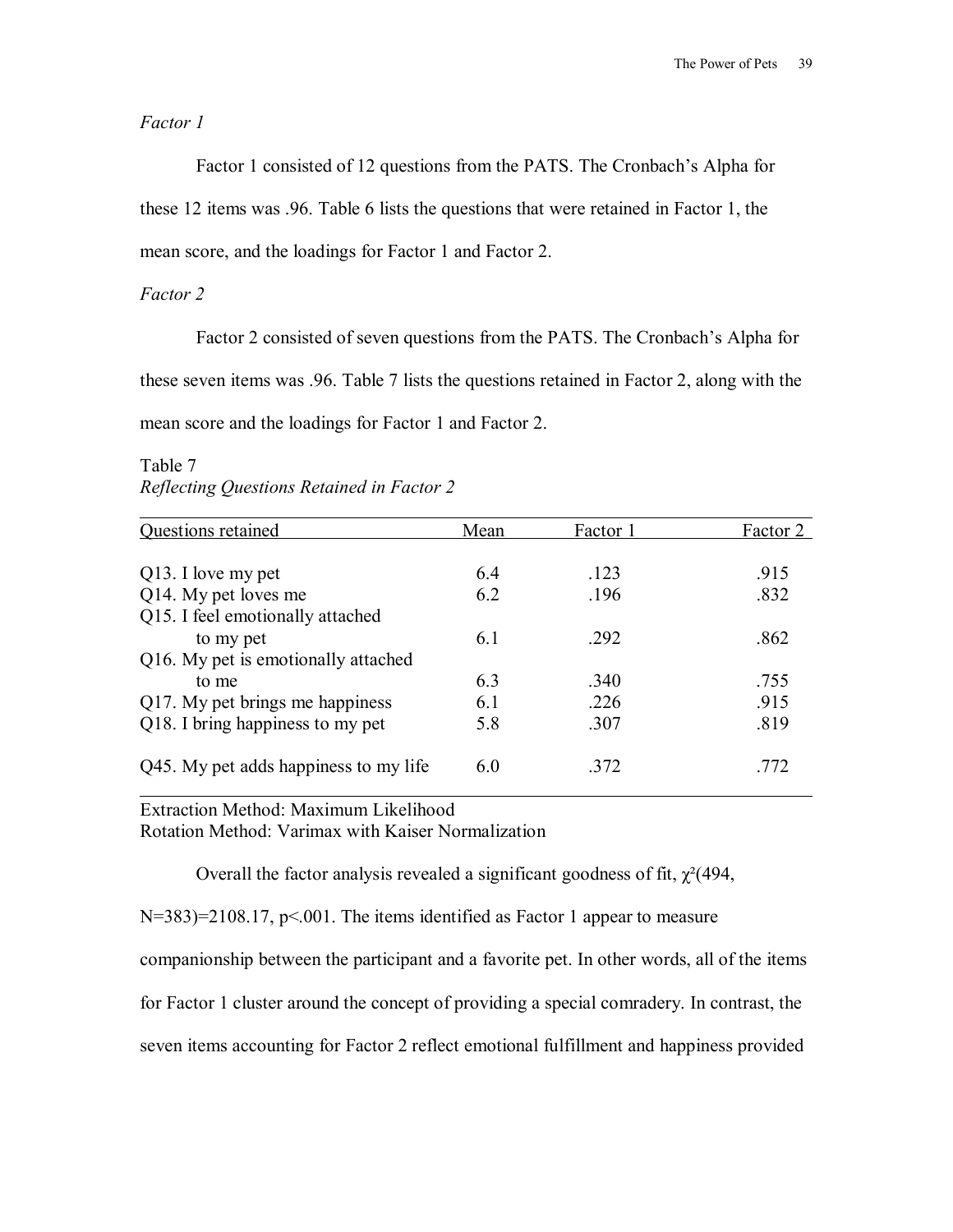*Factor 1*

Factor 1 consisted of 12 questions from the PATS. The Cronbach's Alpha for these 12 items was .96. Table 6 lists the questions that were retained in Factor 1, the mean score, and the loadings for Factor 1 and Factor 2.

*Factor 2*

Factor 2 consisted of seven questions from the PATS. The Cronbach's Alpha for these seven items was .96. Table 7 lists the questions retained in Factor 2, along with the mean score and the loadings for Factor 1 and Factor 2.

Table 7
*Reflecting Questions Retained in Factor 2*

| Questions retained | Mean | Factor 1 | Factor 2 |
|---|---|---|---|
| Q13. I love my pet | 6.4 | .123 | .915 |
| Q14. My pet loves me | 6.2 | .196 | .832 |
| Q15. I feel emotionally attached to my pet | 6.1 | .292 | .862 |
| Q16. My pet is emotionally attached to me | 6.3 | .340 | .755 |
| Q17. My pet brings me happiness | 6.1 | .226 | .915 |
| Q18. I bring happiness to my pet | 5.8 | .307 | .819 |
| Q45. My pet adds happiness to my life | 6.0 | .372 | .772 |

Extraction Method: Maximum Likelihood
Rotation Method: Varimax with Kaiser Normalization

Overall the factor analysis revealed a significant goodness of fit, $\chi^2(494, N=383)=2108.17$, $p<.001$. The items identified as Factor 1 appear to measure companionship between the participant and a favorite pet. In other words, all of the items for Factor 1 cluster around the concept of providing a special comradery. In contrast, the seven items accounting for Factor 2 reflect emotional fulfillment and happiness provided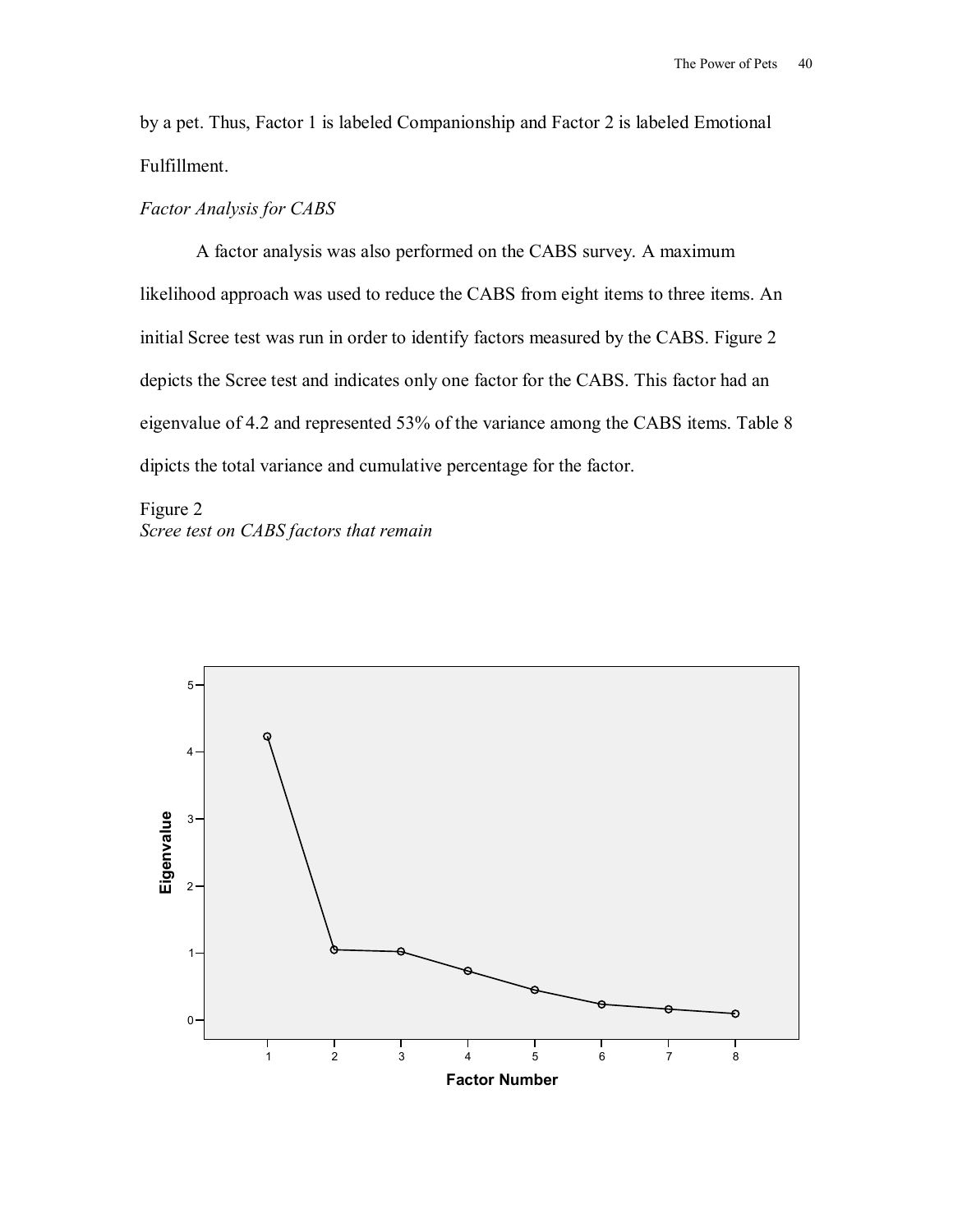by a pet. Thus, Factor 1 is labeled Companionship and Factor 2 is labeled Emotional Fulfillment.

*Factor Analysis for CABS*

A factor analysis was also performed on the CABS survey. A maximum likelihood approach was used to reduce the CABS from eight items to three items. An initial Scree test was run in order to identify factors measured by the CABS. Figure 2 depicts the Scree test and indicates only one factor for the CABS. This factor had an eigenvalue of 4.2 and represented 53% of the variance among the CABS items. Table 8 dipicts the total variance and cumulative percentage for the factor.

Figure 2
*Scree test on CABS factors that remain*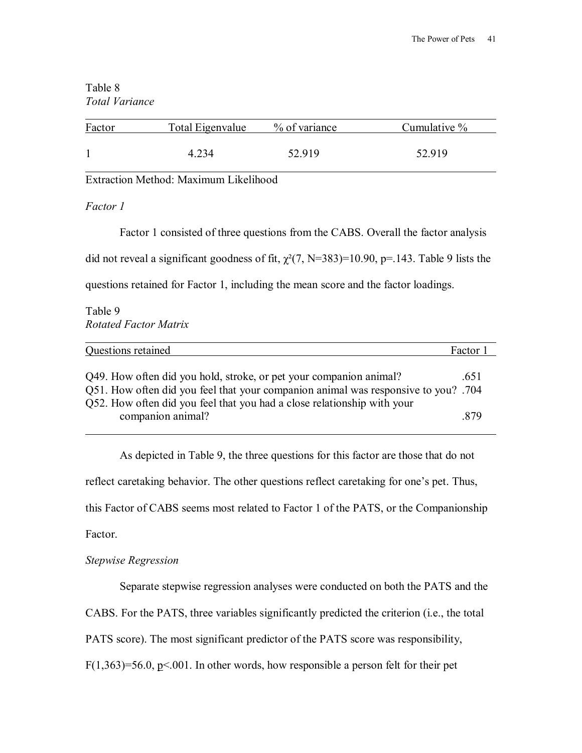Table 8
*Total Variance*

| Factor | Total Eigenvalue | % of variance | Cumulative % |
|---|---|---|---|
| 1 | 4.234 | 52.919 | 52.919 |

Extraction Method: Maximum Likelihood

*Factor 1*

Factor 1 consisted of three questions from the CABS. Overall the factor analysis did not reveal a significant goodness of fit, $\chi^2(7, N=383)=10.90$, $p=.143$. Table 9 lists the questions retained for Factor 1, including the mean score and the factor loadings.

Table 9
*Rotated Factor Matrix*

| Questions retained | Factor 1 |
|---|---|
| Q49. How often did you hold, stroke, or pet your companion animal? | .651 |
| Q51. How often did you feel that your companion animal was responsive to you? | .704 |
| Q52. How often did you feel that you had a close relationship with your companion animal? | .879 |

As depicted in Table 9, the three questions for this factor are those that do not reflect caretaking behavior. The other questions reflect caretaking for one's pet. Thus, this Factor of CABS seems most related to Factor 1 of the PATS, or the Companionship Factor.

*Stepwise Regression*

Separate stepwise regression analyses were conducted on both the PATS and the CABS. For the PATS, three variables significantly predicted the criterion (i.e., the total PATS score). The most significant predictor of the PATS score was responsibility, $F(1,363)=56.0$, $p<.001$. In other words, how responsible a person felt for their pet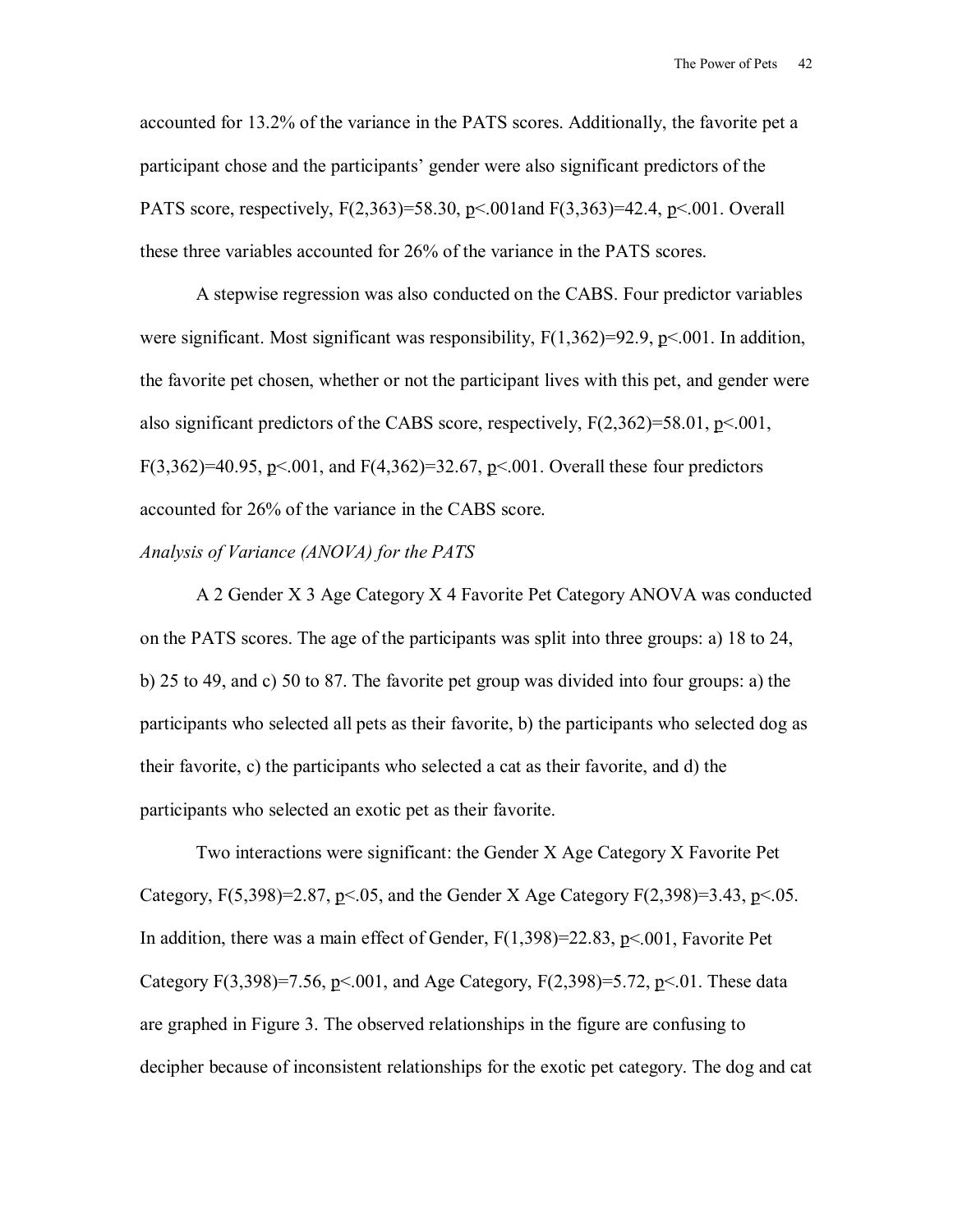accounted for 13.2% of the variance in the PATS scores. Additionally, the favorite pet a participant chose and the participants' gender were also significant predictors of the PATS score, respectively, $F(2,363)=58.30$, $p<.001$and $F(3,363)=42.4$, $p<.001$. Overall these three variables accounted for 26% of the variance in the PATS scores.

A stepwise regression was also conducted on the CABS. Four predictor variables were significant. Most significant was responsibility, $F(1,362)=92.9$, $p<.001$. In addition, the favorite pet chosen, whether or not the participant lives with this pet, and gender were also significant predictors of the CABS score, respectively, $F(2,362)=58.01$, $p<.001$, $F(3,362)=40.95$, $p<.001$, and $F(4,362)=32.67$, $p<.001$. Overall these four predictors accounted for 26% of the variance in the CABS score.

*Analysis of Variance (ANOVA) for the PATS*

A 2 Gender X 3 Age Category X 4 Favorite Pet Category ANOVA was conducted on the PATS scores. The age of the participants was split into three groups: a) 18 to 24, b) 25 to 49, and c) 50 to 87. The favorite pet group was divided into four groups: a) the participants who selected all pets as their favorite, b) the participants who selected dog as their favorite, c) the participants who selected a cat as their favorite, and d) the participants who selected an exotic pet as their favorite.

Two interactions were significant: the Gender X Age Category X Favorite Pet Category, $F(5,398)=2.87$, $p<.05$, and the Gender X Age Category $F(2,398)=3.43$, $p<.05$. In addition, there was a main effect of Gender, $F(1,398)=22.83$, $p<.001$, Favorite Pet Category $F(3,398)=7.56$, $p<.001$, and Age Category, $F(2,398)=5.72$, $p<.01$. These data are graphed in Figure 3. The observed relationships in the figure are confusing to decipher because of inconsistent relationships for the exotic pet category. The dog and cat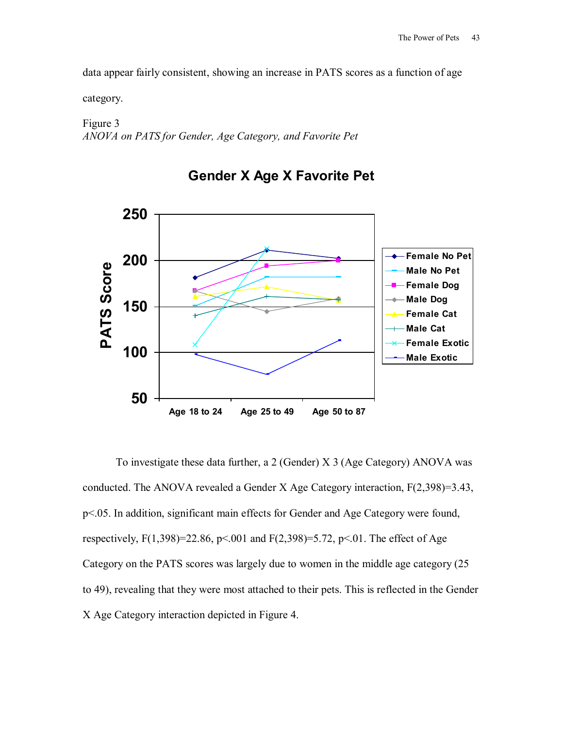data appear fairly consistent, showing an increase in PATS scores as a function of age category.

Figure 3
*ANOVA on PATS for Gender, Age Category, and Favorite Pet*

To investigate these data further, a 2 (Gender) X 3 (Age Category) ANOVA was conducted. The ANOVA revealed a Gender X Age Category interaction, $F(2,398)=3.43$, $p<.05$. In addition, significant main effects for Gender and Age Category were found, respectively, $F(1,398)=22.86$, $p<.001$ and $F(2,398)=5.72$, $p<.01$. The effect of Age Category on the PATS scores was largely due to women in the middle age category (25 to 49), revealing that they were most attached to their pets. This is reflected in the Gender X Age Category interaction depicted in Figure 4.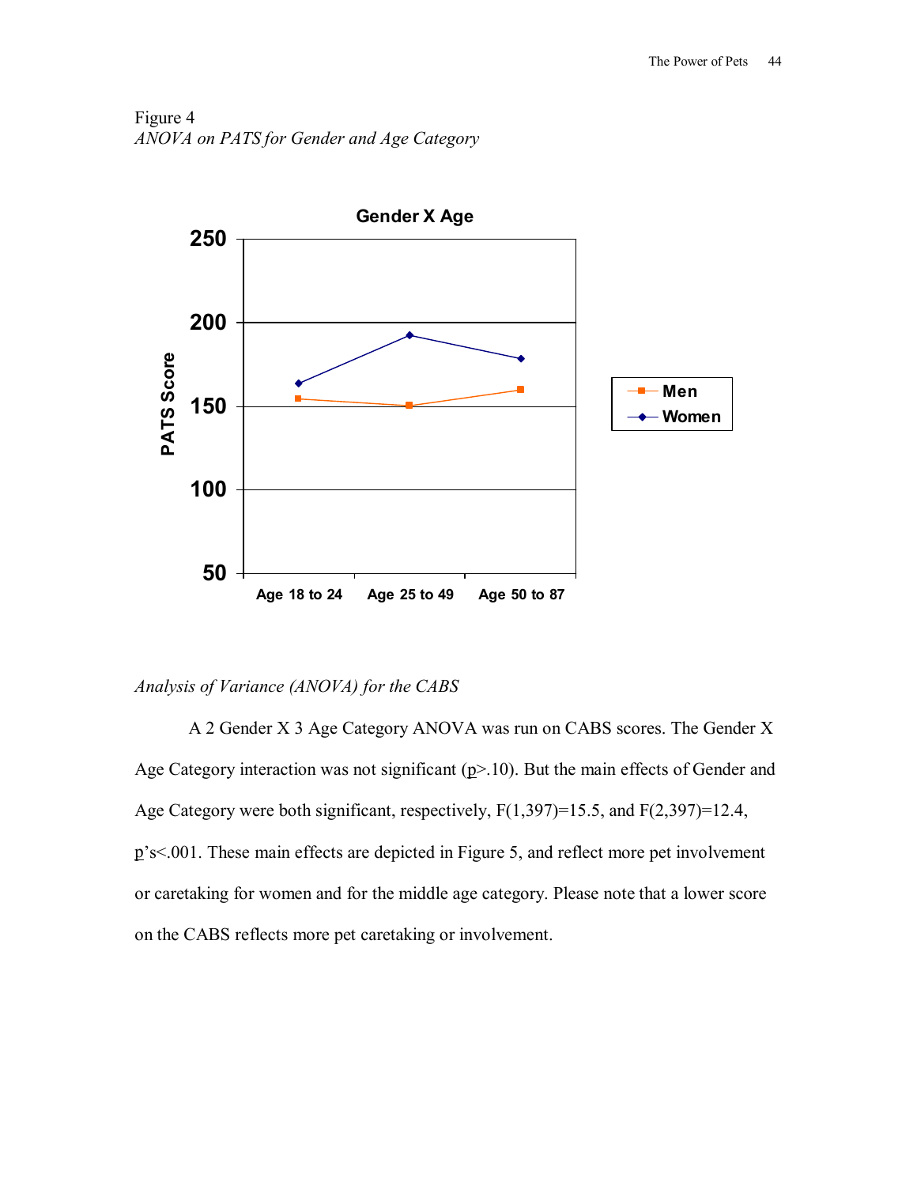Figure 4

*ANOVA on PATS for Gender and Age Category*

*Analysis of Variance (ANOVA) for the CABS*

A 2 Gender X 3 Age Category ANOVA was run on CABS scores. The Gender X Age Category interaction was not significant ($p > .10$). But the main effects of Gender and Age Category were both significant, respectively, $F(1,397)=15.5$, and $F(2,397)=12.4$, $p$'s$<.001$. These main effects are depicted in Figure 5, and reflect more pet involvement or caretaking for women and for the middle age category. Please note that a lower score on the CABS reflects more pet caretaking or involvement.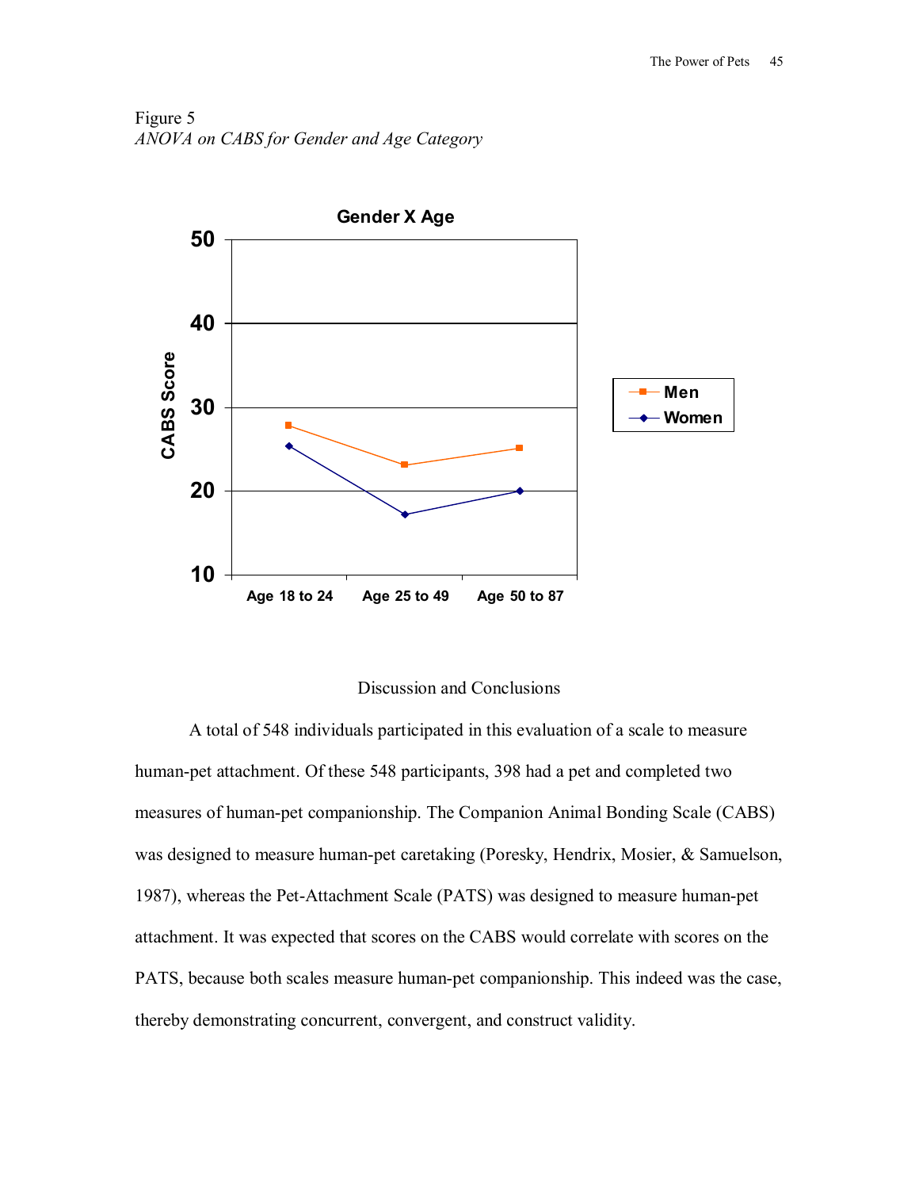Figure 5
*ANOVA on CABS for Gender and Age Category*

## Discussion and Conclusions

A total of 548 individuals participated in this evaluation of a scale to measure human-pet attachment. Of these 548 participants, 398 had a pet and completed two measures of human-pet companionship. The Companion Animal Bonding Scale (CABS) was designed to measure human-pet caretaking (Poresky, Hendrix, Mosier, & Samuelson, 1987), whereas the Pet-Attachment Scale (PATS) was designed to measure human-pet attachment. It was expected that scores on the CABS would correlate with scores on the PATS, because both scales measure human-pet companionship. This indeed was the case, thereby demonstrating concurrent, convergent, and construct validity.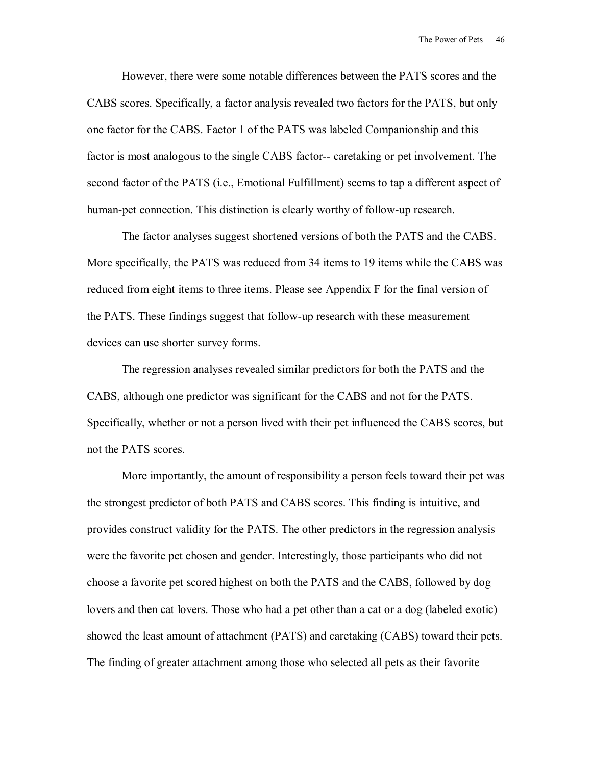However, there were some notable differences between the PATS scores and the CABS scores. Specifically, a factor analysis revealed two factors for the PATS, but only one factor for the CABS. Factor 1 of the PATS was labeled Companionship and this factor is most analogous to the single CABS factor-- caretaking or pet involvement. The second factor of the PATS (i.e., Emotional Fulfillment) seems to tap a different aspect of human-pet connection. This distinction is clearly worthy of follow-up research.

The factor analyses suggest shortened versions of both the PATS and the CABS. More specifically, the PATS was reduced from 34 items to 19 items while the CABS was reduced from eight items to three items. Please see Appendix F for the final version of the PATS. These findings suggest that follow-up research with these measurement devices can use shorter survey forms.

The regression analyses revealed similar predictors for both the PATS and the CABS, although one predictor was significant for the CABS and not for the PATS. Specifically, whether or not a person lived with their pet influenced the CABS scores, but not the PATS scores.

More importantly, the amount of responsibility a person feels toward their pet was the strongest predictor of both PATS and CABS scores. This finding is intuitive, and provides construct validity for the PATS. The other predictors in the regression analysis were the favorite pet chosen and gender. Interestingly, those participants who did not choose a favorite pet scored highest on both the PATS and the CABS, followed by dog lovers and then cat lovers. Those who had a pet other than a cat or a dog (labeled exotic) showed the least amount of attachment (PATS) and caretaking (CABS) toward their pets. The finding of greater attachment among those who selected all pets as their favorite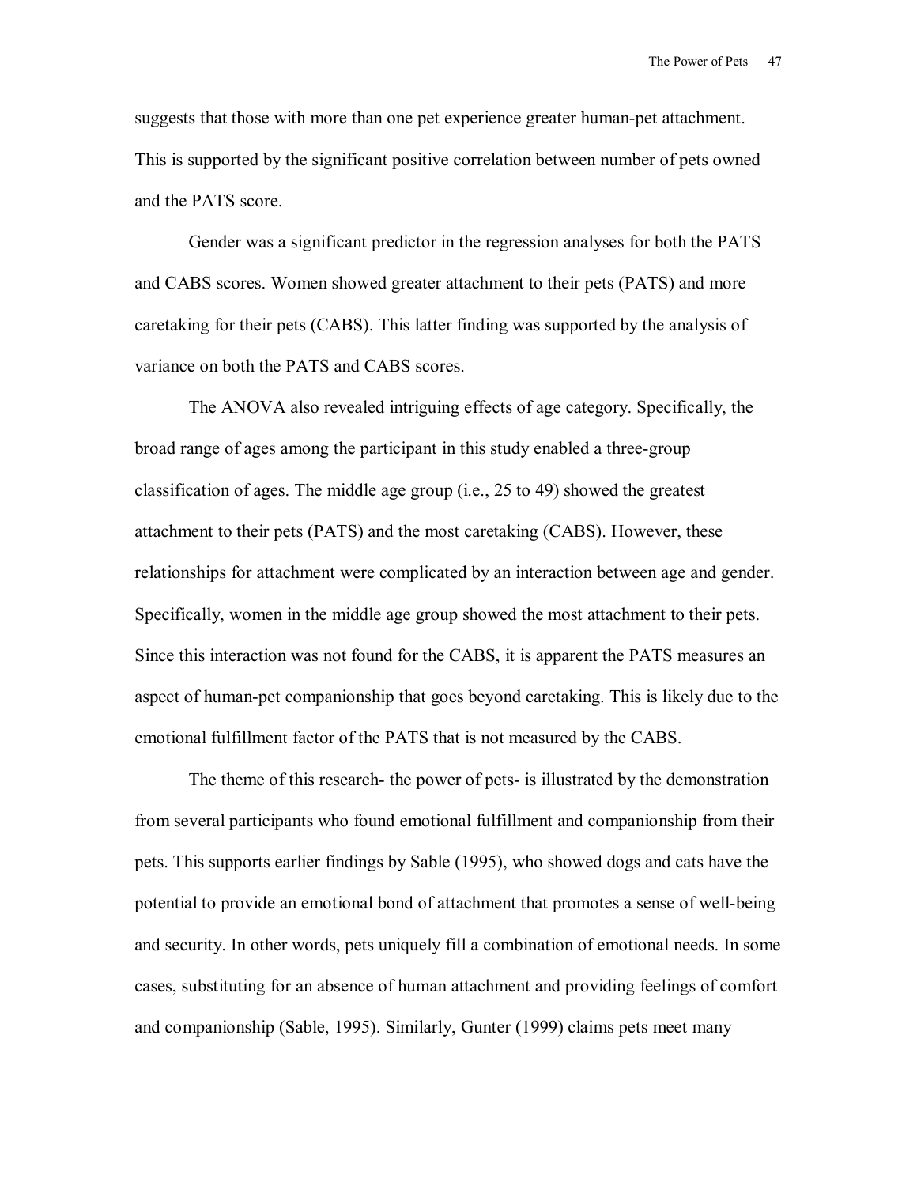suggests that those with more than one pet experience greater human-pet attachment. This is supported by the significant positive correlation between number of pets owned and the PATS score.

Gender was a significant predictor in the regression analyses for both the PATS and CABS scores. Women showed greater attachment to their pets (PATS) and more caretaking for their pets (CABS). This latter finding was supported by the analysis of variance on both the PATS and CABS scores.

The ANOVA also revealed intriguing effects of age category. Specifically, the broad range of ages among the participant in this study enabled a three-group classification of ages. The middle age group (i.e., 25 to 49) showed the greatest attachment to their pets (PATS) and the most caretaking (CABS). However, these relationships for attachment were complicated by an interaction between age and gender. Specifically, women in the middle age group showed the most attachment to their pets. Since this interaction was not found for the CABS, it is apparent the PATS measures an aspect of human-pet companionship that goes beyond caretaking. This is likely due to the emotional fulfillment factor of the PATS that is not measured by the CABS.

The theme of this research- the power of pets- is illustrated by the demonstration from several participants who found emotional fulfillment and companionship from their pets. This supports earlier findings by Sable (1995), who showed dogs and cats have the potential to provide an emotional bond of attachment that promotes a sense of well-being and security. In other words, pets uniquely fill a combination of emotional needs. In some cases, substituting for an absence of human attachment and providing feelings of comfort and companionship (Sable, 1995). Similarly, Gunter (1999) claims pets meet many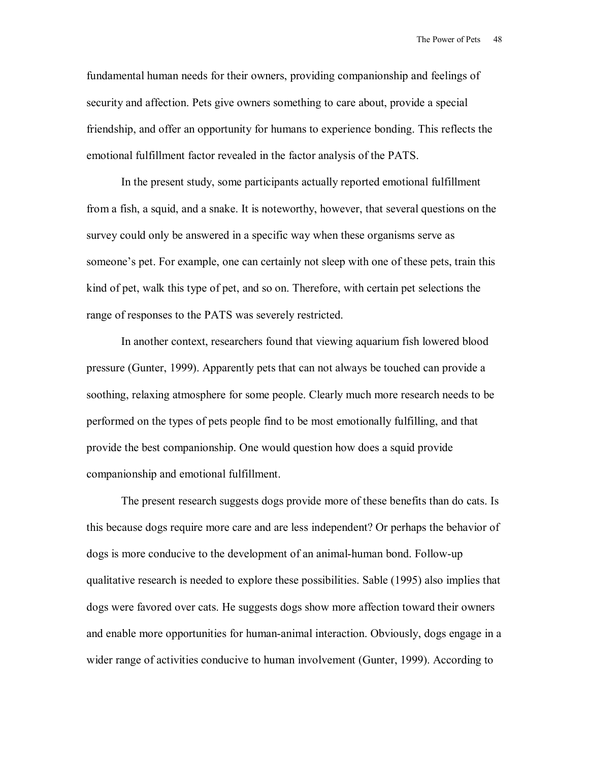fundamental human needs for their owners, providing companionship and feelings of security and affection. Pets give owners something to care about, provide a special friendship, and offer an opportunity for humans to experience bonding. This reflects the emotional fulfillment factor revealed in the factor analysis of the PATS.

In the present study, some participants actually reported emotional fulfillment from a fish, a squid, and a snake. It is noteworthy, however, that several questions on the survey could only be answered in a specific way when these organisms serve as someone's pet. For example, one can certainly not sleep with one of these pets, train this kind of pet, walk this type of pet, and so on. Therefore, with certain pet selections the range of responses to the PATS was severely restricted.

In another context, researchers found that viewing aquarium fish lowered blood pressure (Gunter, 1999). Apparently pets that can not always be touched can provide a soothing, relaxing atmosphere for some people. Clearly much more research needs to be performed on the types of pets people find to be most emotionally fulfilling, and that provide the best companionship. One would question how does a squid provide companionship and emotional fulfillment.

The present research suggests dogs provide more of these benefits than do cats. Is this because dogs require more care and are less independent? Or perhaps the behavior of dogs is more conducive to the development of an animal-human bond. Follow-up qualitative research is needed to explore these possibilities. Sable (1995) also implies that dogs were favored over cats. He suggests dogs show more affection toward their owners and enable more opportunities for human-animal interaction. Obviously, dogs engage in a wider range of activities conducive to human involvement (Gunter, 1999). According to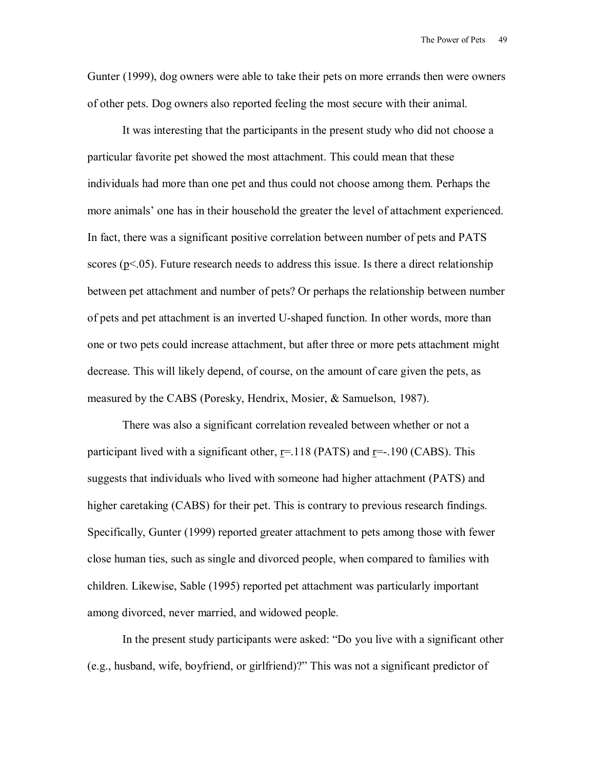Gunter (1999), dog owners were able to take their pets on more errands then were owners of other pets. Dog owners also reported feeling the most secure with their animal.

It was interesting that the participants in the present study who did not choose a particular favorite pet showed the most attachment. This could mean that these individuals had more than one pet and thus could not choose among them. Perhaps the more animals' one has in their household the greater the level of attachment experienced. In fact, there was a significant positive correlation between number of pets and PATS scores ($p<.05$). Future research needs to address this issue. Is there a direct relationship between pet attachment and number of pets? Or perhaps the relationship between number of pets and pet attachment is an inverted U-shaped function. In other words, more than one or two pets could increase attachment, but after three or more pets attachment might decrease. This will likely depend, of course, on the amount of care given the pets, as measured by the CABS (Poresky, Hendrix, Mosier, & Samuelson, 1987).

There was also a significant correlation revealed between whether or not a participant lived with a significant other, $r=.118$ (PATS) and $r=-.190$ (CABS). This suggests that individuals who lived with someone had higher attachment (PATS) and higher caretaking (CABS) for their pet. This is contrary to previous research findings. Specifically, Gunter (1999) reported greater attachment to pets among those with fewer close human ties, such as single and divorced people, when compared to families with children. Likewise, Sable (1995) reported pet attachment was particularly important among divorced, never married, and widowed people.

In the present study participants were asked: "Do you live with a significant other (e.g., husband, wife, boyfriend, or girlfriend)?" This was not a significant predictor of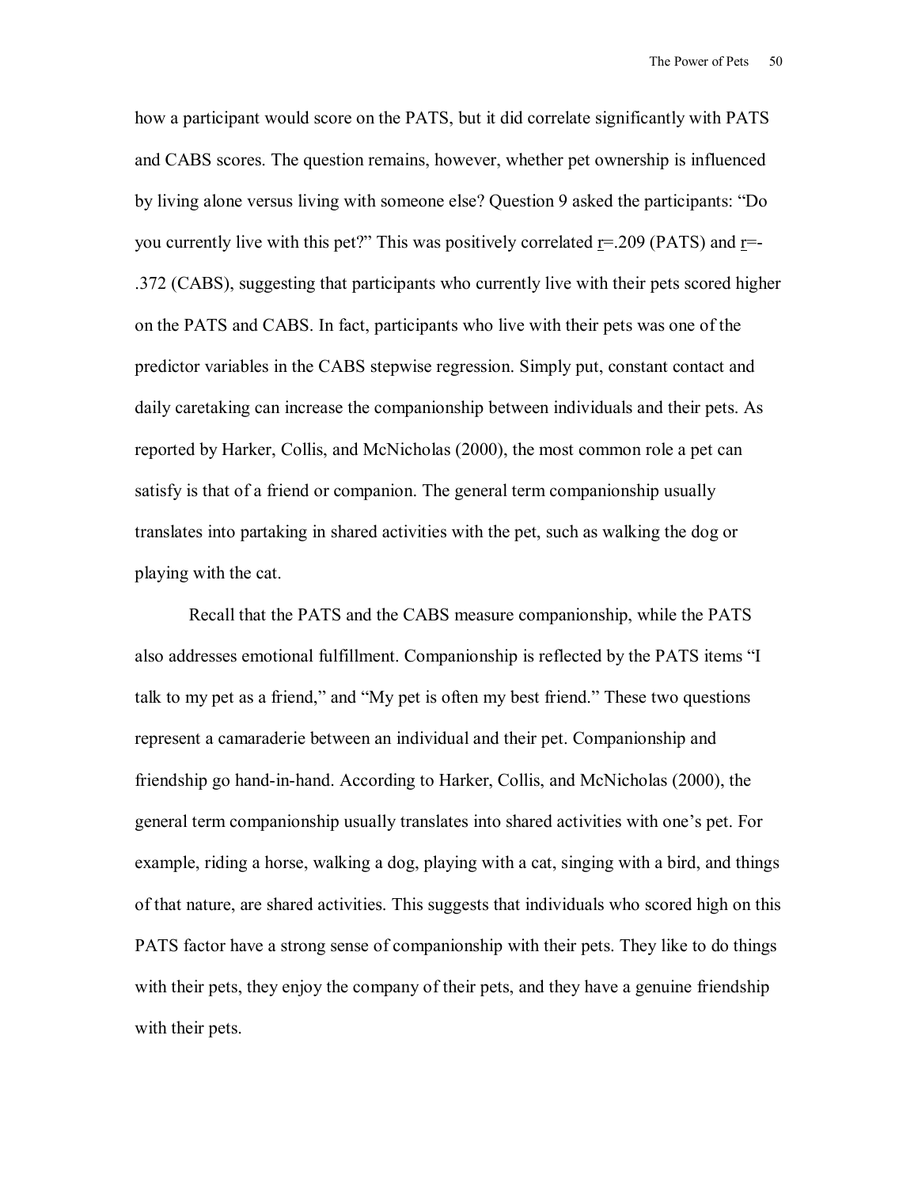how a participant would score on the PATS, but it did correlate significantly with PATS and CABS scores. The question remains, however, whether pet ownership is influenced by living alone versus living with someone else? Question 9 asked the participants: "Do you currently live with this pet?" This was positively correlated $r=.209$ (PATS) and $r=-.372$ (CABS), suggesting that participants who currently live with their pets scored higher on the PATS and CABS. In fact, participants who live with their pets was one of the predictor variables in the CABS stepwise regression. Simply put, constant contact and daily caretaking can increase the companionship between individuals and their pets. As reported by Harker, Collis, and McNicholas (2000), the most common role a pet can satisfy is that of a friend or companion. The general term companionship usually translates into partaking in shared activities with the pet, such as walking the dog or playing with the cat.

Recall that the PATS and the CABS measure companionship, while the PATS also addresses emotional fulfillment. Companionship is reflected by the PATS items "I talk to my pet as a friend," and "My pet is often my best friend." These two questions represent a camaraderie between an individual and their pet. Companionship and friendship go hand-in-hand. According to Harker, Collis, and McNicholas (2000), the general term companionship usually translates into shared activities with one's pet. For example, riding a horse, walking a dog, playing with a cat, singing with a bird, and things of that nature, are shared activities. This suggests that individuals who scored high on this PATS factor have a strong sense of companionship with their pets. They like to do things with their pets, they enjoy the company of their pets, and they have a genuine friendship with their pets.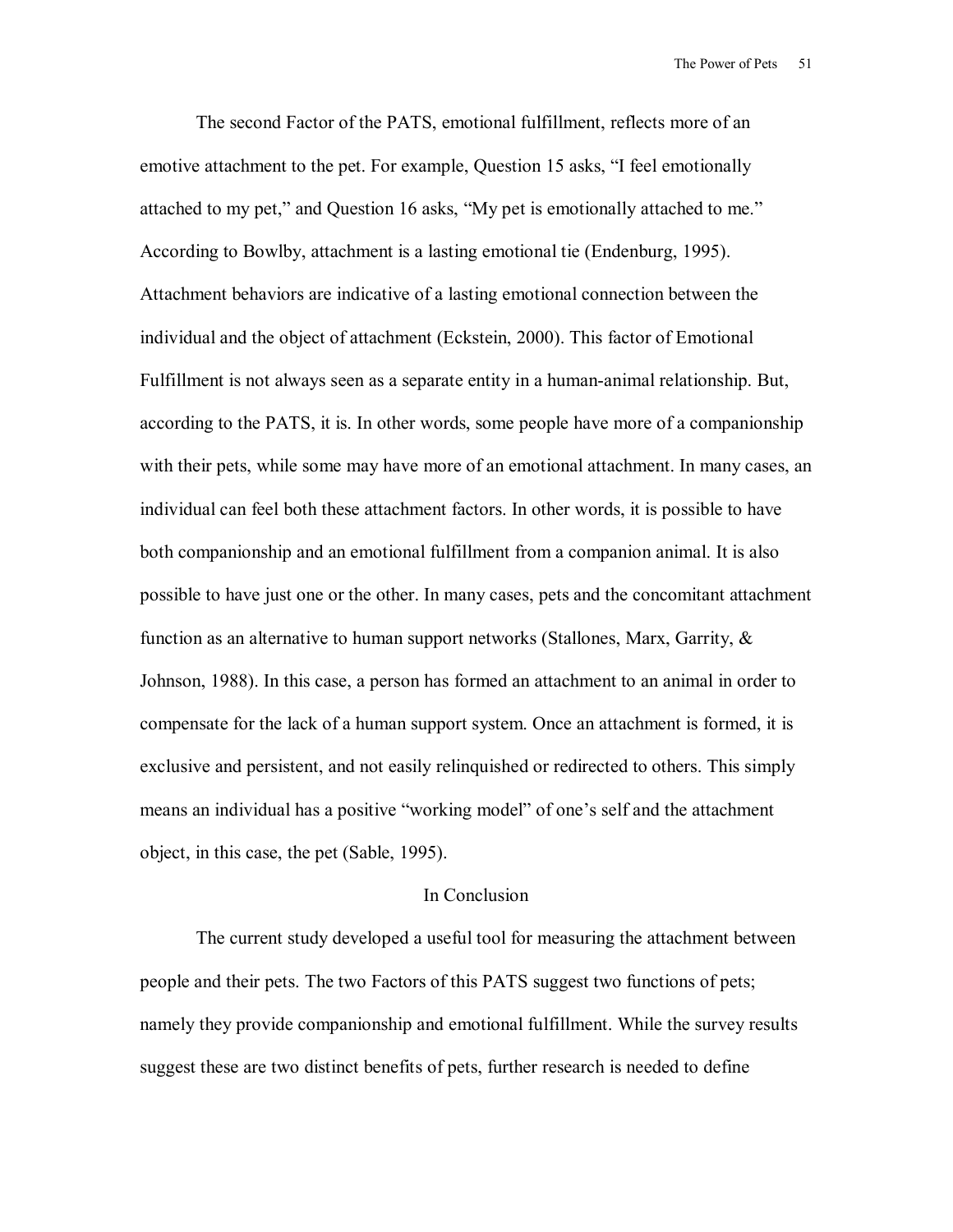The second Factor of the PATS, emotional fulfillment, reflects more of an emotive attachment to the pet. For example, Question 15 asks, "I feel emotionally attached to my pet," and Question 16 asks, "My pet is emotionally attached to me." According to Bowlby, attachment is a lasting emotional tie (Endenburg, 1995). Attachment behaviors are indicative of a lasting emotional connection between the individual and the object of attachment (Eckstein, 2000). This factor of Emotional Fulfillment is not always seen as a separate entity in a human-animal relationship. But, according to the PATS, it is. In other words, some people have more of a companionship with their pets, while some may have more of an emotional attachment. In many cases, an individual can feel both these attachment factors. In other words, it is possible to have both companionship and an emotional fulfillment from a companion animal. It is also possible to have just one or the other. In many cases, pets and the concomitant attachment function as an alternative to human support networks (Stallones, Marx, Garrity, & Johnson, 1988). In this case, a person has formed an attachment to an animal in order to compensate for the lack of a human support system. Once an attachment is formed, it is exclusive and persistent, and not easily relinquished or redirected to others. This simply means an individual has a positive "working model" of one's self and the attachment object, in this case, the pet (Sable, 1995).

## In Conclusion

The current study developed a useful tool for measuring the attachment between people and their pets. The two Factors of this PATS suggest two functions of pets; namely they provide companionship and emotional fulfillment. While the survey results suggest these are two distinct benefits of pets, further research is needed to define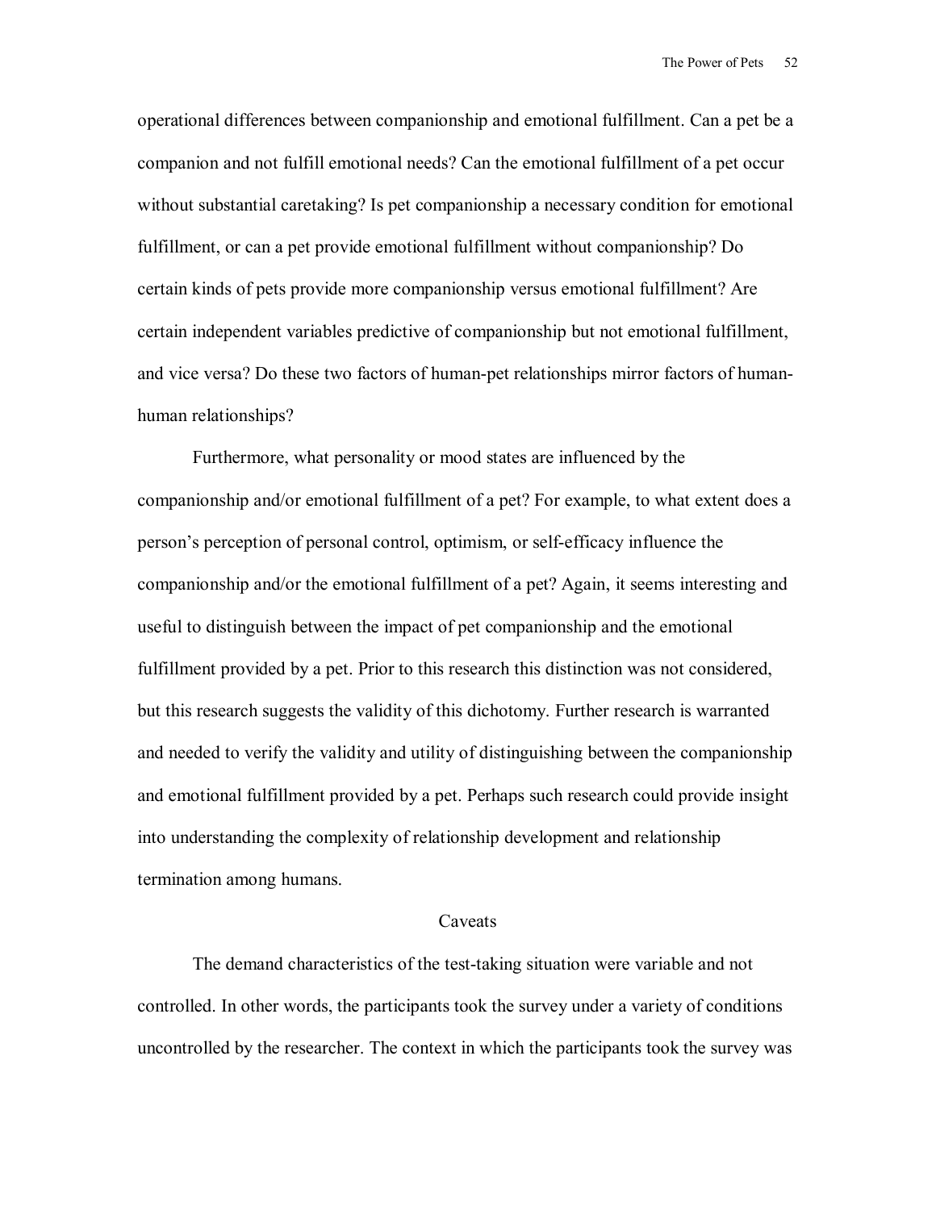operational differences between companionship and emotional fulfillment. Can a pet be a companion and not fulfill emotional needs? Can the emotional fulfillment of a pet occur without substantial caretaking? Is pet companionship a necessary condition for emotional fulfillment, or can a pet provide emotional fulfillment without companionship? Do certain kinds of pets provide more companionship versus emotional fulfillment? Are certain independent variables predictive of companionship but not emotional fulfillment, and vice versa? Do these two factors of human-pet relationships mirror factors of human-human relationships?

Furthermore, what personality or mood states are influenced by the companionship and/or emotional fulfillment of a pet? For example, to what extent does a person's perception of personal control, optimism, or self-efficacy influence the companionship and/or the emotional fulfillment of a pet? Again, it seems interesting and useful to distinguish between the impact of pet companionship and the emotional fulfillment provided by a pet. Prior to this research this distinction was not considered, but this research suggests the validity of this dichotomy. Further research is warranted and needed to verify the validity and utility of distinguishing between the companionship and emotional fulfillment provided by a pet. Perhaps such research could provide insight into understanding the complexity of relationship development and relationship termination among humans.

## Caveats

The demand characteristics of the test-taking situation were variable and not controlled. In other words, the participants took the survey under a variety of conditions uncontrolled by the researcher. The context in which the participants took the survey was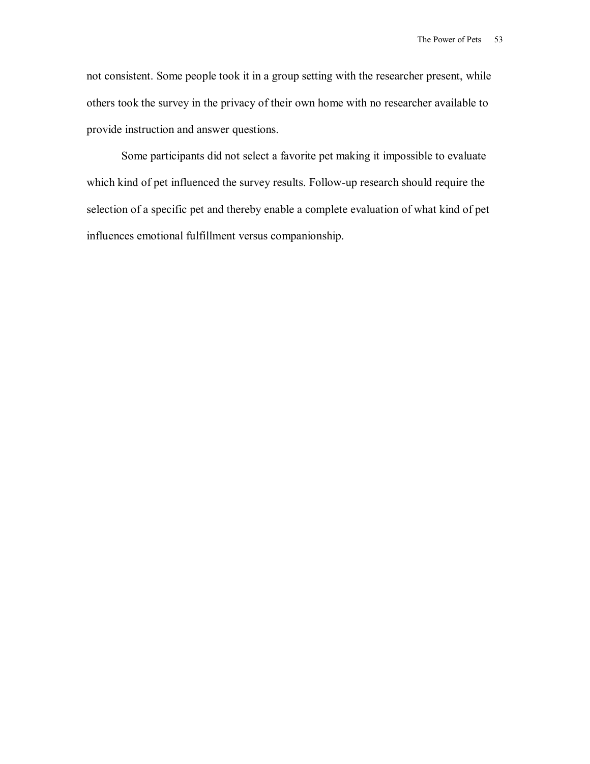not consistent. Some people took it in a group setting with the researcher present, while others took the survey in the privacy of their own home with no researcher available to provide instruction and answer questions.

Some participants did not select a favorite pet making it impossible to evaluate which kind of pet influenced the survey results. Follow-up research should require the selection of a specific pet and thereby enable a complete evaluation of what kind of pet influences emotional fulfillment versus companionship.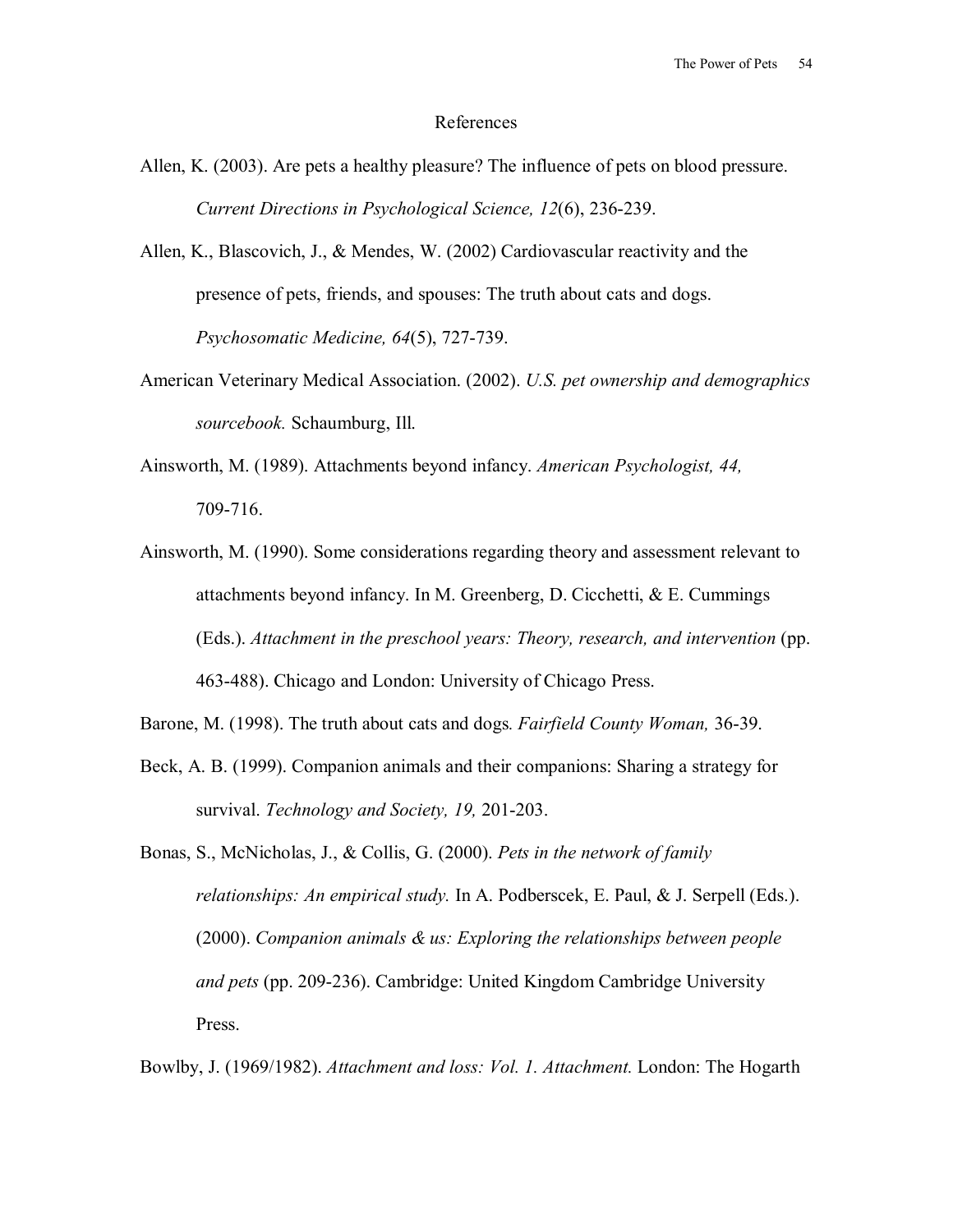# References

Allen, K. (2003). Are pets a healthy pleasure? The influence of pets on blood pressure. *Current Directions in Psychological Science, 12*(6), 236-239.

Allen, K., Blascovich, J., & Mendes, W. (2002) Cardiovascular reactivity and the presence of pets, friends, and spouses: The truth about cats and dogs. *Psychosomatic Medicine, 64*(5), 727-739.

American Veterinary Medical Association. (2002). *U.S. pet ownership and demographics sourcebook.* Schaumburg, Ill.

Ainsworth, M. (1989). Attachments beyond infancy. *American Psychologist, 44,* 709-716.

Ainsworth, M. (1990). Some considerations regarding theory and assessment relevant to attachments beyond infancy. In M. Greenberg, D. Cicchetti, & E. Cummings (Eds.). *Attachment in the preschool years: Theory, research, and intervention* (pp. 463-488). Chicago and London: University of Chicago Press.

Barone, M. (1998). The truth about cats and dogs*. Fairfield County Woman,* 36-39.

Beck, A. B. (1999). Companion animals and their companions: Sharing a strategy for survival. *Technology and Society, 19,* 201-203.

Bonas, S., McNicholas, J., & Collis, G. (2000). *Pets in the network of family relationships: An empirical study.* In A. Podberscek, E. Paul, & J. Serpell (Eds.). (2000). *Companion animals & us: Exploring the relationships between people and pets* (pp. 209-236). Cambridge: United Kingdom Cambridge University Press.

Bowlby, J. (1969/1982). *Attachment and loss: Vol. 1. Attachment.* London: The Hogarth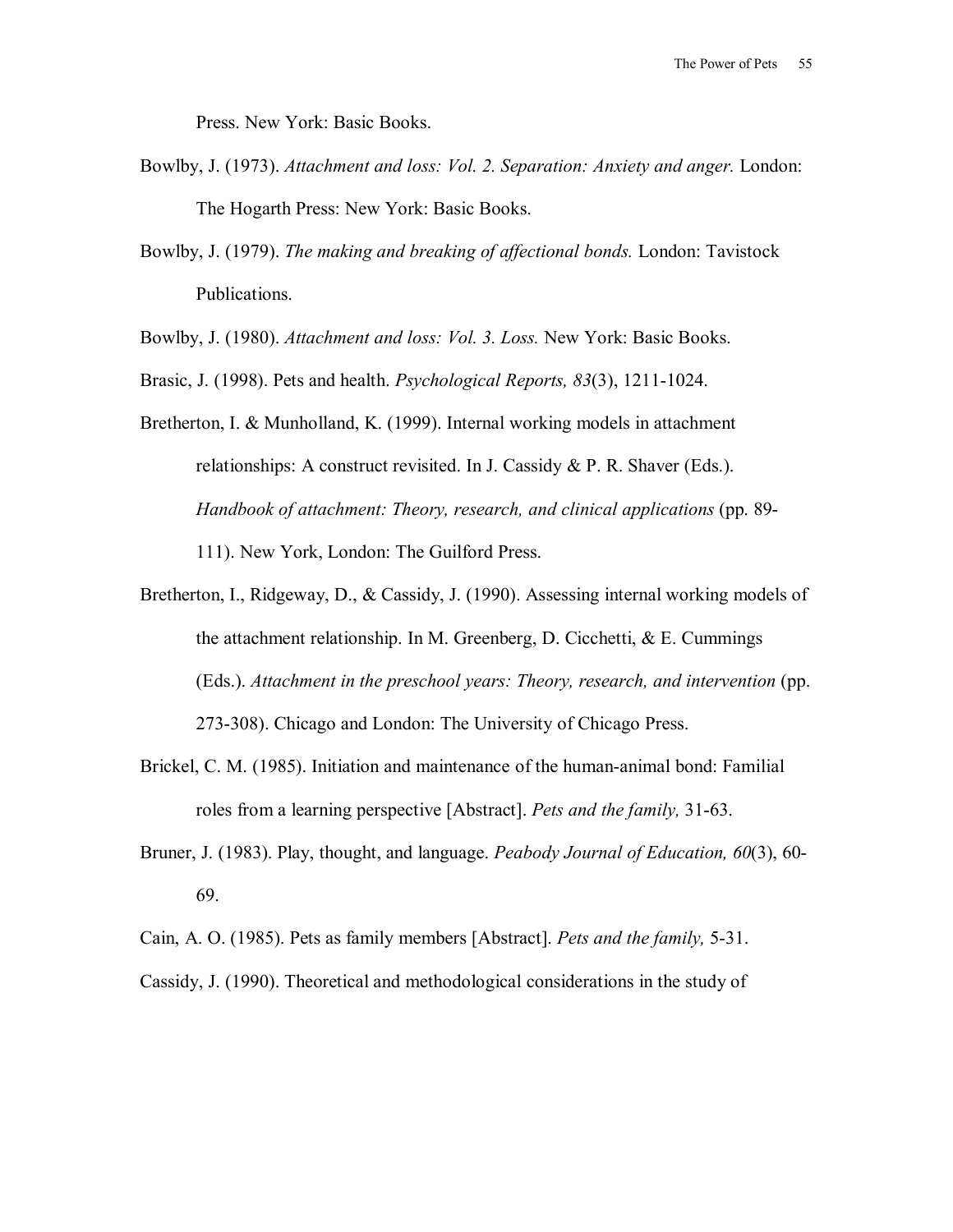Press. New York: Basic Books.

Bowlby, J. (1973). *Attachment and loss: Vol. 2. Separation: Anxiety and anger.* London: The Hogarth Press: New York: Basic Books.

Bowlby, J. (1979). *The making and breaking of affectional bonds.* London: Tavistock Publications.

Bowlby, J. (1980). *Attachment and loss: Vol. 3. Loss.* New York: Basic Books.

Brasic, J. (1998). Pets and health. *Psychological Reports, 83*(3), 1211-1024.

Bretherton, I. & Munholland, K. (1999). Internal working models in attachment relationships: A construct revisited. In J. Cassidy & P. R. Shaver (Eds.). *Handbook of attachment: Theory, research, and clinical applications* (pp. 89-111). New York, London: The Guilford Press.

Bretherton, I., Ridgeway, D., & Cassidy, J. (1990). Assessing internal working models of the attachment relationship. In M. Greenberg, D. Cicchetti, & E. Cummings (Eds.). *Attachment in the preschool years: Theory, research, and intervention* (pp. 273-308). Chicago and London: The University of Chicago Press.

Brickel, C. M. (1985). Initiation and maintenance of the human-animal bond: Familial roles from a learning perspective [Abstract]. *Pets and the family,* 31-63.

Bruner, J. (1983). Play, thought, and language. *Peabody Journal of Education, 60*(3), 60-69.

Cain, A. O. (1985). Pets as family members [Abstract]. *Pets and the family,* 5-31.

Cassidy, J. (1990). Theoretical and methodological considerations in the study of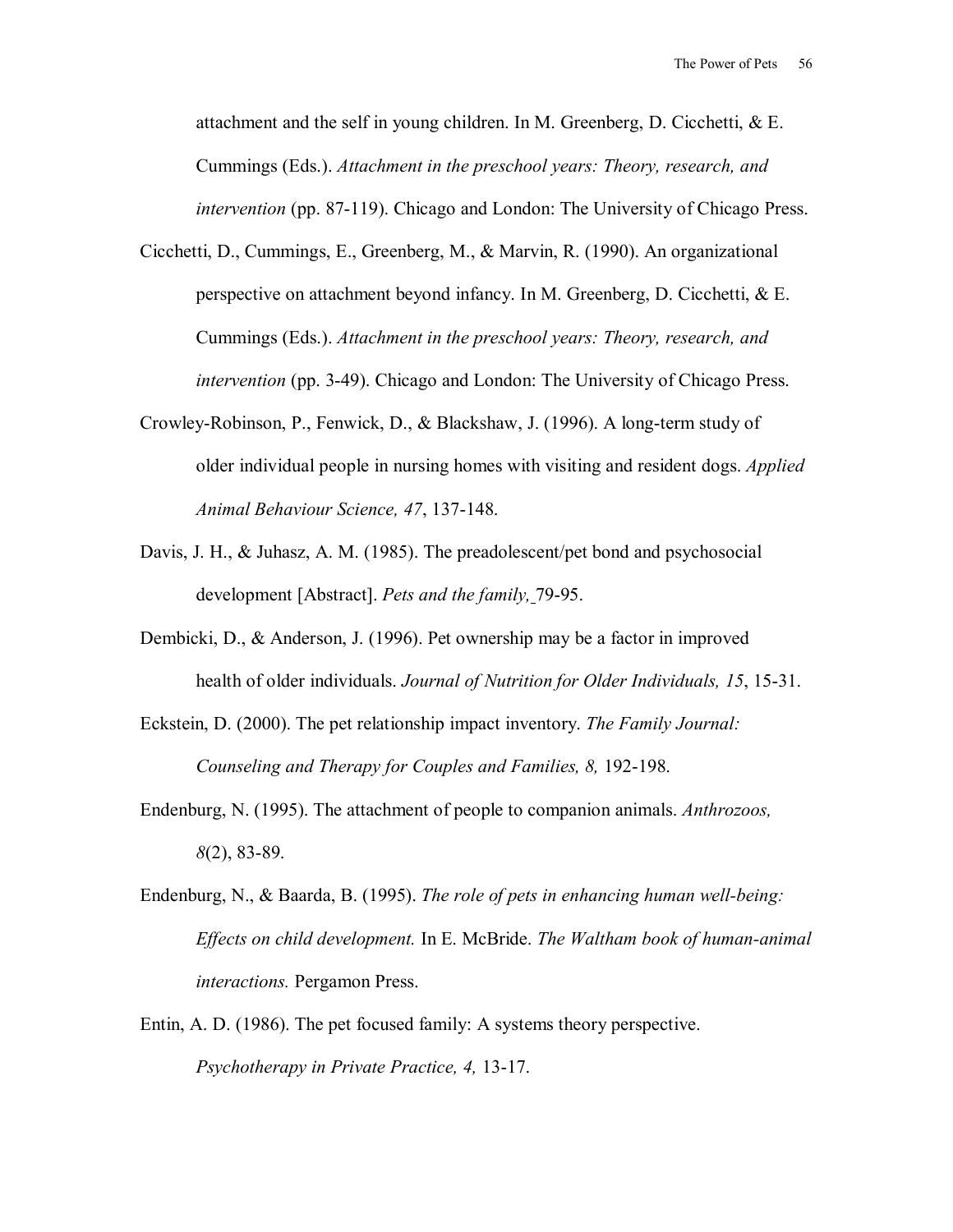attachment and the self in young children. In M. Greenberg, D. Cicchetti, & E. Cummings (Eds.). *Attachment in the preschool years: Theory, research, and intervention* (pp. 87-119). Chicago and London: The University of Chicago Press.

Cicchetti, D., Cummings, E., Greenberg, M., & Marvin, R. (1990). An organizational perspective on attachment beyond infancy. In M. Greenberg, D. Cicchetti, & E. Cummings (Eds.). *Attachment in the preschool years: Theory, research, and intervention* (pp. 3-49). Chicago and London: The University of Chicago Press.

Crowley-Robinson, P., Fenwick, D., & Blackshaw, J. (1996). A long-term study of older individual people in nursing homes with visiting and resident dogs. *Applied Animal Behaviour Science, 47*, 137-148.

Davis, J. H., & Juhasz, A. M. (1985). The preadolescent/pet bond and psychosocial development [Abstract]. *Pets and the family,* 79-95.

Dembicki, D., & Anderson, J. (1996). Pet ownership may be a factor in improved health of older individuals. *Journal of Nutrition for Older Individuals, 15*, 15-31.

Eckstein, D. (2000). The pet relationship impact inventory. *The Family Journal: Counseling and Therapy for Couples and Families, 8,* 192-198.

Endenburg, N. (1995). The attachment of people to companion animals. *Anthrozoos, 8*(2), 83-89.

Endenburg, N., & Baarda, B. (1995). *The role of pets in enhancing human well-being: Effects on child development.* In E. McBride. *The Waltham book of human-animal interactions.* Pergamon Press.

Entin, A. D. (1986). The pet focused family: A systems theory perspective. *Psychotherapy in Private Practice, 4,* 13-17.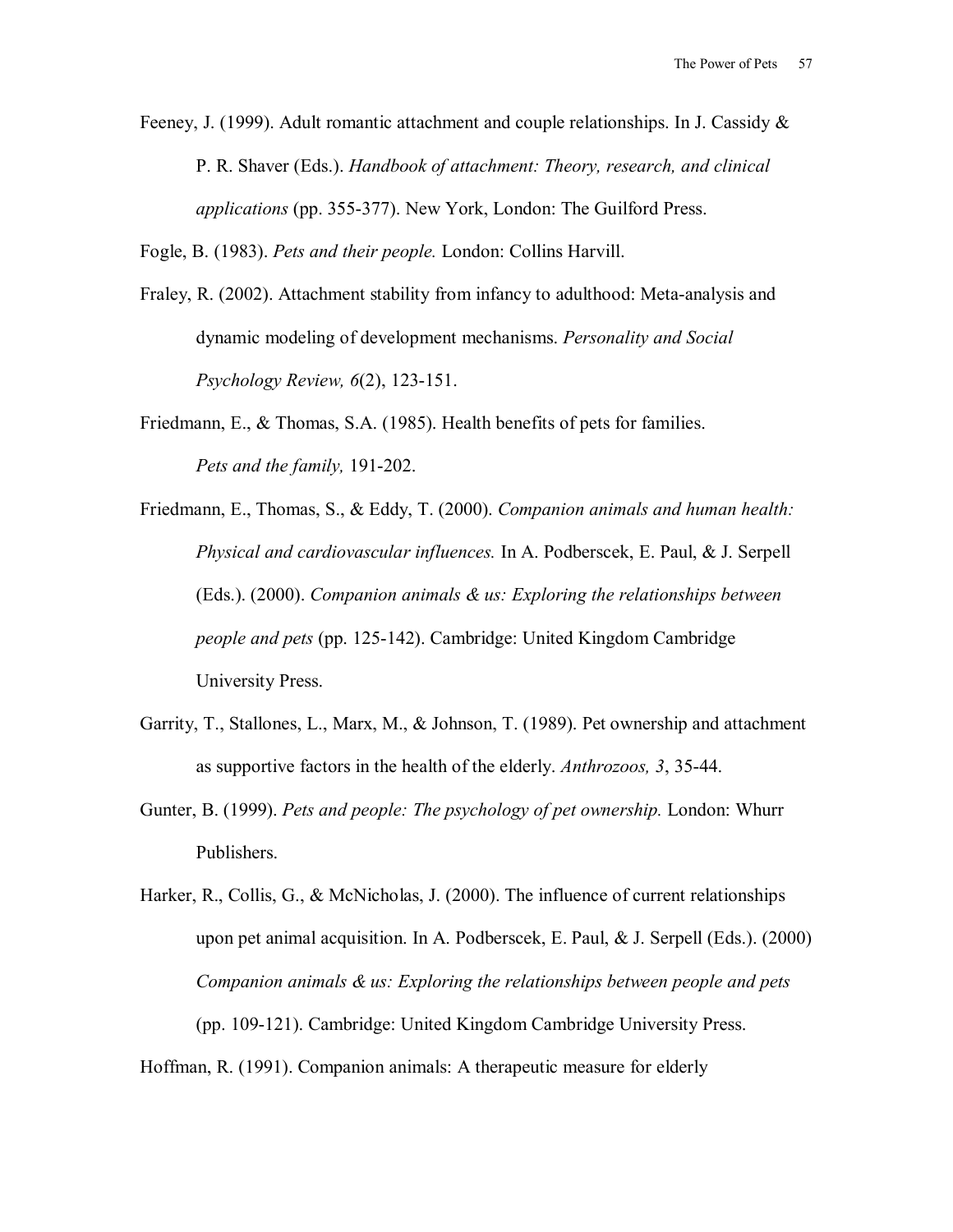Feeney, J. (1999). Adult romantic attachment and couple relationships. In J. Cassidy & P. R. Shaver (Eds.). *Handbook of attachment: Theory, research, and clinical applications* (pp. 355-377). New York, London: The Guilford Press.

Fogle, B. (1983). *Pets and their people.* London: Collins Harvill.

Fraley, R. (2002). Attachment stability from infancy to adulthood: Meta-analysis and dynamic modeling of development mechanisms. *Personality and Social Psychology Review, 6*(2), 123-151.

Friedmann, E., & Thomas, S.A. (1985). Health benefits of pets for families. *Pets and the family,* 191-202.

Friedmann, E., Thomas, S., & Eddy, T. (2000). *Companion animals and human health: Physical and cardiovascular influences.* In A. Podberscek, E. Paul, & J. Serpell (Eds.). (2000). *Companion animals & us: Exploring the relationships between people and pets* (pp. 125-142). Cambridge: United Kingdom Cambridge University Press.

Garrity, T., Stallones, L., Marx, M., & Johnson, T. (1989). Pet ownership and attachment as supportive factors in the health of the elderly. *Anthrozoos, 3*, 35-44.

Gunter, B. (1999). *Pets and people: The psychology of pet ownership.* London: Whurr Publishers.

Harker, R., Collis, G., & McNicholas, J. (2000). The influence of current relationships upon pet animal acquisition. In A. Podberscek, E. Paul, & J. Serpell (Eds.). (2000) *Companion animals & us: Exploring the relationships between people and pets* (pp. 109-121). Cambridge: United Kingdom Cambridge University Press.

Hoffman, R. (1991). Companion animals: A therapeutic measure for elderly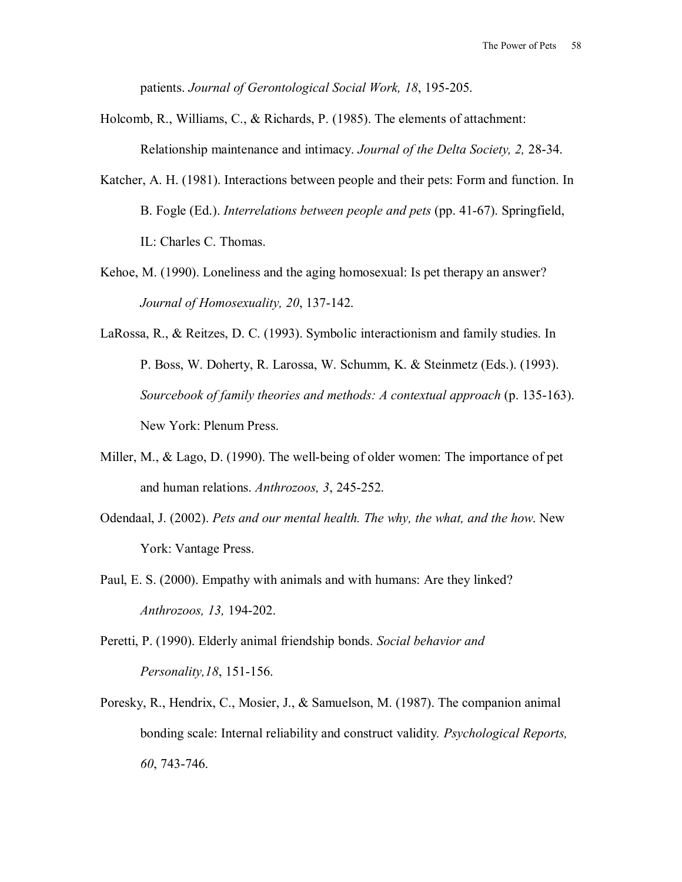patients. *Journal of Gerontological Social Work, 18*, 195-205.

Holcomb, R., Williams, C., & Richards, P. (1985). The elements of attachment: Relationship maintenance and intimacy. *Journal of the Delta Society, 2,* 28-34.

Katcher, A. H. (1981). Interactions between people and their pets: Form and function. In B. Fogle (Ed.). *Interrelations between people and pets* (pp. 41-67). Springfield, IL: Charles C. Thomas.

Kehoe, M. (1990). Loneliness and the aging homosexual: Is pet therapy an answer? *Journal of Homosexuality, 20*, 137-142.

LaRossa, R., & Reitzes, D. C. (1993). Symbolic interactionism and family studies. In P. Boss, W. Doherty, R. Larossa, W. Schumm, K. & Steinmetz (Eds.). (1993). *Sourcebook of family theories and methods: A contextual approach* (p. 135-163). New York: Plenum Press.

Miller, M., & Lago, D. (1990). The well-being of older women: The importance of pet and human relations. *Anthrozoos, 3*, 245-252.

Odendaal, J. (2002). *Pets and our mental health. The why, the what, and the how*. New York: Vantage Press.

Paul, E. S. (2000). Empathy with animals and with humans: Are they linked? *Anthrozoos, 13,* 194-202.

Peretti, P. (1990). Elderly animal friendship bonds. *Social behavior and Personality,18*, 151-156.

Poresky, R., Hendrix, C., Mosier, J., & Samuelson, M. (1987). The companion animal bonding scale: Internal reliability and construct validity. *Psychological Reports, 60*, 743-746.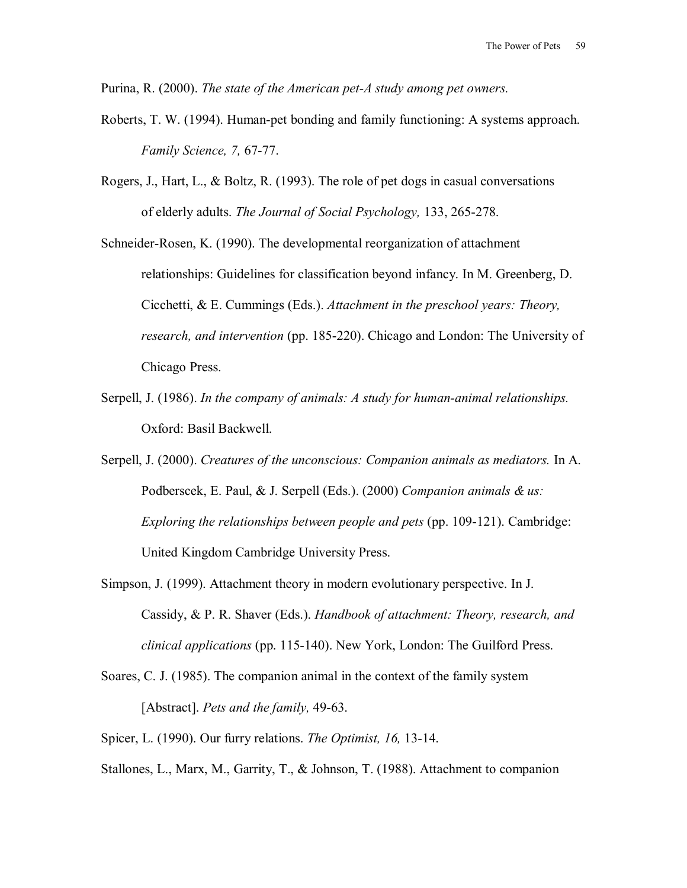Purina, R. (2000). *The state of the American pet-A study among pet owners.*

Roberts, T. W. (1994). Human-pet bonding and family functioning: A systems approach. *Family Science, 7,* 67-77.

Rogers, J., Hart, L., & Boltz, R. (1993). The role of pet dogs in casual conversations of elderly adults. *The Journal of Social Psychology,* 133, 265-278.

Schneider-Rosen, K. (1990). The developmental reorganization of attachment relationships: Guidelines for classification beyond infancy. In M. Greenberg, D. Cicchetti, & E. Cummings (Eds.). *Attachment in the preschool years: Theory, research, and intervention* (pp. 185-220). Chicago and London: The University of Chicago Press.

Serpell, J. (1986). *In the company of animals: A study for human-animal relationships.* Oxford: Basil Backwell.

Serpell, J. (2000). *Creatures of the unconscious: Companion animals as mediators.* In A. Podberscek, E. Paul, & J. Serpell (Eds.). (2000) *Companion animals & us: Exploring the relationships between people and pets* (pp. 109-121). Cambridge: United Kingdom Cambridge University Press.

Simpson, J. (1999). Attachment theory in modern evolutionary perspective. In J. Cassidy, & P. R. Shaver (Eds.). *Handbook of attachment: Theory, research, and clinical applications* (pp. 115-140). New York, London: The Guilford Press.

Soares, C. J. (1985). The companion animal in the context of the family system [Abstract]. *Pets and the family,* 49-63.

Spicer, L. (1990). Our furry relations. *The Optimist, 16,* 13-14.

Stallones, L., Marx, M., Garrity, T., & Johnson, T. (1988). Attachment to companion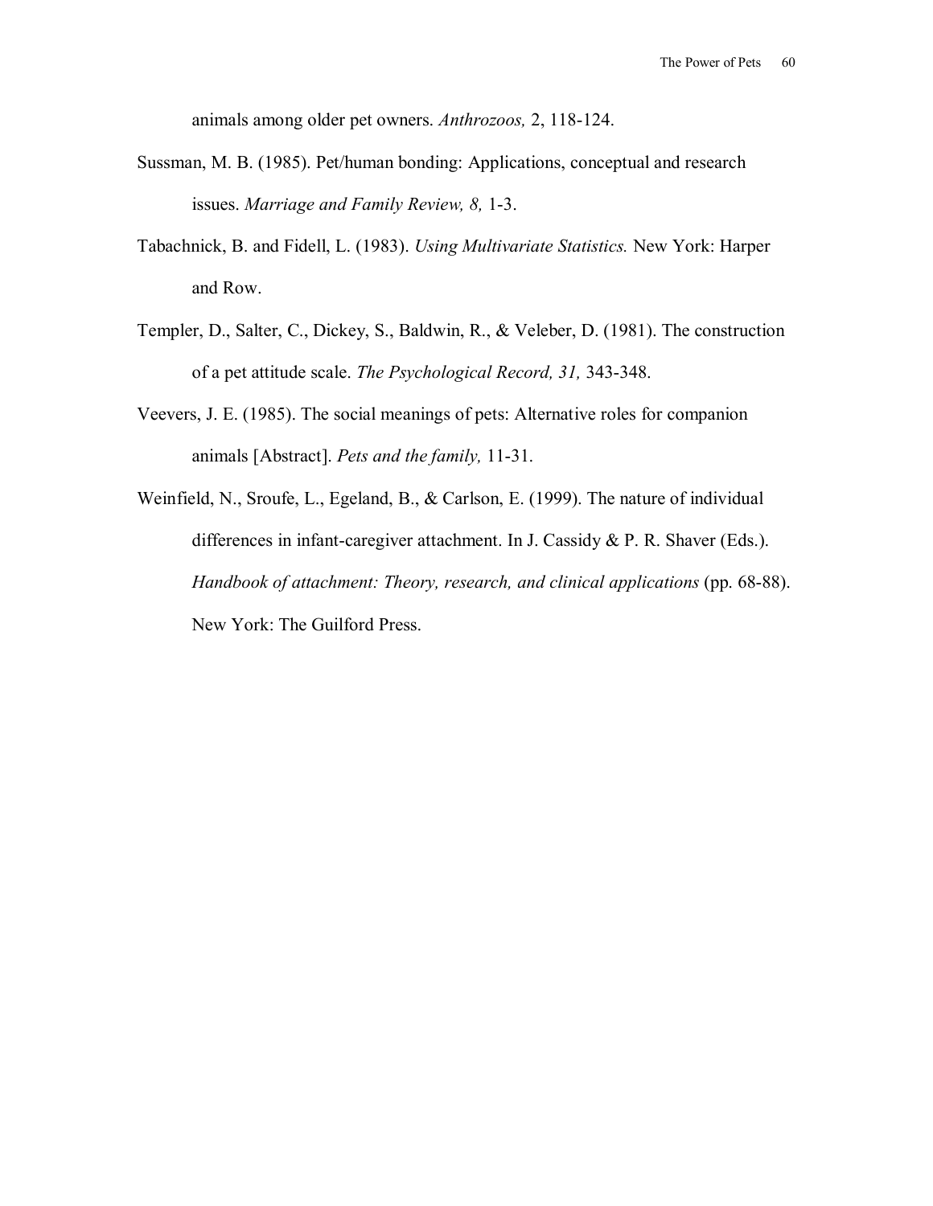animals among older pet owners. *Anthrozoos,* 2, 118-124.

Sussman, M. B. (1985). Pet/human bonding: Applications, conceptual and research issues. *Marriage and Family Review, 8,* 1-3.

Tabachnick, B. and Fidell, L. (1983). *Using Multivariate Statistics.* New York: Harper and Row.

Templer, D., Salter, C., Dickey, S., Baldwin, R., & Veleber, D. (1981). The construction of a pet attitude scale. *The Psychological Record, 31,* 343-348.

Veevers, J. E. (1985). The social meanings of pets: Alternative roles for companion animals [Abstract]. *Pets and the family,* 11-31.

Weinfield, N., Sroufe, L., Egeland, B., & Carlson, E. (1999). The nature of individual differences in infant-caregiver attachment. In J. Cassidy & P. R. Shaver (Eds.). *Handbook of attachment: Theory, research, and clinical applications* (pp. 68-88). New York: The Guilford Press.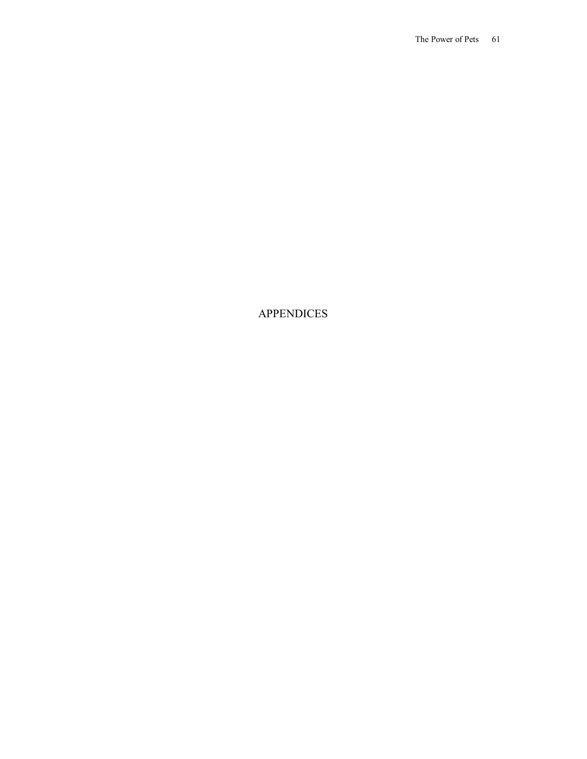# APPENDICES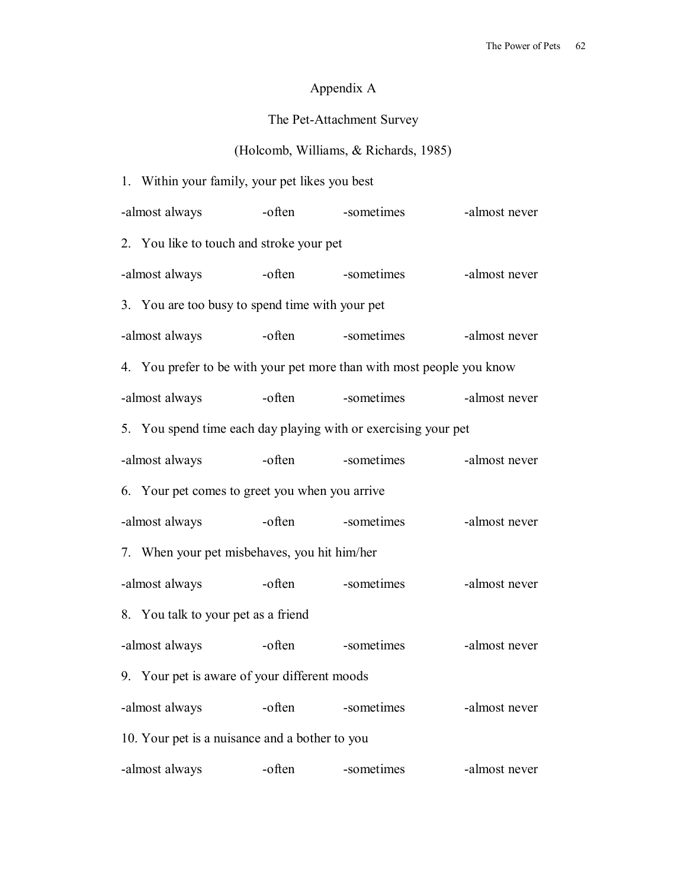# Appendix A

## The Pet-Attachment Survey

(Holcomb, Williams, & Richards, 1985)

1. Within your family, your pet likes you best

-almost always -often -sometimes -almost never

2. You like to touch and stroke your pet

-almost always -often -sometimes -almost never

3. You are too busy to spend time with your pet

-almost always -often -sometimes -almost never

4. You prefer to be with your pet more than with most people you know

-almost always -often -sometimes -almost never

5. You spend time each day playing with or exercising your pet

-almost always -often -sometimes -almost never

6. Your pet comes to greet you when you arrive

-almost always -often -sometimes -almost never

7. When your pet misbehaves, you hit him/her

-almost always -often -sometimes -almost never

8. You talk to your pet as a friend

-almost always -often -sometimes -almost never

9. Your pet is aware of your different moods

-almost always -often -sometimes -almost never

10. Your pet is a nuisance and a bother to you

-almost always -often -sometimes -almost never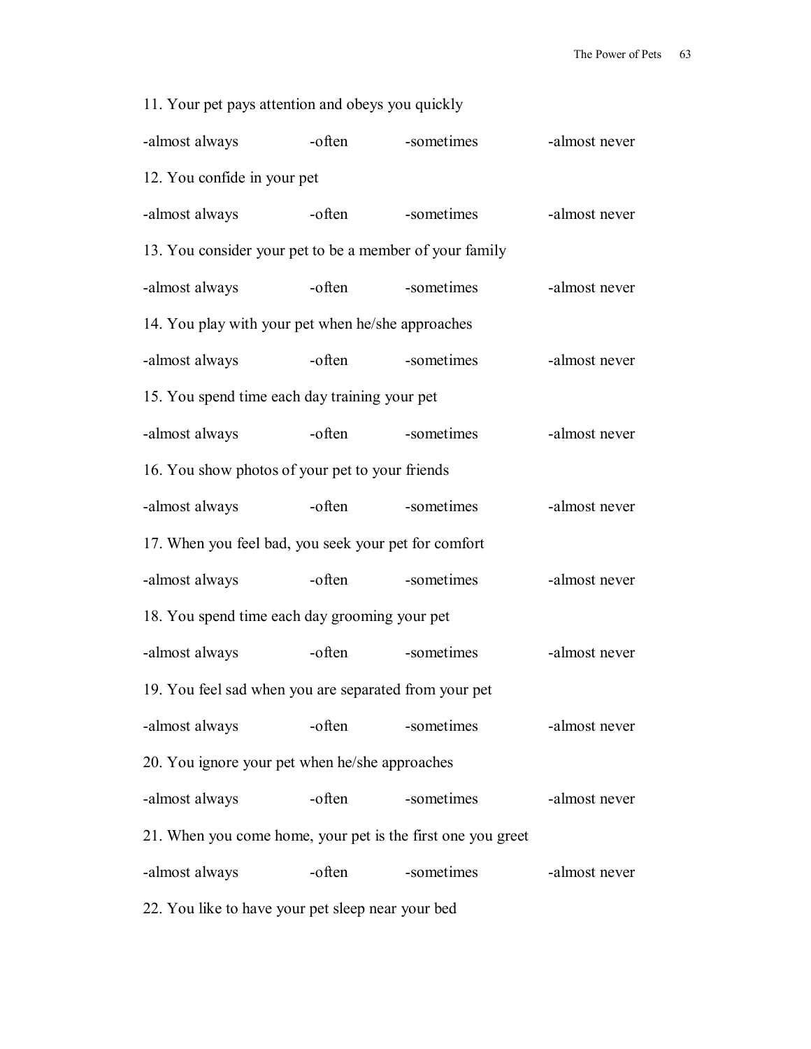11. Your pet pays attention and obeys you quickly

-almost always -often -sometimes -almost never

12. You confide in your pet

-almost always -often -sometimes -almost never

13. You consider your pet to be a member of your family

-almost always -often -sometimes -almost never

14. You play with your pet when he/she approaches

-almost always -often -sometimes -almost never

15. You spend time each day training your pet

-almost always -often -sometimes -almost never

16. You show photos of your pet to your friends

-almost always -often -sometimes -almost never

17. When you feel bad, you seek your pet for comfort

-almost always -often -sometimes -almost never

18. You spend time each day grooming your pet

-almost always -often -sometimes -almost never

19. You feel sad when you are separated from your pet

-almost always -often -sometimes -almost never

20. You ignore your pet when he/she approaches

-almost always -often -sometimes -almost never

21. When you come home, your pet is the first one you greet

-almost always -often -sometimes -almost never

22. You like to have your pet sleep near your bed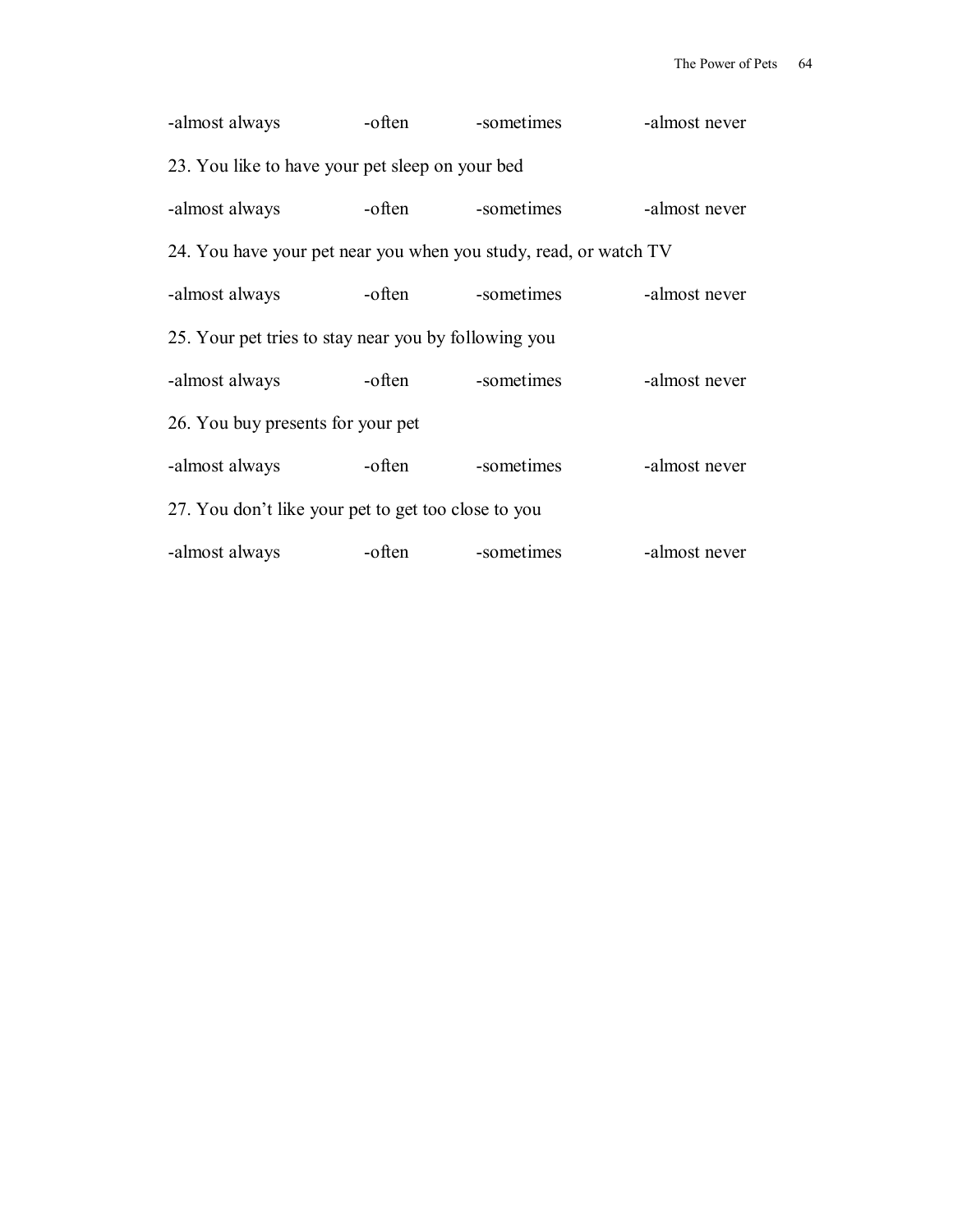-almost always -often -sometimes -almost never

23. You like to have your pet sleep on your bed

-almost always -often -sometimes -almost never

24. You have your pet near you when you study, read, or watch TV

-almost always -often -sometimes -almost never

25. Your pet tries to stay near you by following you

-almost always -often -sometimes -almost never

26. You buy presents for your pet

-almost always -often -sometimes -almost never

27. You don't like your pet to get too close to you

-almost always -often -sometimes -almost never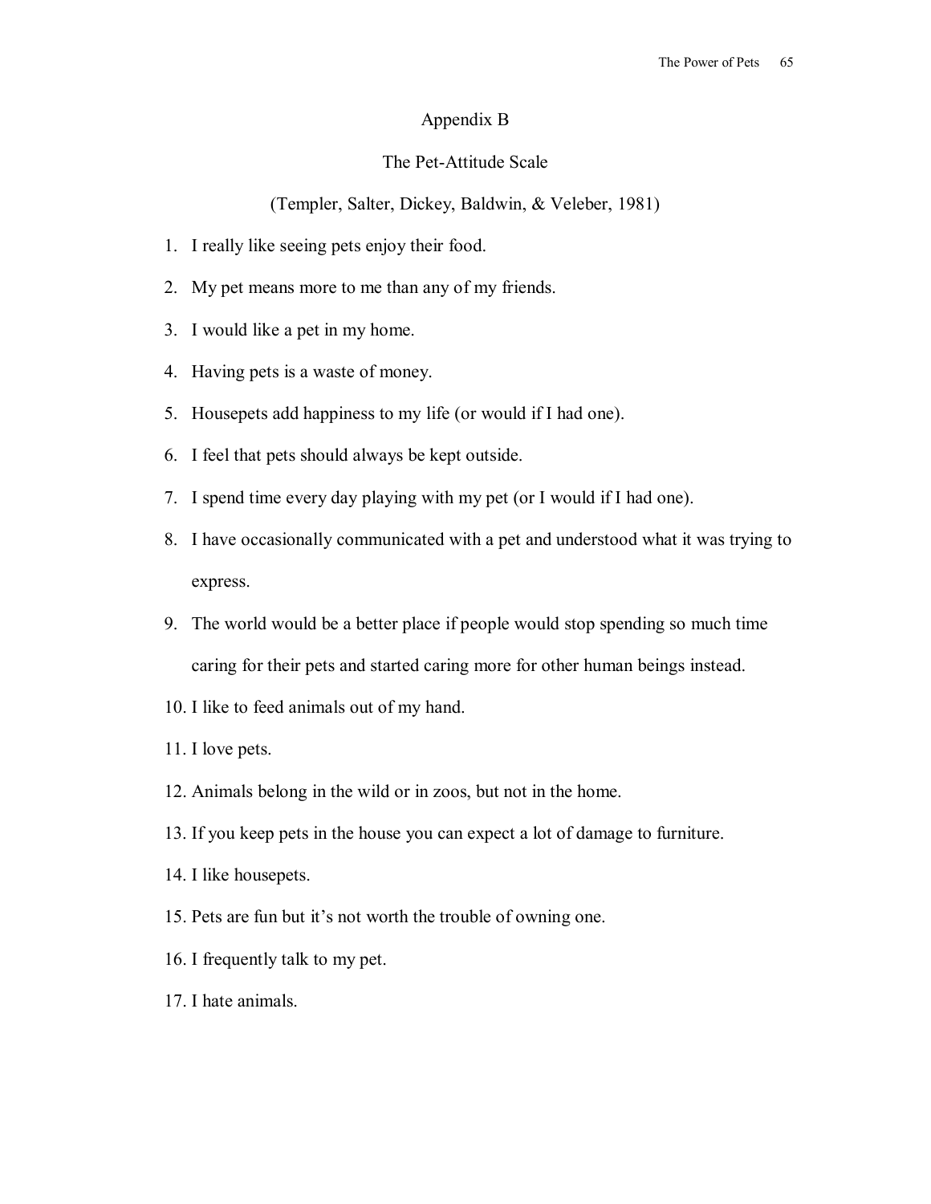# Appendix B

## The Pet-Attitude Scale

(Templer, Salter, Dickey, Baldwin, & Veleber, 1981)

1. I really like seeing pets enjoy their food.
2. My pet means more to me than any of my friends.
3. I would like a pet in my home.
4. Having pets is a waste of money.
5. Housepets add happiness to my life (or would if I had one).
6. I feel that pets should always be kept outside.
7. I spend time every day playing with my pet (or I would if I had one).
8. I have occasionally communicated with a pet and understood what it was trying to express.
9. The world would be a better place if people would stop spending so much time caring for their pets and started caring more for other human beings instead.
10. I like to feed animals out of my hand.
11. I love pets.
12. Animals belong in the wild or in zoos, but not in the home.
13. If you keep pets in the house you can expect a lot of damage to furniture.
14. I like housepets.
15. Pets are fun but it's not worth the trouble of owning one.
16. I frequently talk to my pet.
17. I hate animals.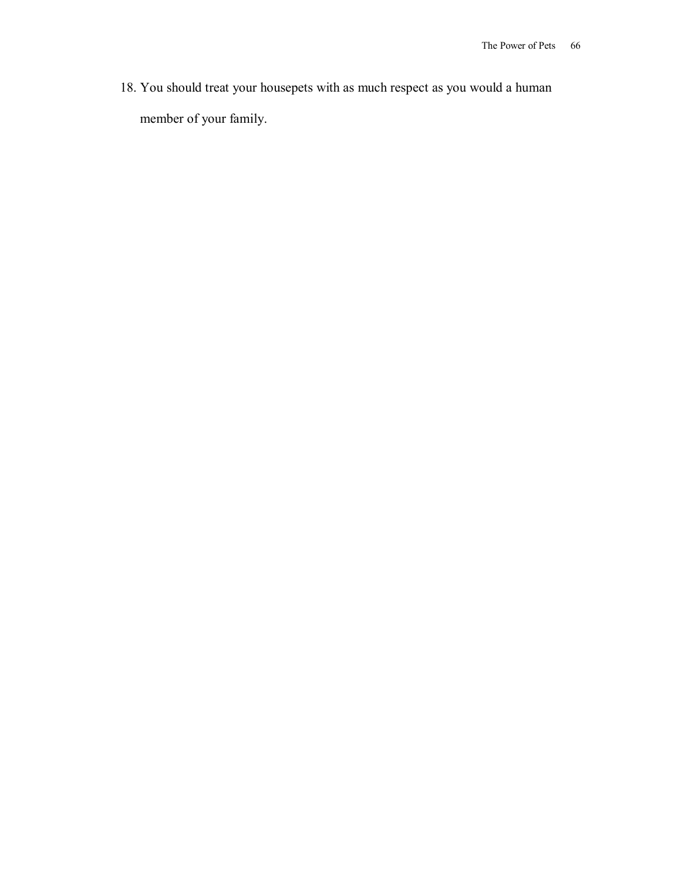18. You should treat your housepets with as much respect as you would a human member of your family.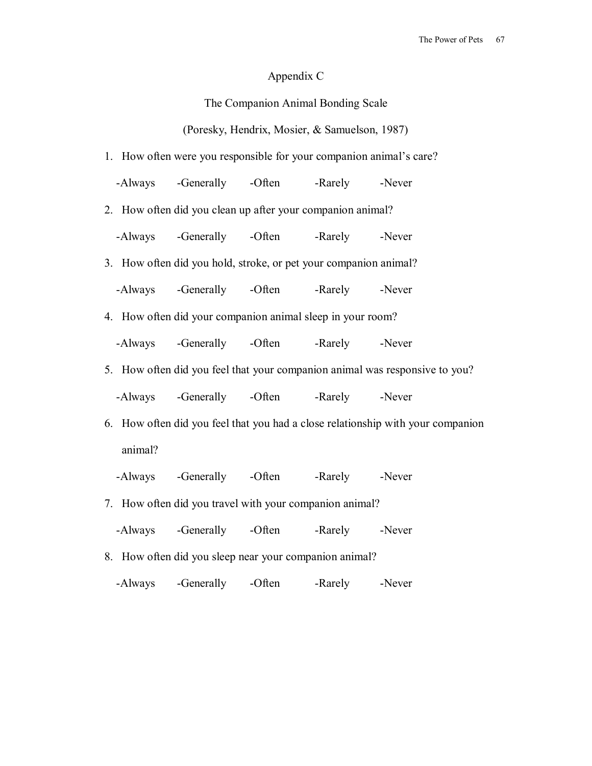# Appendix C

## The Companion Animal Bonding Scale

(Poresky, Hendrix, Mosier, & Samuelson, 1987)

1. How often were you responsible for your companion animal's care?

   -Always -Generally -Often -Rarely -Never

2. How often did you clean up after your companion animal?

   -Always -Generally -Often -Rarely -Never

3. How often did you hold, stroke, or pet your companion animal?

   -Always -Generally -Often -Rarely -Never

4. How often did your companion animal sleep in your room?

   -Always -Generally -Often -Rarely -Never

5. How often did you feel that your companion animal was responsive to you?

   -Always -Generally -Often -Rarely -Never

6. How often did you feel that you had a close relationship with your companion animal?

   -Always -Generally -Often -Rarely -Never

7. How often did you travel with your companion animal?

   -Always -Generally -Often -Rarely -Never

8. How often did you sleep near your companion animal?

   -Always -Generally -Often -Rarely -Never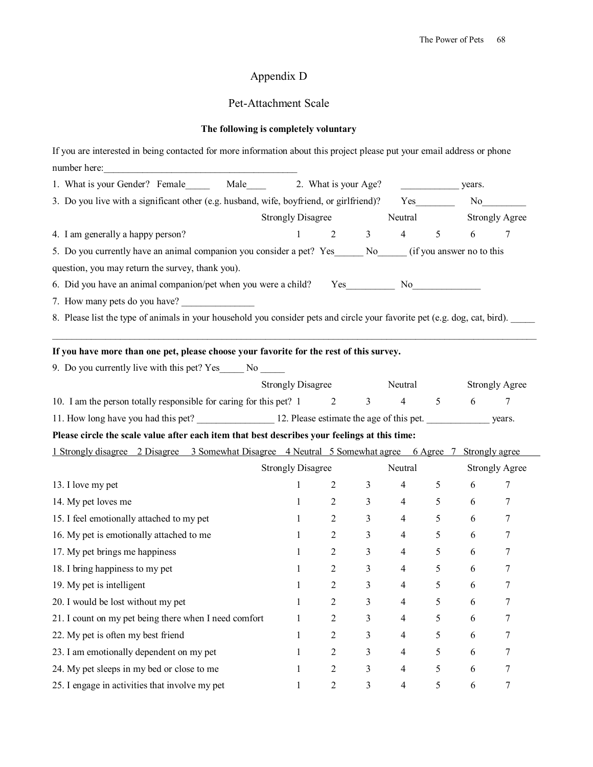# Appendix D

## Pet-Attachment Scale

**The following is completely voluntary**

If you are interested in being contacted for more information about this project please put your email address or phone number here:________________________________________

1. What is your Gender? Female_____ Male____ 2. What is your Age? ____________ years.

3. Do you live with a significant other (e.g. husband, wife, boyfriend, or girlfriend)? Yes________ No_________

| | Strongly Disagree | | | Neutral | | | Strongly Agree |
|---|---|---|---|---|---|---|---|
| 4. I am generally a happy person? | 1 | 2 | 3 | 4 | 5 | 6 | 7 |

5. Do you currently have an animal companion you consider a pet? Yes______ No______ (if you answer no to this question, you may return the survey, thank you).

6. Did you have an animal companion/pet when you were a child? Yes__________ No______________

7. How many pets do you have? _______________

8. Please list the type of animals in your household you consider pets and circle your favorite pet (e.g. dog, cat, bird). _____
______________________________________________________________________________________________

**If you have more than one pet, please choose your favorite for the rest of this survey.**

9. Do you currently live with this pet? Yes_____ No _____

| | Strongly Disagree | | | Neutral | | | Strongly Agree |
|---|---|---|---|---|---|---|---|
| 10. I am the person totally responsible for caring for this pet? | 1 | 2 | 3 | 4 | 5 | 6 | 7 |

11. How long have you had this pet? ________________ 12. Please estimate the age of this pet. _____________ years.

**Please circle the scale value after each item that best describes your feelings at this time:**

1 Strongly disagree 2 Disagree 3 Somewhat Disagree 4 Neutral 5 Somewhat agree 6 Agree 7 Strongly agree

| | Strongly Disagree | | | Neutral | | | Strongly Agree |
|---|---|---|---|---|---|---|---|
| 13. I love my pet | 1 | 2 | 3 | 4 | 5 | 6 | 7 |
| 14. My pet loves me | 1 | 2 | 3 | 4 | 5 | 6 | 7 |
| 15. I feel emotionally attached to my pet | 1 | 2 | 3 | 4 | 5 | 6 | 7 |
| 16. My pet is emotionally attached to me | 1 | 2 | 3 | 4 | 5 | 6 | 7 |
| 17. My pet brings me happiness | 1 | 2 | 3 | 4 | 5 | 6 | 7 |
| 18. I bring happiness to my pet | 1 | 2 | 3 | 4 | 5 | 6 | 7 |
| 19. My pet is intelligent | 1 | 2 | 3 | 4 | 5 | 6 | 7 |
| 20. I would be lost without my pet | 1 | 2 | 3 | 4 | 5 | 6 | 7 |
| 21. I count on my pet being there when I need comfort | 1 | 2 | 3 | 4 | 5 | 6 | 7 |
| 22. My pet is often my best friend | 1 | 2 | 3 | 4 | 5 | 6 | 7 |
| 23. I am emotionally dependent on my pet | 1 | 2 | 3 | 4 | 5 | 6 | 7 |
| 24. My pet sleeps in my bed or close to me | 1 | 2 | 3 | 4 | 5 | 6 | 7 |
| 25. I engage in activities that involve my pet | 1 | 2 | 3 | 4 | 5 | 6 | 7 |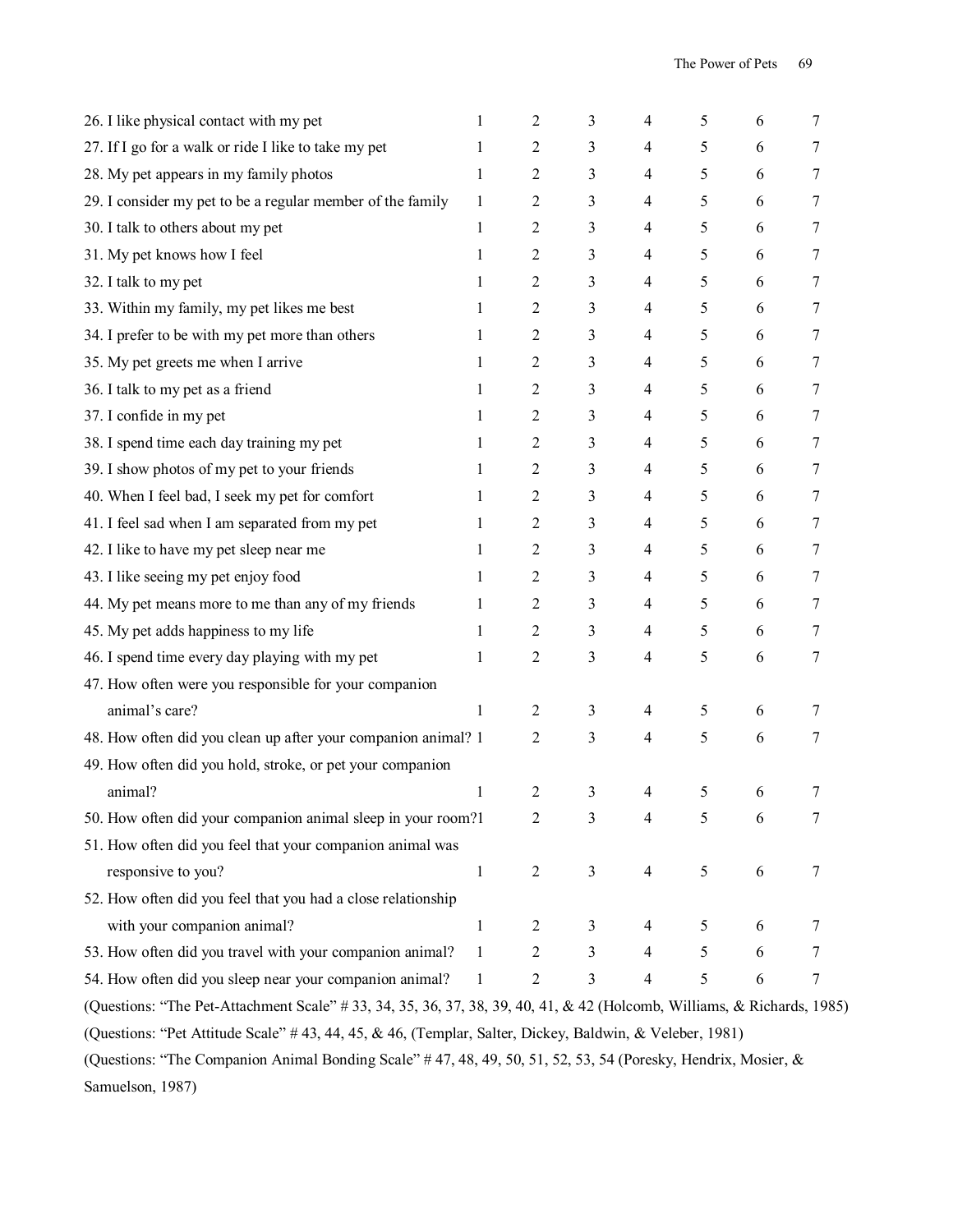| | | | | | | | |
|---|---|---|---|---|---|---|---|
| 26. I like physical contact with my pet | 1 | 2 | 3 | 4 | 5 | 6 | 7 |
| 27. If I go for a walk or ride I like to take my pet | 1 | 2 | 3 | 4 | 5 | 6 | 7 |
| 28. My pet appears in my family photos | 1 | 2 | 3 | 4 | 5 | 6 | 7 |
| 29. I consider my pet to be a regular member of the family | 1 | 2 | 3 | 4 | 5 | 6 | 7 |
| 30. I talk to others about my pet | 1 | 2 | 3 | 4 | 5 | 6 | 7 |
| 31. My pet knows how I feel | 1 | 2 | 3 | 4 | 5 | 6 | 7 |
| 32. I talk to my pet | 1 | 2 | 3 | 4 | 5 | 6 | 7 |
| 33. Within my family, my pet likes me best | 1 | 2 | 3 | 4 | 5 | 6 | 7 |
| 34. I prefer to be with my pet more than others | 1 | 2 | 3 | 4 | 5 | 6 | 7 |
| 35. My pet greets me when I arrive | 1 | 2 | 3 | 4 | 5 | 6 | 7 |
| 36. I talk to my pet as a friend | 1 | 2 | 3 | 4 | 5 | 6 | 7 |
| 37. I confide in my pet | 1 | 2 | 3 | 4 | 5 | 6 | 7 |
| 38. I spend time each day training my pet | 1 | 2 | 3 | 4 | 5 | 6 | 7 |
| 39. I show photos of my pet to your friends | 1 | 2 | 3 | 4 | 5 | 6 | 7 |
| 40. When I feel bad, I seek my pet for comfort | 1 | 2 | 3 | 4 | 5 | 6 | 7 |
| 41. I feel sad when I am separated from my pet | 1 | 2 | 3 | 4 | 5 | 6 | 7 |
| 42. I like to have my pet sleep near me | 1 | 2 | 3 | 4 | 5 | 6 | 7 |
| 43. I like seeing my pet enjoy food | 1 | 2 | 3 | 4 | 5 | 6 | 7 |
| 44. My pet means more to me than any of my friends | 1 | 2 | 3 | 4 | 5 | 6 | 7 |
| 45. My pet adds happiness to my life | 1 | 2 | 3 | 4 | 5 | 6 | 7 |
| 46. I spend time every day playing with my pet | 1 | 2 | 3 | 4 | 5 | 6 | 7 |
| 47. How often were you responsible for your companion animal's care? | 1 | 2 | 3 | 4 | 5 | 6 | 7 |
| 48. How often did you clean up after your companion animal? | 1 | 2 | 3 | 4 | 5 | 6 | 7 |
| 49. How often did you hold, stroke, or pet your companion animal? | 1 | 2 | 3 | 4 | 5 | 6 | 7 |
| 50. How often did your companion animal sleep in your room? | 1 | 2 | 3 | 4 | 5 | 6 | 7 |
| 51. How often did you feel that your companion animal was responsive to you? | 1 | 2 | 3 | 4 | 5 | 6 | 7 |
| 52. How often did you feel that you had a close relationship with your companion animal? | 1 | 2 | 3 | 4 | 5 | 6 | 7 |
| 53. How often did you travel with your companion animal? | 1 | 2 | 3 | 4 | 5 | 6 | 7 |
| 54. How often did you sleep near your companion animal? | 1 | 2 | 3 | 4 | 5 | 6 | 7 |

(Questions: "The Pet-Attachment Scale" # 33, 34, 35, 36, 37, 38, 39, 40, 41, & 42 (Holcomb, Williams, & Richards, 1985)

(Questions: "Pet Attitude Scale" # 43, 44, 45, & 46, (Templar, Salter, Dickey, Baldwin, & Veleber, 1981)

(Questions: "The Companion Animal Bonding Scale" # 47, 48, 49, 50, 51, 52, 53, 54 (Poresky, Hendrix, Mosier, & Samuelson, 1987)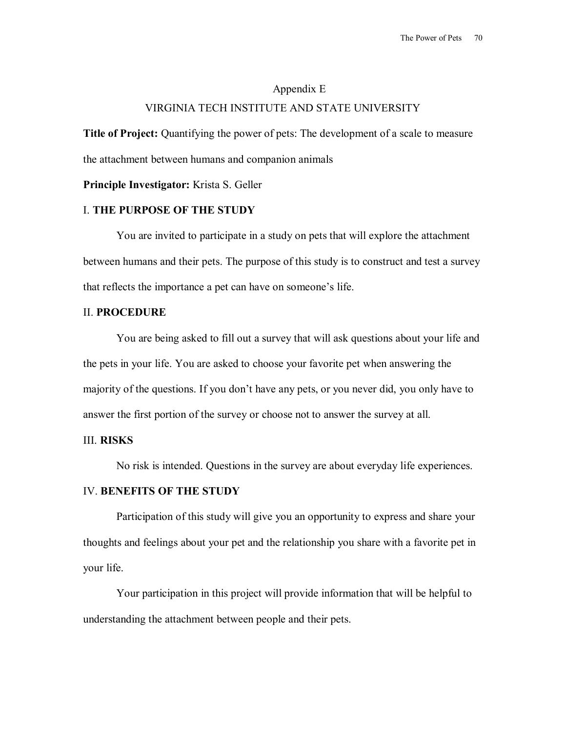## Appendix E

## VIRGINIA TECH INSTITUTE AND STATE UNIVERSITY

**Title of Project:** Quantifying the power of pets: The development of a scale to measure the attachment between humans and companion animals

**Principle Investigator:** Krista S. Geller

### I. **THE PURPOSE OF THE STUDY**

You are invited to participate in a study on pets that will explore the attachment between humans and their pets. The purpose of this study is to construct and test a survey that reflects the importance a pet can have on someone's life.

### II. **PROCEDURE**

You are being asked to fill out a survey that will ask questions about your life and the pets in your life. You are asked to choose your favorite pet when answering the majority of the questions. If you don't have any pets, or you never did, you only have to answer the first portion of the survey or choose not to answer the survey at all.

### III. **RISKS**

No risk is intended. Questions in the survey are about everyday life experiences.

### IV. **BENEFITS OF THE STUDY**

Participation of this study will give you an opportunity to express and share your thoughts and feelings about your pet and the relationship you share with a favorite pet in your life.

Your participation in this project will provide information that will be helpful to understanding the attachment between people and their pets.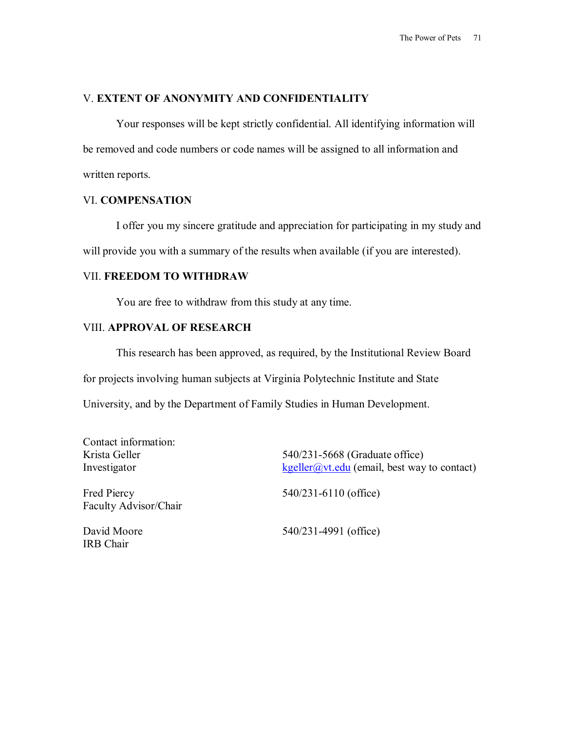V. **EXTENT OF ANONYMITY AND CONFIDENTIALITY**

Your responses will be kept strictly confidential. All identifying information will be removed and code numbers or code names will be assigned to all information and written reports.

VI. **COMPENSATION**

I offer you my sincere gratitude and appreciation for participating in my study and will provide you with a summary of the results when available (if you are interested).

VII. **FREEDOM TO WITHDRAW**

You are free to withdraw from this study at any time.

VIII. **APPROVAL OF RESEARCH**

This research has been approved, as required, by the Institutional Review Board for projects involving human subjects at Virginia Polytechnic Institute and State University, and by the Department of Family Studies in Human Development.

Contact information:

| | |
|---|---|
| Krista Geller<br>Investigator | 540/231-5668 (Graduate office)<br>kgeller@vt.edu (email, best way to contact) |
| Fred Piercy<br>Faculty Advisor/Chair | 540/231-6110 (office) |
| David Moore<br>IRB Chair | 540/231-4991 (office) |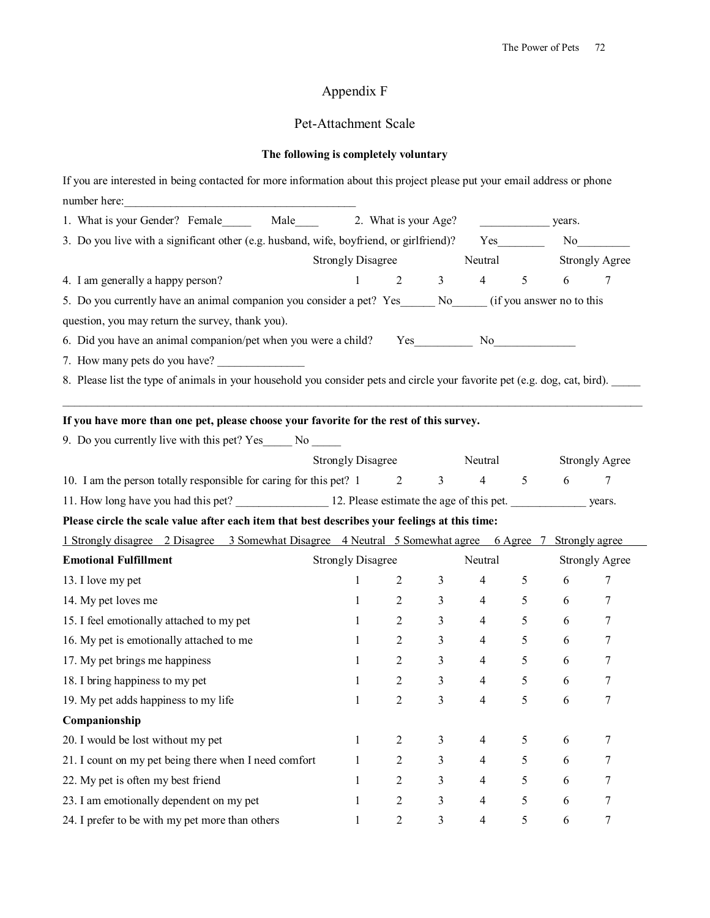# Appendix F

## Pet-Attachment Scale

**The following is completely voluntary**

If you are interested in being contacted for more information about this project please put your email address or phone number here:_________________________________________

1. What is your Gender? Female_____ Male____ 2. What is your Age? ____________ years.

3. Do you live with a significant other (e.g. husband, wife, boyfriend, or girlfriend)? Yes________ No_________

| | Strongly Disagree | | | Neutral | | | Strongly Agree |
|---|---|---|---|---|---|---|---|
| 4. I am generally a happy person? | 1 | 2 | 3 | 4 | 5 | 6 | 7 |

5. Do you currently have an animal companion you consider a pet? Yes______ No______ (if you answer no to this question, you may return the survey, thank you).

6. Did you have an animal companion/pet when you were a child? Yes__________ No______________

7. How many pets do you have? _______________

8. Please list the type of animals in your household you consider pets and circle your favorite pet (e.g. dog, cat, bird). _____
_____________________________________________________________________________________________

**If you have more than one pet, please choose your favorite for the rest of this survey.**

9. Do you currently live with this pet? Yes_____ No _____

| | Strongly Disagree | | | Neutral | | | Strongly Agree |
|---|---|---|---|---|---|---|---|
| 10. I am the person totally responsible for caring for this pet? | 1 | 2 | 3 | 4 | 5 | 6 | 7 |

11. How long have you had this pet? ________________ 12. Please estimate the age of this pet. _____________ years.

**Please circle the scale value after each item that best describes your feelings at this time:**

1 Strongly disagree 2 Disagree 3 Somewhat Disagree 4 Neutral 5 Somewhat agree 6 Agree 7 Strongly agree

| **Emotional Fulfillment** | Strongly Disagree | | | Neutral | | | Strongly Agree |
|---|---|---|---|---|---|---|---|
| 13. I love my pet | 1 | 2 | 3 | 4 | 5 | 6 | 7 |
| 14. My pet loves me | 1 | 2 | 3 | 4 | 5 | 6 | 7 |
| 15. I feel emotionally attached to my pet | 1 | 2 | 3 | 4 | 5 | 6 | 7 |
| 16. My pet is emotionally attached to me | 1 | 2 | 3 | 4 | 5 | 6 | 7 |
| 17. My pet brings me happiness | 1 | 2 | 3 | 4 | 5 | 6 | 7 |
| 18. I bring happiness to my pet | 1 | 2 | 3 | 4 | 5 | 6 | 7 |
| 19. My pet adds happiness to my life | 1 | 2 | 3 | 4 | 5 | 6 | 7 |
| **Companionship** | | | | | | | |
| 20. I would be lost without my pet | 1 | 2 | 3 | 4 | 5 | 6 | 7 |
| 21. I count on my pet being there when I need comfort | 1 | 2 | 3 | 4 | 5 | 6 | 7 |
| 22. My pet is often my best friend | 1 | 2 | 3 | 4 | 5 | 6 | 7 |
| 23. I am emotionally dependent on my pet | 1 | 2 | 3 | 4 | 5 | 6 | 7 |
| 24. I prefer to be with my pet more than others | 1 | 2 | 3 | 4 | 5 | 6 | 7 |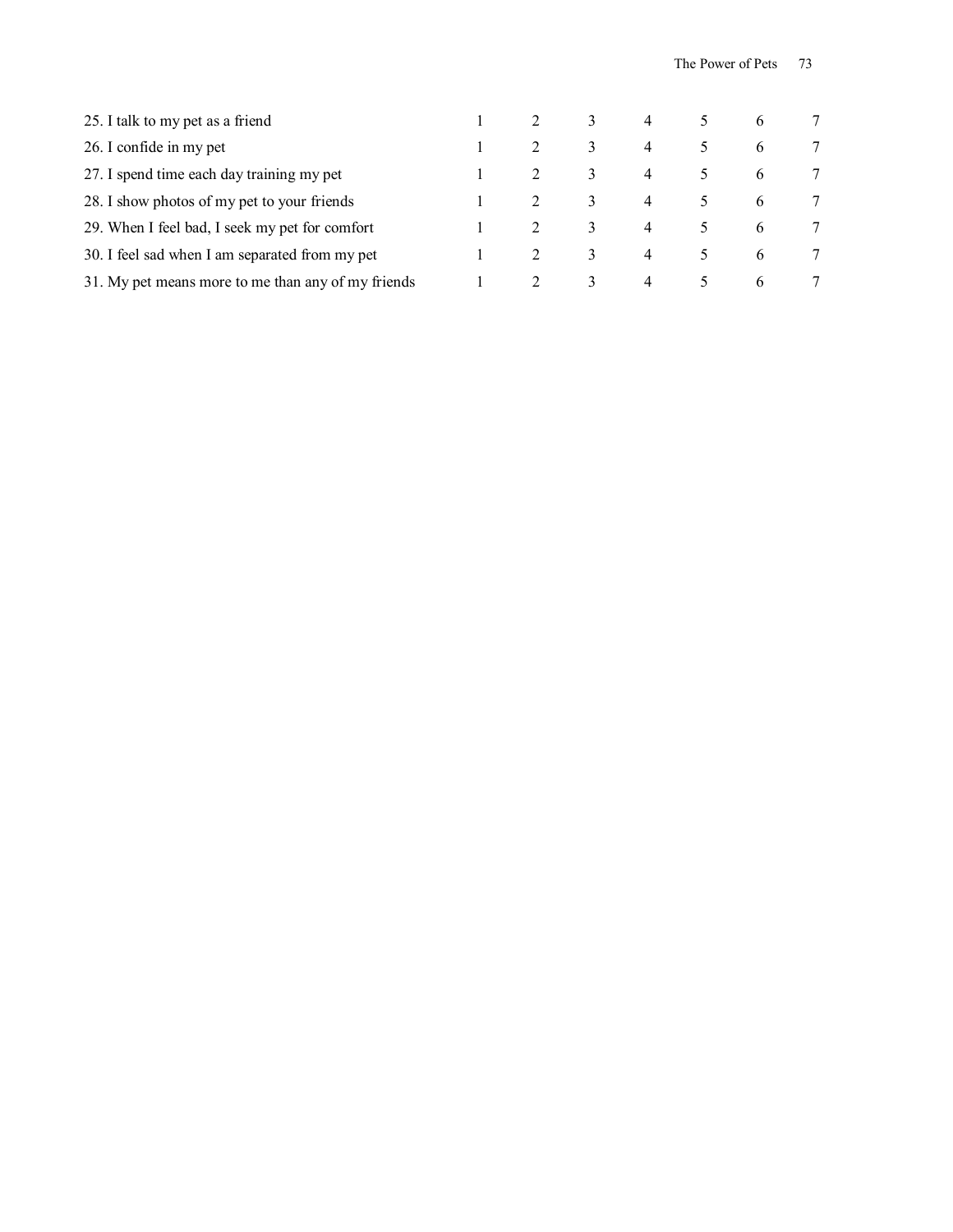| | | | | | | | |
|---|---|---|---|---|---|---|---|
| 25. I talk to my pet as a friend | 1 | 2 | 3 | 4 | 5 | 6 | 7 |
| 26. I confide in my pet | 1 | 2 | 3 | 4 | 5 | 6 | 7 |
| 27. I spend time each day training my pet | 1 | 2 | 3 | 4 | 5 | 6 | 7 |
| 28. I show photos of my pet to your friends | 1 | 2 | 3 | 4 | 5 | 6 | 7 |
| 29. When I feel bad, I seek my pet for comfort | 1 | 2 | 3 | 4 | 5 | 6 | 7 |
| 30. I feel sad when I am separated from my pet | 1 | 2 | 3 | 4 | 5 | 6 | 7 |
| 31. My pet means more to me than any of my friends | 1 | 2 | 3 | 4 | 5 | 6 | 7 |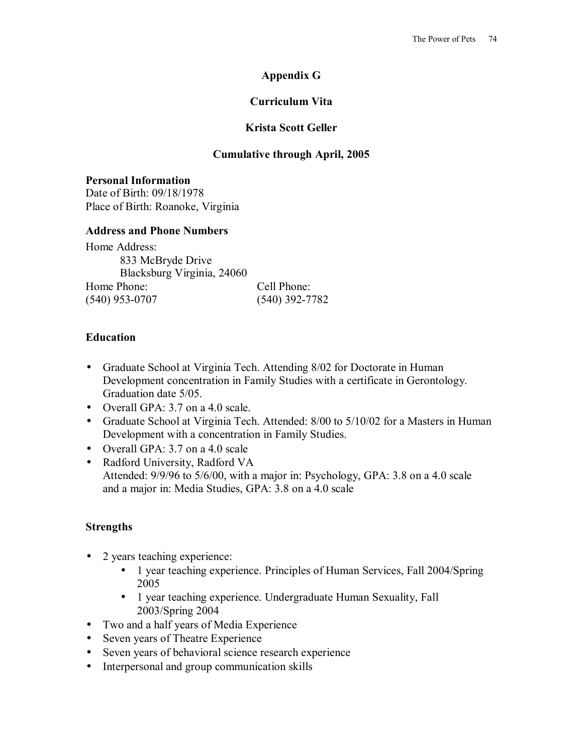# Appendix G

## Curriculum Vita

## Krista Scott Geller

## Cumulative through April, 2005

**Personal Information**
Date of Birth: 09/18/1978
Place of Birth: Roanoke, Virginia

**Address and Phone Numbers**

Home Address:
833 McBryde Drive
Blacksburg Virginia, 24060

Home Phone: (540) 953-0707
Cell Phone: (540) 392-7782

**Education**

- Graduate School at Virginia Tech. Attending 8/02 for Doctorate in Human Development concentration in Family Studies with a certificate in Gerontology. Graduation date 5/05.
- Overall GPA: 3.7 on a 4.0 scale.
- Graduate School at Virginia Tech. Attended: 8/00 to 5/10/02 for a Masters in Human Development with a concentration in Family Studies.
- Overall GPA: 3.7 on a 4.0 scale
- Radford University, Radford VA
  Attended: 9/9/96 to 5/6/00, with a major in: Psychology, GPA: 3.8 on a 4.0 scale and a major in: Media Studies, GPA: 3.8 on a 4.0 scale

**Strengths**

- 2 years teaching experience:
  - 1 year teaching experience. Principles of Human Services, Fall 2004/Spring 2005
  - 1 year teaching experience. Undergraduate Human Sexuality, Fall 2003/Spring 2004
- Two and a half years of Media Experience
- Seven years of Theatre Experience
- Seven years of behavioral science research experience
- Interpersonal and group communication skills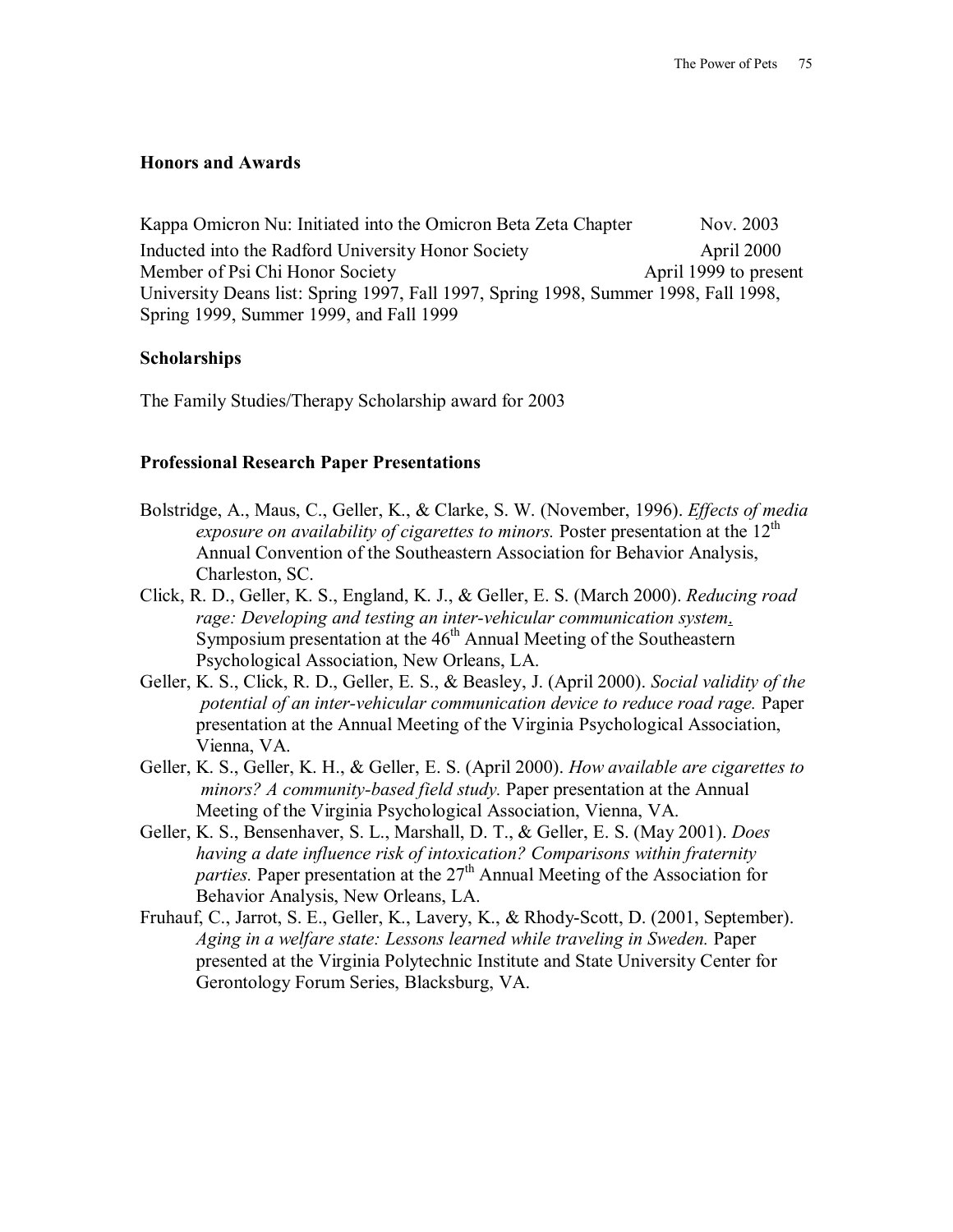## Honors and Awards

Kappa Omicron Nu: Initiated into the Omicron Beta Zeta Chapter Nov. 2003
Inducted into the Radford University Honor Society April 2000
Member of Psi Chi Honor Society April 1999 to present
University Deans list: Spring 1997, Fall 1997, Spring 1998, Summer 1998, Fall 1998, Spring 1999, Summer 1999, and Fall 1999

## Scholarships

The Family Studies/Therapy Scholarship award for 2003

## Professional Research Paper Presentations

Bolstridge, A., Maus, C., Geller, K., & Clarke, S. W. (November, 1996). *Effects of media exposure on availability of cigarettes to minors.* Poster presentation at the 12th Annual Convention of the Southeastern Association for Behavior Analysis, Charleston, SC.

Click, R. D., Geller, K. S., England, K. J., & Geller, E. S. (March 2000). *Reducing road rage: Developing and testing an inter-vehicular communication system.* Symposium presentation at the 46th Annual Meeting of the Southeastern Psychological Association, New Orleans, LA.

Geller, K. S., Click, R. D., Geller, E. S., & Beasley, J. (April 2000). *Social validity of the potential of an inter-vehicular communication device to reduce road rage.* Paper presentation at the Annual Meeting of the Virginia Psychological Association, Vienna, VA.

Geller, K. S., Geller, K. H., & Geller, E. S. (April 2000). *How available are cigarettes to minors? A community-based field study.* Paper presentation at the Annual Meeting of the Virginia Psychological Association, Vienna, VA.

Geller, K. S., Bensenhaver, S. L., Marshall, D. T., & Geller, E. S. (May 2001). *Does having a date influence risk of intoxication? Comparisons within fraternity parties.* Paper presentation at the 27th Annual Meeting of the Association for Behavior Analysis, New Orleans, LA.

Fruhauf, C., Jarrot, S. E., Geller, K., Lavery, K., & Rhody-Scott, D. (2001, September). *Aging in a welfare state: Lessons learned while traveling in Sweden.* Paper presented at the Virginia Polytechnic Institute and State University Center for Gerontology Forum Series, Blacksburg, VA.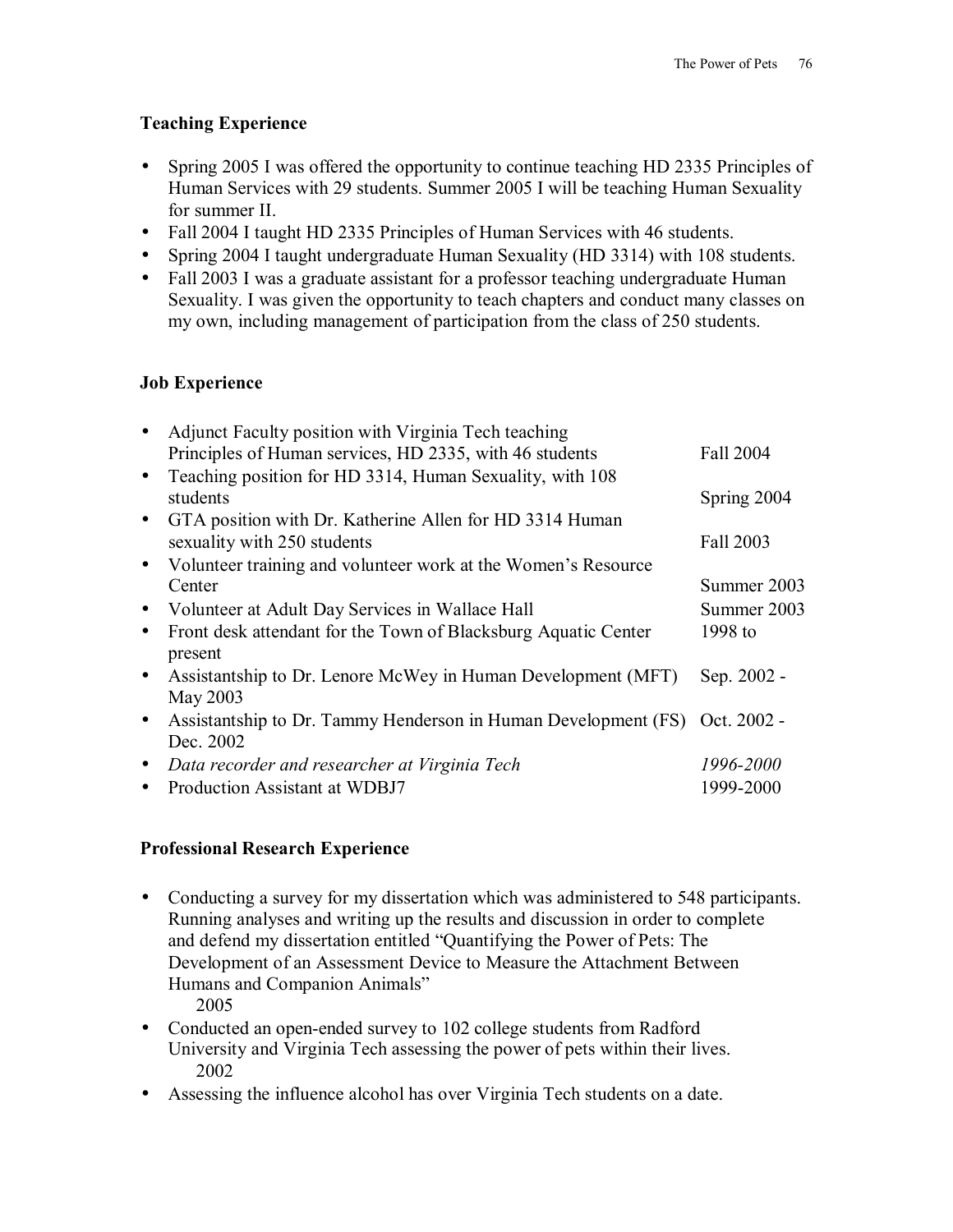### Teaching Experience

- Spring 2005 I was offered the opportunity to continue teaching HD 2335 Principles of Human Services with 29 students. Summer 2005 I will be teaching Human Sexuality for summer II.
- Fall 2004 I taught HD 2335 Principles of Human Services with 46 students.
- Spring 2004 I taught undergraduate Human Sexuality (HD 3314) with 108 students.
- Fall 2003 I was a graduate assistant for a professor teaching undergraduate Human Sexuality. I was given the opportunity to teach chapters and conduct many classes on my own, including management of participation from the class of 250 students.

### Job Experience

- Adjunct Faculty position with Virginia Tech teaching Principles of Human services, HD 2335, with 46 students — Fall 2004
- Teaching position for HD 3314, Human Sexuality, with 108 students — Spring 2004
- GTA position with Dr. Katherine Allen for HD 3314 Human sexuality with 250 students — Fall 2003
- Volunteer training and volunteer work at the Women's Resource Center — Summer 2003
- Volunteer at Adult Day Services in Wallace Hall — Summer 2003
- Front desk attendant for the Town of Blacksburg Aquatic Center — 1998 to present
- Assistantship to Dr. Lenore McWey in Human Development (MFT) — Sep. 2002 - May 2003
- Assistantship to Dr. Tammy Henderson in Human Development (FS) — Oct. 2002 - Dec. 2002
- *Data recorder and researcher at Virginia Tech* — *1996-2000*
- Production Assistant at WDBJ7 — 1999-2000

### Professional Research Experience

- Conducting a survey for my dissertation which was administered to 548 participants. Running analyses and writing up the results and discussion in order to complete and defend my dissertation entitled "Quantifying the Power of Pets: The Development of an Assessment Device to Measure the Attachment Between Humans and Companion Animals"
  2005
- Conducted an open-ended survey to 102 college students from Radford University and Virginia Tech assessing the power of pets within their lives.
  2002
- Assessing the influence alcohol has over Virginia Tech students on a date.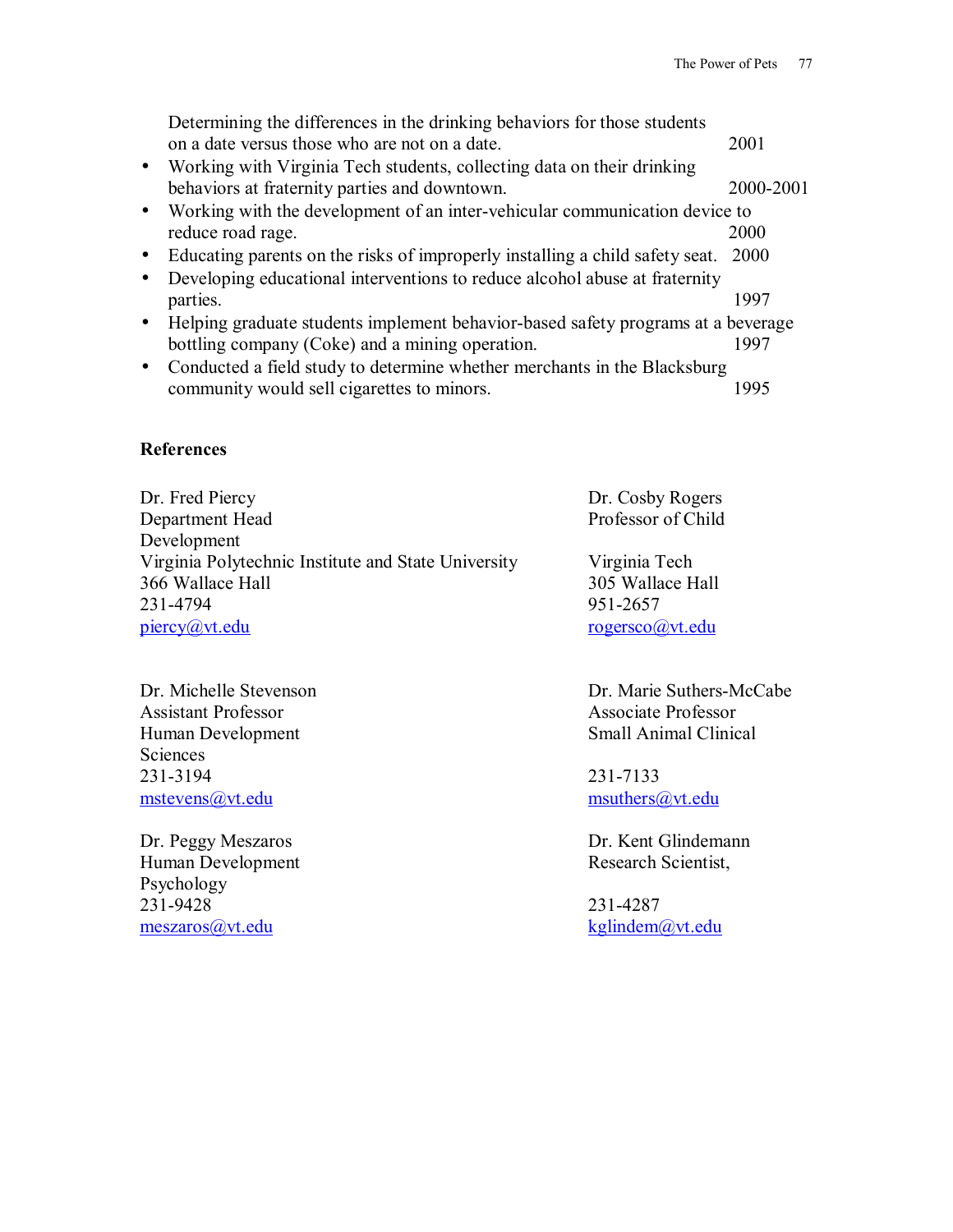Determining the differences in the drinking behaviors for those students on a date versus those who are not on a date. 2001

- Working with Virginia Tech students, collecting data on their drinking behaviors at fraternity parties and downtown. 2000-2001
- Working with the development of an inter-vehicular communication device to reduce road rage. 2000
- Educating parents on the risks of improperly installing a child safety seat. 2000
- Developing educational interventions to reduce alcohol abuse at fraternity parties. 1997
- Helping graduate students implement behavior-based safety programs at a beverage bottling company (Coke) and a mining operation. 1997
- Conducted a field study to determine whether merchants in the Blacksburg community would sell cigarettes to minors. 1995

**References**

Dr. Fred Piercy
Department Head
Development
Virginia Polytechnic Institute and State University
366 Wallace Hall
231-4794
piercy@vt.edu

Dr. Cosby Rogers
Professor of Child

Virginia Tech
305 Wallace Hall
951-2657
rogersco@vt.edu

Dr. Michelle Stevenson
Assistant Professor
Human Development
Sciences
231-3194
mstevens@vt.edu

Dr. Marie Suthers-McCabe
Associate Professor
Small Animal Clinical

231-7133
msuthers@vt.edu

Dr. Peggy Meszaros
Human Development
Psychology
231-9428
meszaros@vt.edu

Dr. Kent Glindemann
Research Scientist,

231-4287
kglindem@vt.edu